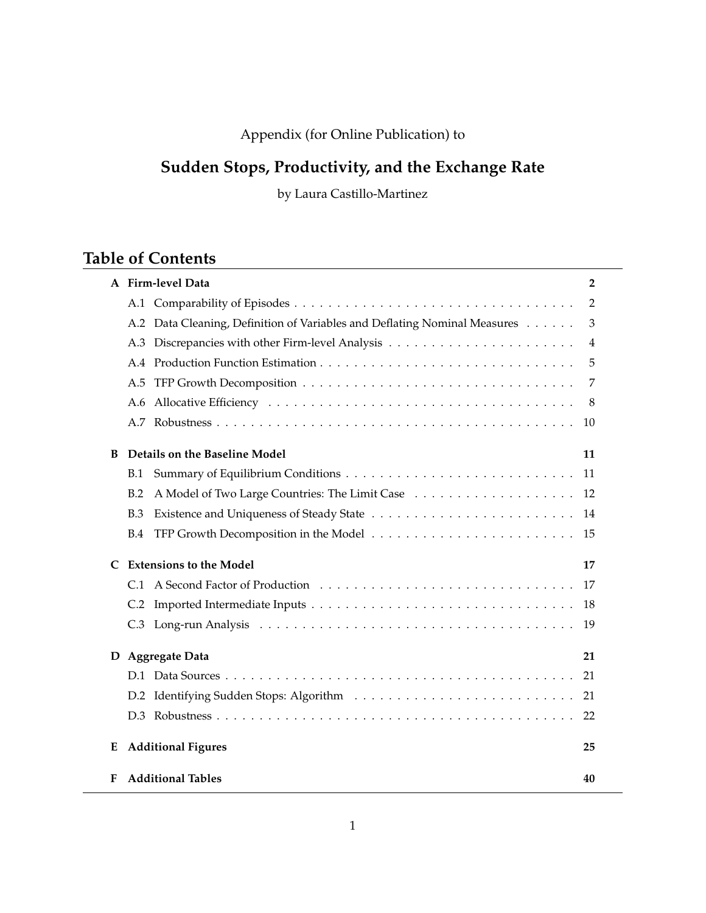Appendix (for Online Publication) to

# Sudden Stops, Productivity, and the Exchange Rate

by Laura Castillo-Martinez

## Table of Contents

| | | |
|---|---|---|
| **A** | **Firm-level Data** | **2** |
| A.1 | Comparability of Episodes | 2 |
| A.2 | Data Cleaning, Definition of Variables and Deflating Nominal Measures | 3 |
| A.3 | Discrepancies with other Firm-level Analysis | 4 |
| A.4 | Production Function Estimation | 5 |
| A.5 | TFP Growth Decomposition | 7 |
| A.6 | Allocative Efficiency | 8 |
| A.7 | Robustness | 10 |
| **B** | **Details on the Baseline Model** | **11** |
| B.1 | Summary of Equilibrium Conditions | 11 |
| B.2 | A Model of Two Large Countries: The Limit Case | 12 |
| B.3 | Existence and Uniqueness of Steady State | 14 |
| B.4 | TFP Growth Decomposition in the Model | 15 |
| **C** | **Extensions to the Model** | **17** |
| C.1 | A Second Factor of Production | 17 |
| C.2 | Imported Intermediate Inputs | 18 |
| C.3 | Long-run Analysis | 19 |
| **D** | **Aggregate Data** | **21** |
| D.1 | Data Sources | 21 |
| D.2 | Identifying Sudden Stops: Algorithm | 21 |
| D.3 | Robustness | 22 |
| **E** | **Additional Figures** | **25** |
| **F** | **Additional Tables** | **40** |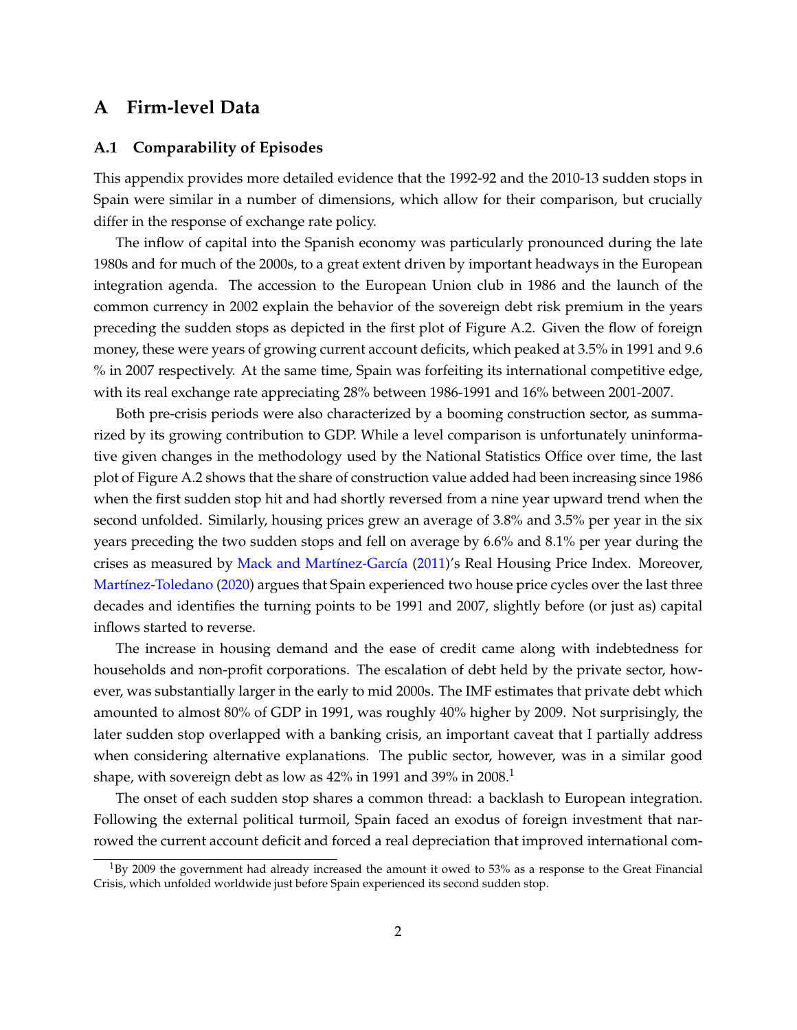# A Firm-level Data

## A.1 Comparability of Episodes

This appendix provides more detailed evidence that the 1992-92 and the 2010-13 sudden stops in Spain were similar in a number of dimensions, which allow for their comparison, but crucially differ in the response of exchange rate policy.

The inflow of capital into the Spanish economy was particularly pronounced during the late 1980s and for much of the 2000s, to a great extent driven by important headways in the European integration agenda. The accession to the European Union club in 1986 and the launch of the common currency in 2002 explain the behavior of the sovereign debt risk premium in the years preceding the sudden stops as depicted in the first plot of Figure A.2. Given the flow of foreign money, these were years of growing current account deficits, which peaked at 3.5% in 1991 and 9.6 % in 2007 respectively. At the same time, Spain was forfeiting its international competitive edge, with its real exchange rate appreciating 28% between 1986-1991 and 16% between 2001-2007.

Both pre-crisis periods were also characterized by a booming construction sector, as summarized by its growing contribution to GDP. While a level comparison is unfortunately uninformative given changes in the methodology used by the National Statistics Office over time, the last plot of Figure A.2 shows that the share of construction value added had been increasing since 1986 when the first sudden stop hit and had shortly reversed from a nine year upward trend when the second unfolded. Similarly, housing prices grew an average of 3.8% and 3.5% per year in the six years preceding the two sudden stops and fell on average by 6.6% and 8.1% per year during the crises as measured by Mack and Martínez-García (2011)'s Real Housing Price Index. Moreover, Martínez-Toledano (2020) argues that Spain experienced two house price cycles over the last three decades and identifies the turning points to be 1991 and 2007, slightly before (or just as) capital inflows started to reverse.

The increase in housing demand and the ease of credit came along with indebtedness for households and non-profit corporations. The escalation of debt held by the private sector, however, was substantially larger in the early to mid 2000s. The IMF estimates that private debt which amounted to almost 80% of GDP in 1991, was roughly 40% higher by 2009. Not surprisingly, the later sudden stop overlapped with a banking crisis, an important caveat that I partially address when considering alternative explanations. The public sector, however, was in a similar good shape, with sovereign debt as low as 42% in 1991 and 39% in 2008.[1]

The onset of each sudden stop shares a common thread: a backlash to European integration. Following the external political turmoil, Spain faced an exodus of foreign investment that narrowed the current account deficit and forced a real depreciation that improved international com-

[1] By 2009 the government had already increased the amount it owed to 53% as a response to the Great Financial Crisis, which unfolded worldwide just before Spain experienced its second sudden stop.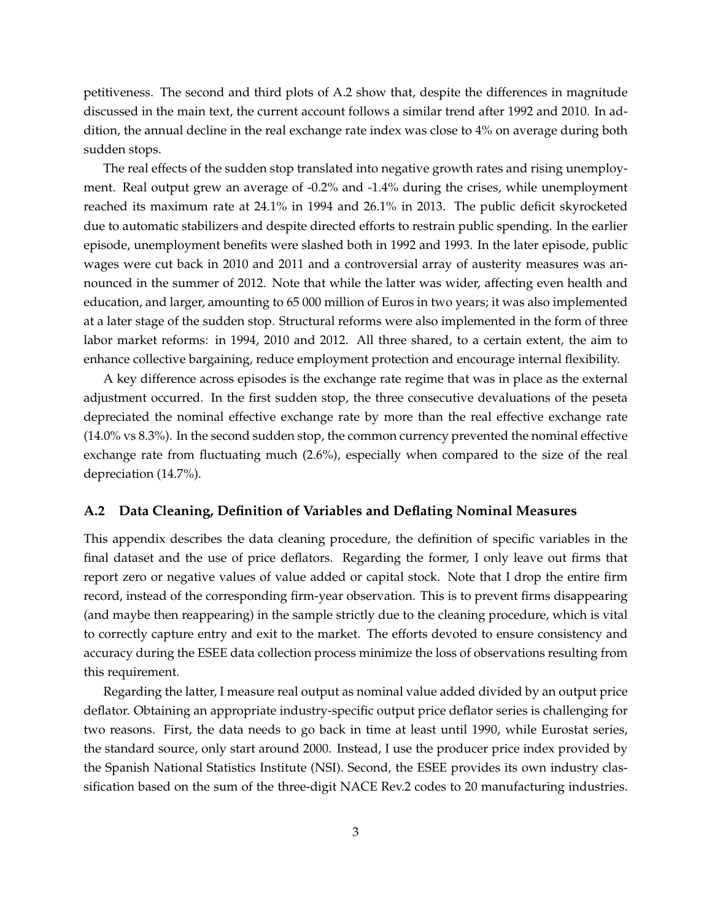petitiveness. The second and third plots of A.2 show that, despite the differences in magnitude discussed in the main text, the current account follows a similar trend after 1992 and 2010. In addition, the annual decline in the real exchange rate index was close to 4% on average during both sudden stops.

The real effects of the sudden stop translated into negative growth rates and rising unemployment. Real output grew an average of -0.2% and -1.4% during the crises, while unemployment reached its maximum rate at 24.1% in 1994 and 26.1% in 2013. The public deficit skyrocketed due to automatic stabilizers and despite directed efforts to restrain public spending. In the earlier episode, unemployment benefits were slashed both in 1992 and 1993. In the later episode, public wages were cut back in 2010 and 2011 and a controversial array of austerity measures was announced in the summer of 2012. Note that while the latter was wider, affecting even health and education, and larger, amounting to 65 000 million of Euros in two years; it was also implemented at a later stage of the sudden stop. Structural reforms were also implemented in the form of three labor market reforms: in 1994, 2010 and 2012. All three shared, to a certain extent, the aim to enhance collective bargaining, reduce employment protection and encourage internal flexibility.

A key difference across episodes is the exchange rate regime that was in place as the external adjustment occurred. In the first sudden stop, the three consecutive devaluations of the peseta depreciated the nominal effective exchange rate by more than the real effective exchange rate (14.0% vs 8.3%). In the second sudden stop, the common currency prevented the nominal effective exchange rate from fluctuating much (2.6%), especially when compared to the size of the real depreciation (14.7%).

## A.2 Data Cleaning, Definition of Variables and Deflating Nominal Measures

This appendix describes the data cleaning procedure, the definition of specific variables in the final dataset and the use of price deflators. Regarding the former, I only leave out firms that report zero or negative values of value added or capital stock. Note that I drop the entire firm record, instead of the corresponding firm-year observation. This is to prevent firms disappearing (and maybe then reappearing) in the sample strictly due to the cleaning procedure, which is vital to correctly capture entry and exit to the market. The efforts devoted to ensure consistency and accuracy during the ESEE data collection process minimize the loss of observations resulting from this requirement.

Regarding the latter, I measure real output as nominal value added divided by an output price deflator. Obtaining an appropriate industry-specific output price deflator series is challenging for two reasons. First, the data needs to go back in time at least until 1990, while Eurostat series, the standard source, only start around 2000. Instead, I use the producer price index provided by the Spanish National Statistics Institute (NSI). Second, the ESEE provides its own industry classification based on the sum of the three-digit NACE Rev.2 codes to 20 manufacturing industries.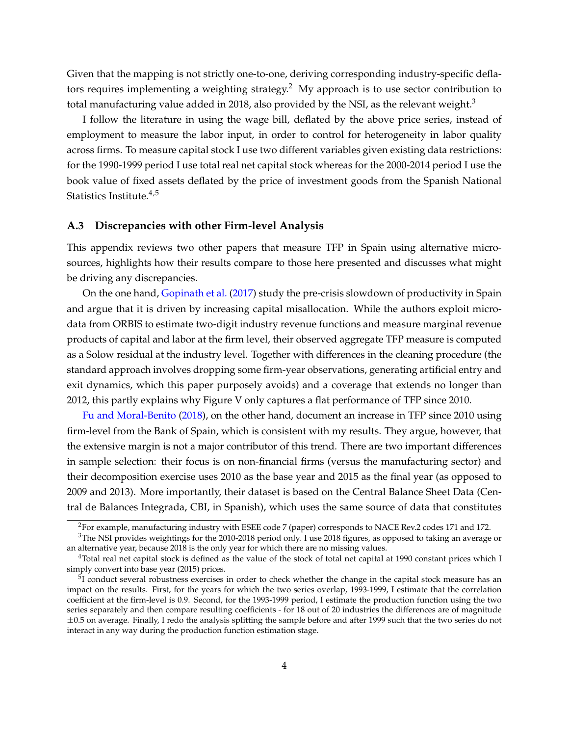Given that the mapping is not strictly one-to-one, deriving corresponding industry-specific deflators requires implementing a weighting strategy.[2] My approach is to use sector contribution to total manufacturing value added in 2018, also provided by the NSI, as the relevant weight.[3]

I follow the literature in using the wage bill, deflated by the above price series, instead of employment to measure the labor input, in order to control for heterogeneity in labor quality across firms. To measure capital stock I use two different variables given existing data restrictions: for the 1990-1999 period I use total real net capital stock whereas for the 2000-2014 period I use the book value of fixed assets deflated by the price of investment goods from the Spanish National Statistics Institute.[4,5]

### A.3 Discrepancies with other Firm-level Analysis

This appendix reviews two other papers that measure TFP in Spain using alternative micro-sources, highlights how their results compare to those here presented and discusses what might be driving any discrepancies.

On the one hand, Gopinath et al. (2017) study the pre-crisis slowdown of productivity in Spain and argue that it is driven by increasing capital misallocation. While the authors exploit micro-data from ORBIS to estimate two-digit industry revenue functions and measure marginal revenue products of capital and labor at the firm level, their observed aggregate TFP measure is computed as a Solow residual at the industry level. Together with differences in the cleaning procedure (the standard approach involves dropping some firm-year observations, generating artificial entry and exit dynamics, which this paper purposely avoids) and a coverage that extends no longer than 2012, this partly explains why Figure V only captures a flat performance of TFP since 2010.

Fu and Moral-Benito (2018), on the other hand, document an increase in TFP since 2010 using firm-level from the Bank of Spain, which is consistent with my results. They argue, however, that the extensive margin is not a major contributor of this trend. There are two important differences in sample selection: their focus is on non-financial firms (versus the manufacturing sector) and their decomposition exercise uses 2010 as the base year and 2015 as the final year (as opposed to 2009 and 2013). More importantly, their dataset is based on the Central Balance Sheet Data (Central de Balances Integrada, CBI, in Spanish), which uses the same source of data that constitutes

[2] For example, manufacturing industry with ESEE code 7 (paper) corresponds to NACE Rev.2 codes 171 and 172.

[3] The NSI provides weightings for the 2010-2018 period only. I use 2018 figures, as opposed to taking an average or an alternative year, because 2018 is the only year for which there are no missing values.

[4] Total real net capital stock is defined as the value of the stock of total net capital at 1990 constant prices which I simply convert into base year (2015) prices.

[5] I conduct several robustness exercises in order to check whether the change in the capital stock measure has an impact on the results. First, for the years for which the two series overlap, 1993-1999, I estimate that the correlation coefficient at the firm-level is 0.9. Second, for the 1993-1999 period, I estimate the production function using the two series separately and then compare resulting coefficients - for 18 out of 20 industries the differences are of magnitude $\pm 0.5$ on average. Finally, I redo the analysis splitting the sample before and after 1999 such that the two series do not interact in any way during the production function estimation stage.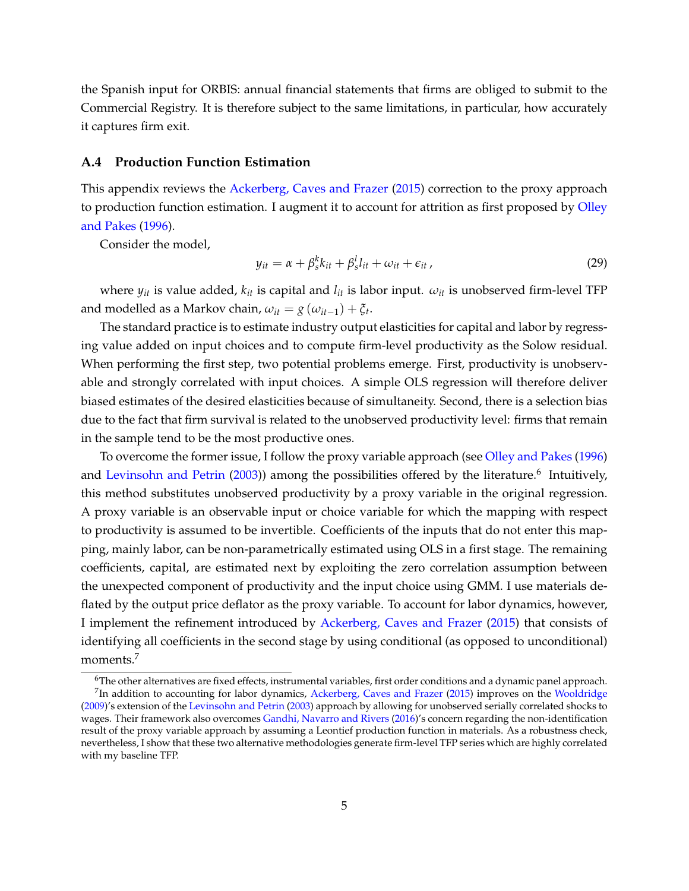the Spanish input for ORBIS: annual financial statements that firms are obliged to submit to the Commercial Registry. It is therefore subject to the same limitations, in particular, how accurately it captures firm exit.

### A.4 Production Function Estimation

This appendix reviews the Ackerberg, Caves and Frazer (2015) correction to the proxy approach to production function estimation. I augment it to account for attrition as first proposed by Olley and Pakes (1996).

Consider the model,

$$y_{it} = \alpha + \beta_s^k k_{it} + \beta_s^l l_{it} + \omega_{it} + \epsilon_{it}\,, \tag{29}$$

where $y_{it}$ is value added, $k_{it}$ is capital and $l_{it}$ is labor input. $\omega_{it}$ is unobserved firm-level TFP and modelled as a Markov chain, $\omega_{it} = g\left(\omega_{it-1}\right) + \xi_t$.

The standard practice is to estimate industry output elasticities for capital and labor by regressing value added on input choices and to compute firm-level productivity as the Solow residual. When performing the first step, two potential problems emerge. First, productivity is unobservable and strongly correlated with input choices. A simple OLS regression will therefore deliver biased estimates of the desired elasticities because of simultaneity. Second, there is a selection bias due to the fact that firm survival is related to the unobserved productivity level: firms that remain in the sample tend to be the most productive ones.

To overcome the former issue, I follow the proxy variable approach (see Olley and Pakes (1996) and Levinsohn and Petrin (2003)) among the possibilities offered by the literature.[6] Intuitively, this method substitutes unobserved productivity by a proxy variable in the original regression. A proxy variable is an observable input or choice variable for which the mapping with respect to productivity is assumed to be invertible. Coefficients of the inputs that do not enter this mapping, mainly labor, can be non-parametrically estimated using OLS in a first stage. The remaining coefficients, capital, are estimated next by exploiting the zero correlation assumption between the unexpected component of productivity and the input choice using GMM. I use materials deflated by the output price deflator as the proxy variable. To account for labor dynamics, however, I implement the refinement introduced by Ackerberg, Caves and Frazer (2015) that consists of identifying all coefficients in the second stage by using conditional (as opposed to unconditional) moments.[7]

[6] The other alternatives are fixed effects, instrumental variables, first order conditions and a dynamic panel approach.

[7] In addition to accounting for labor dynamics, Ackerberg, Caves and Frazer (2015) improves on the Wooldridge (2009)'s extension of the Levinsohn and Petrin (2003) approach by allowing for unobserved serially correlated shocks to wages. Their framework also overcomes Gandhi, Navarro and Rivers (2016)'s concern regarding the non-identification result of the proxy variable approach by assuming a Leontief production function in materials. As a robustness check, nevertheless, I show that these two alternative methodologies generate firm-level TFP series which are highly correlated with my baseline TFP.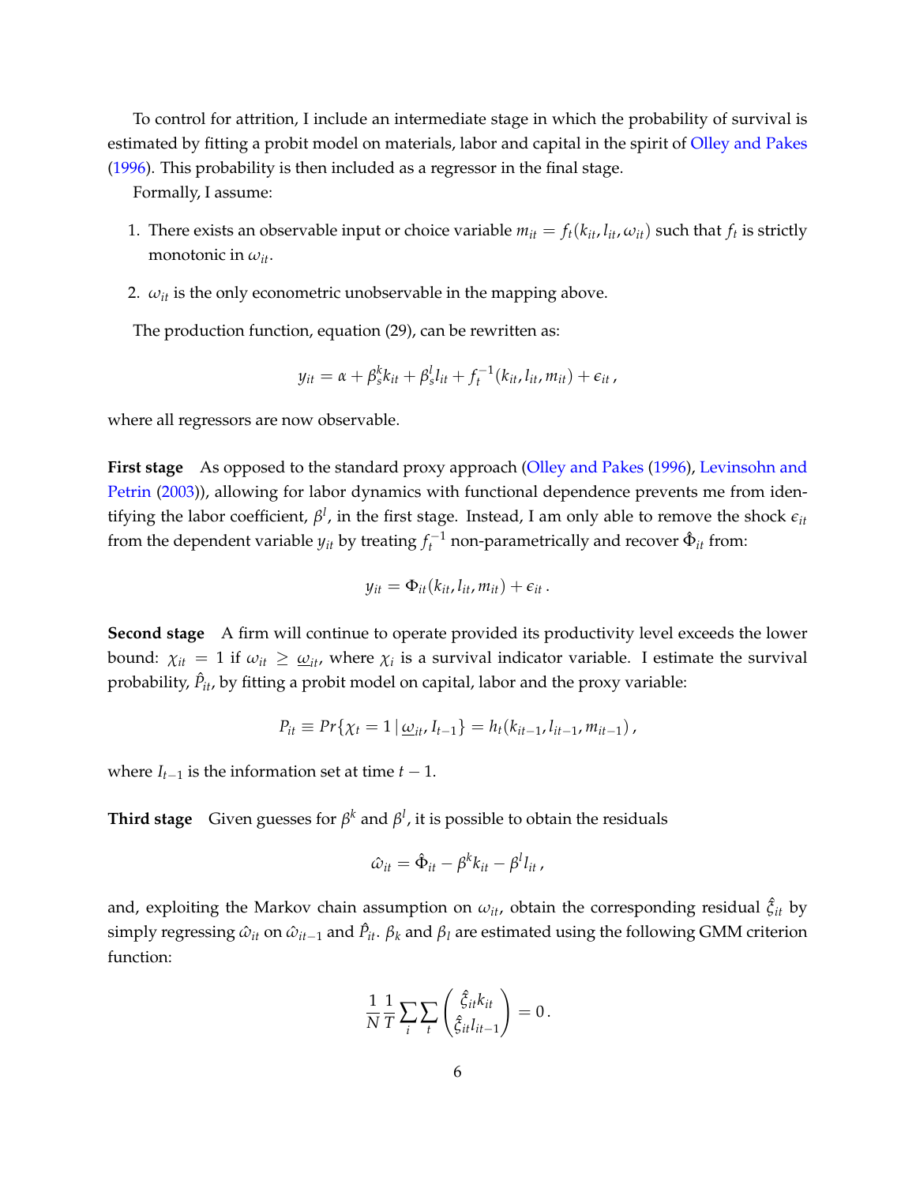To control for attrition, I include an intermediate stage in which the probability of survival is estimated by fitting a probit model on materials, labor and capital in the spirit of Olley and Pakes (1996). This probability is then included as a regressor in the final stage.

Formally, I assume:

1. There exists an observable input or choice variable $m_{it} = f_t(k_{it}, l_{it}, \omega_{it})$ such that $f_t$ is strictly monotonic in $\omega_{it}$.
2. $\omega_{it}$ is the only econometric unobservable in the mapping above.

The production function, equation (29), can be rewritten as:

$$y_{it} = \alpha + \beta_s^k k_{it} + \beta_s^l l_{it} + f_t^{-1}(k_{it}, l_{it}, m_{it}) + \epsilon_{it} \,,$$

where all regressors are now observable.

**First stage** As opposed to the standard proxy approach (Olley and Pakes (1996), Levinsohn and Petrin (2003)), allowing for labor dynamics with functional dependence prevents me from identifying the labor coefficient, $\beta^l$, in the first stage. Instead, I am only able to remove the shock $\epsilon_{it}$ from the dependent variable $y_{it}$ by treating $f_t^{-1}$ non-parametrically and recover $\hat{\Phi}_{it}$ from:

$$y_{it} = \Phi_{it}(k_{it}, l_{it}, m_{it}) + \epsilon_{it} \,.$$

**Second stage** A firm will continue to operate provided its productivity level exceeds the lower bound: $\chi_{it} = 1$ if $\omega_{it} \geq \underline{\omega}_{it}$, where $\chi_i$ is a survival indicator variable. I estimate the survival probability, $\hat{P}_{it}$, by fitting a probit model on capital, labor and the proxy variable:

$$P_{it} \equiv Pr\{\chi_t = 1 \,|\, \underline{\omega}_{it}, I_{t-1}\} = h_t(k_{it-1}, l_{it-1}, m_{it-1}) \,,$$

where $I_{t-1}$ is the information set at time $t-1$.

**Third stage** Given guesses for $\beta^k$ and $\beta^l$, it is possible to obtain the residuals

$$\hat{\omega}_{it} = \hat{\Phi}_{it} - \beta^k k_{it} - \beta^l l_{it} \,,$$

and, exploiting the Markov chain assumption on $\omega_{it}$, obtain the corresponding residual $\hat{\xi}_{it}$ by simply regressing $\hat{\omega}_{it}$ on $\hat{\omega}_{it-1}$ and $\hat{P}_{it}$. $\beta_k$ and $\beta_l$ are estimated using the following GMM criterion function:

$$\frac{1}{N}\frac{1}{T}\sum_i \sum_t \begin{pmatrix} \hat{\xi}_{it} k_{it} \\ \hat{\xi}_{it} l_{it-1} \end{pmatrix} = 0 \,.$$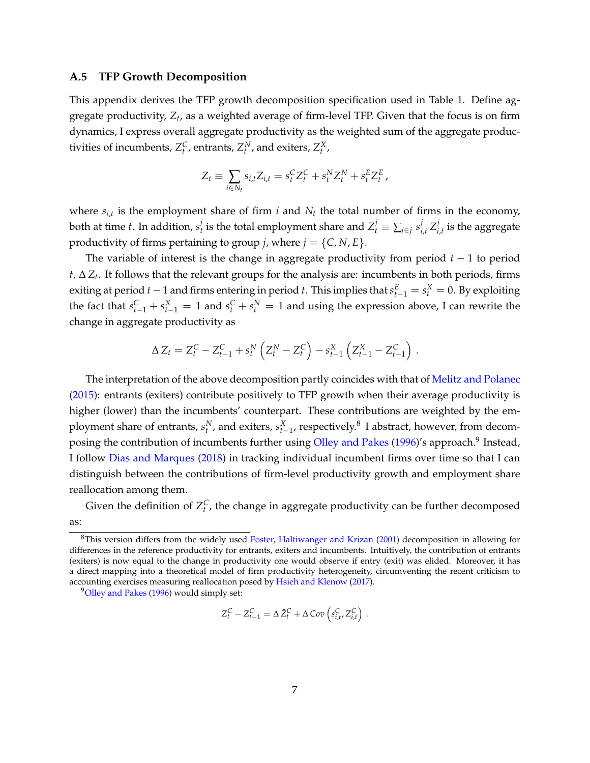### A.5 TFP Growth Decomposition

This appendix derives the TFP growth decomposition specification used in Table 1. Define aggregate productivity, $Z_t$, as a weighted average of firm-level TFP. Given that the focus is on firm dynamics, I express overall aggregate productivity as the weighted sum of the aggregate productivities of incumbents, $Z_t^C$, entrants, $Z_t^N$, and exiters, $Z_t^X$,

$$Z_t \equiv \sum_{i \in N_t} s_{i,t} Z_{i,t} = s_t^C Z_t^C + s_t^N Z_t^N + s_t^E Z_t^E \,,$$

where $s_{i,t}$ is the employment share of firm $i$ and $N_t$ the total number of firms in the economy, both at time $t$. In addition, $s_t^j$ is the total employment share and $Z_t^j \equiv \sum_{i \in j} s_{i,t}^j Z_{i,t}^j$ is the aggregate productivity of firms pertaining to group $j$, where $j = \{C, N, E\}$.

The variable of interest is the change in aggregate productivity from period $t-1$ to period $t$, $\Delta Z_t$. It follows that the relevant groups for the analysis are: incumbents in both periods, firms exiting at period $t-1$ and firms entering in period $t$. This implies that $s_{t-1}^E = s_t^X = 0$. By exploiting the fact that $s_{t-1}^C + s_{t-1}^X = 1$ and $s_t^C + s_t^N = 1$ and using the expression above, I can rewrite the change in aggregate productivity as

$$\Delta Z_t = Z_t^C - Z_{t-1}^C + s_t^N \left( Z_t^N - Z_t^C \right) - s_{t-1}^X \left( Z_{t-1}^X - Z_{t-1}^C \right) .$$

The interpretation of the above decomposition partly coincides with that of Melitz and Polanec (2015): entrants (exiters) contribute positively to TFP growth when their average productivity is higher (lower) than the incumbents' counterpart. These contributions are weighted by the employment share of entrants, $s_t^N$, and exiters, $s_{t-1}^X$, respectively.[8] I abstract, however, from decomposing the contribution of incumbents further using Olley and Pakes (1996)'s approach.[9] Instead, I follow Dias and Marques (2018) in tracking individual incumbent firms over time so that I can distinguish between the contributions of firm-level productivity growth and employment share reallocation among them.

Given the definition of $Z_t^C$, the change in aggregate productivity can be further decomposed as:

[8] This version differs from the widely used Foster, Haltiwanger and Krizan (2001) decomposition in allowing for differences in the reference productivity for entrants, exiters and incumbents. Intuitively, the contribution of entrants (exiters) is now equal to the change in productivity one would observe if entry (exit) was elided. Moreover, it has a direct mapping into a theoretical model of firm productivity heterogeneity, circumventing the recent criticism to accounting exercises measuring reallocation posed by Hsieh and Klenow (2017).

[9] Olley and Pakes (1996) would simply set:

$$Z_t^C - Z_{t-1}^C = \Delta \bar{Z}_t^C + \Delta \, Cov \left( s_{i,t}^C, Z_{i,t}^C \right) .$$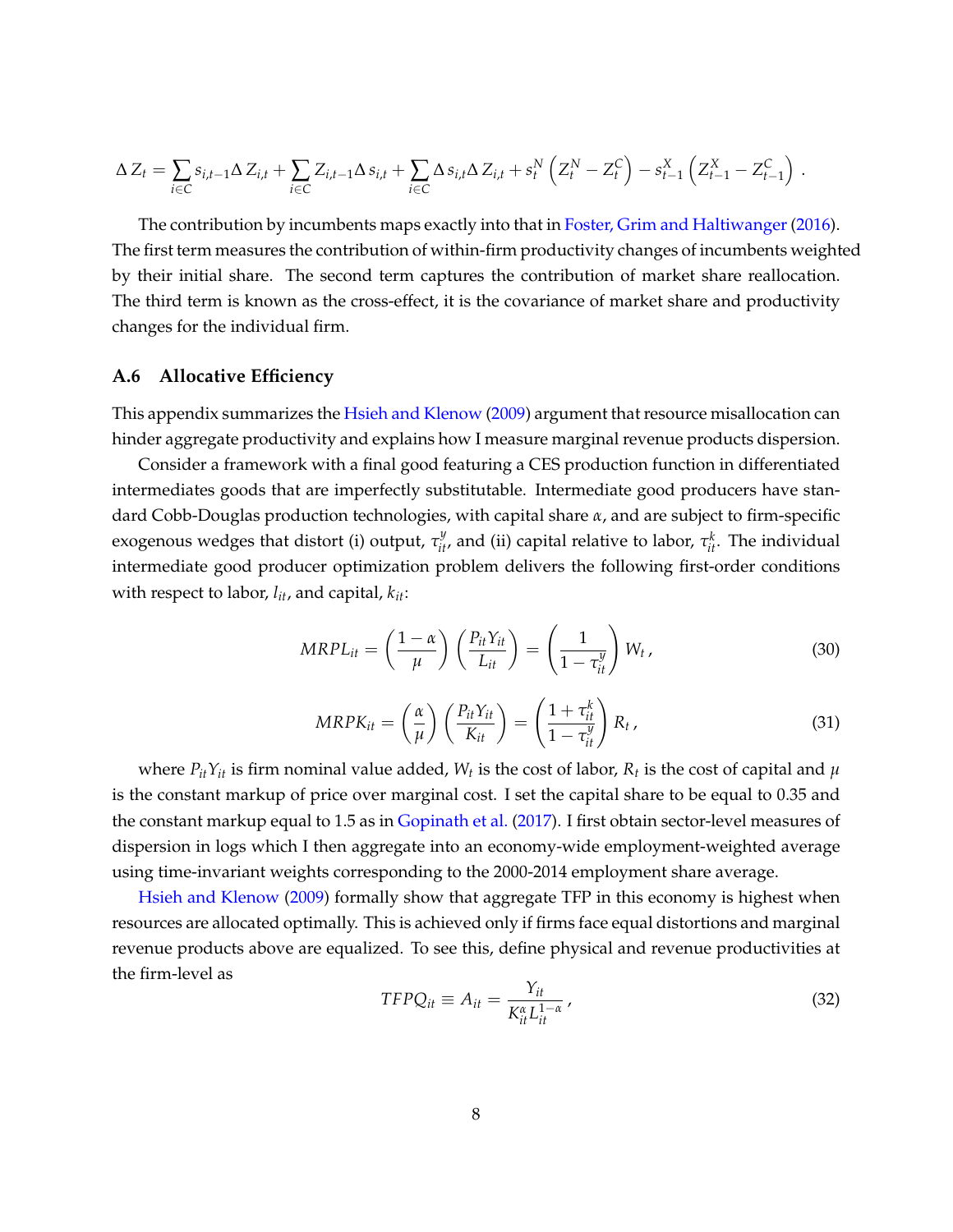$$\Delta Z_t = \sum_{i \in C} s_{i,t-1} \Delta Z_{i,t} + \sum_{i \in C} Z_{i,t-1} \Delta s_{i,t} + \sum_{i \in C} \Delta s_{i,t} \Delta Z_{i,t} + s_t^N \left( Z_t^N - Z_t^C \right) - s_{t-1}^X \left( Z_{t-1}^X - Z_{t-1}^C \right) .$$

The contribution by incumbents maps exactly into that in Foster, Grim and Haltiwanger (2016). The first term measures the contribution of within-firm productivity changes of incumbents weighted by their initial share. The second term captures the contribution of market share reallocation. The third term is known as the cross-effect, it is the covariance of market share and productivity changes for the individual firm.

### A.6 Allocative Efficiency

This appendix summarizes the Hsieh and Klenow (2009) argument that resource misallocation can hinder aggregate productivity and explains how I measure marginal revenue products dispersion.

Consider a framework with a final good featuring a CES production function in differentiated intermediates goods that are imperfectly substitutable. Intermediate good producers have standard Cobb-Douglas production technologies, with capital share $\alpha$, and are subject to firm-specific exogenous wedges that distort (i) output, $\tau_{it}^y$, and (ii) capital relative to labor, $\tau_{it}^k$. The individual intermediate good producer optimization problem delivers the following first-order conditions with respect to labor, $l_{it}$, and capital, $k_{it}$:

$$MRPL_{it} = \left( \frac{1-\alpha}{\mu} \right) \left( \frac{P_{it} Y_{it}}{L_{it}} \right) = \left( \frac{1}{1-\tau_{it}^y} \right) W_t \, , \tag{30}$$

$$MRPK_{it} = \left( \frac{\alpha}{\mu} \right) \left( \frac{P_{it} Y_{it}}{K_{it}} \right) = \left( \frac{1+\tau_{it}^k}{1-\tau_{it}^y} \right) R_t \, , \tag{31}$$

where $P_{it} Y_{it}$ is firm nominal value added, $W_t$ is the cost of labor, $R_t$ is the cost of capital and $\mu$ is the constant markup of price over marginal cost. I set the capital share to be equal to 0.35 and the constant markup equal to 1.5 as in Gopinath et al. (2017). I first obtain sector-level measures of dispersion in logs which I then aggregate into an economy-wide employment-weighted average using time-invariant weights corresponding to the 2000-2014 employment share average.

Hsieh and Klenow (2009) formally show that aggregate TFP in this economy is highest when resources are allocated optimally. This is achieved only if firms face equal distortions and marginal revenue products above are equalized. To see this, define physical and revenue productivities at the firm-level as

$$TFPQ_{it} \equiv A_{it} = \frac{Y_{it}}{K_{it}^{\alpha} L_{it}^{1-\alpha}} \, , \tag{32}$$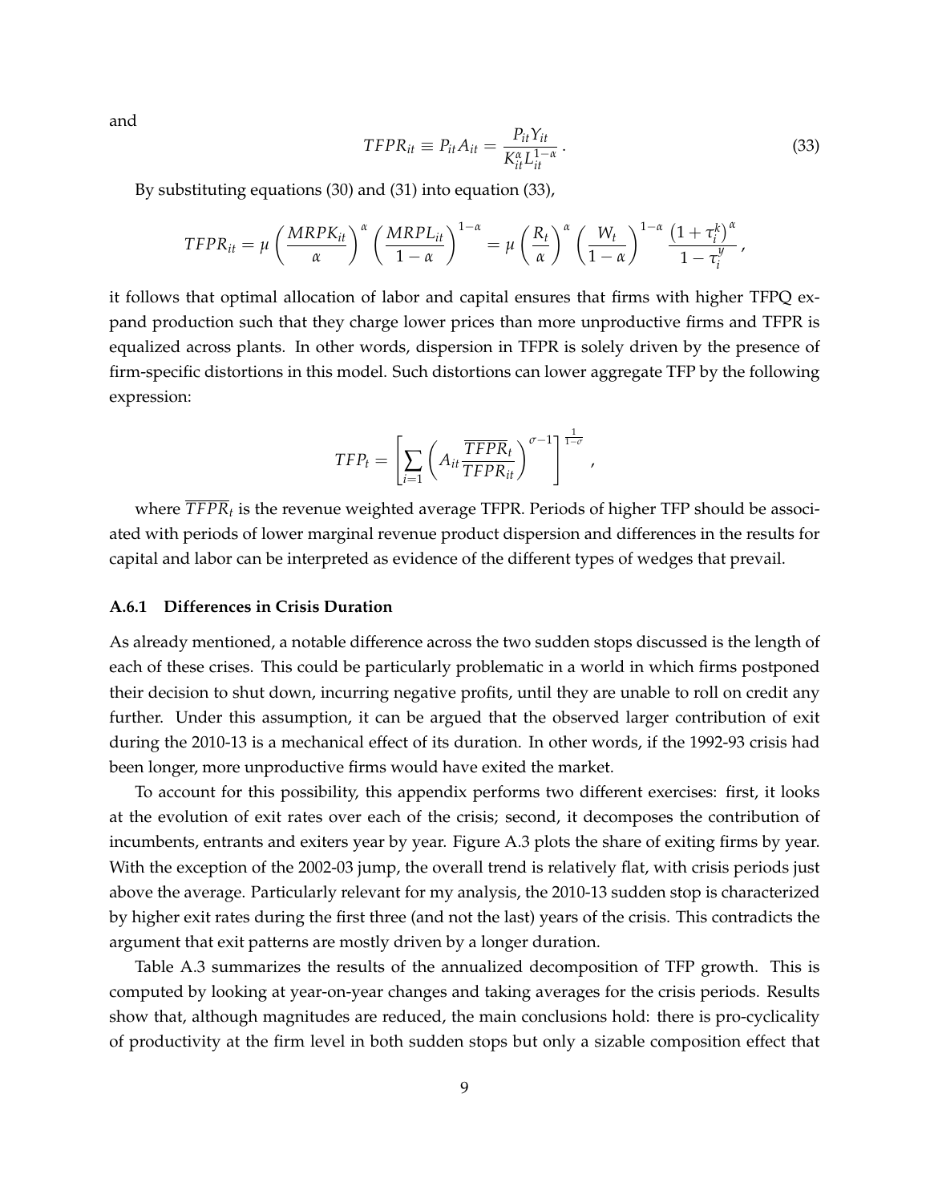and

$$
TFPR_{it} \equiv P_{it} A_{it} = \frac{P_{it} Y_{it}}{K_{it}^{\alpha} L_{it}^{1-\alpha}} \,. \tag{33}
$$

By substituting equations (30) and (31) into equation (33),

$$
TFPR_{it} = \mu \left( \frac{MRPK_{it}}{\alpha} \right)^{\alpha} \left( \frac{MRPL_{it}}{1-\alpha} \right)^{1-\alpha} = \mu \left( \frac{R_t}{\alpha} \right)^{\alpha} \left( \frac{W_t}{1-\alpha} \right)^{1-\alpha} \frac{\left(1+\tau_i^k\right)^{\alpha}}{1-\tau_i^y} \,,
$$

it follows that optimal allocation of labor and capital ensures that firms with higher TFPQ expand production such that they charge lower prices than more unproductive firms and TFPR is equalized across plants. In other words, dispersion in TFPR is solely driven by the presence of firm-specific distortions in this model. Such distortions can lower aggregate TFP by the following expression:

$$
TFP_t = \left[ \sum_{i=1} \left( A_{it} \frac{\overline{TFPR}_t}{TFPR_{it}} \right)^{\sigma - 1} \right]^{\frac{1}{1-\sigma}} \,,
$$

where $\overline{TFPR}_t$ is the revenue weighted average TFPR. Periods of higher TFP should be associated with periods of lower marginal revenue product dispersion and differences in the results for capital and labor can be interpreted as evidence of the different types of wedges that prevail.

### A.6.1 Differences in Crisis Duration

As already mentioned, a notable difference across the two sudden stops discussed is the length of each of these crises. This could be particularly problematic in a world in which firms postponed their decision to shut down, incurring negative profits, until they are unable to roll on credit any further. Under this assumption, it can be argued that the observed larger contribution of exit during the 2010-13 is a mechanical effect of its duration. In other words, if the 1992-93 crisis had been longer, more unproductive firms would have exited the market.

To account for this possibility, this appendix performs two different exercises: first, it looks at the evolution of exit rates over each of the crisis; second, it decomposes the contribution of incumbents, entrants and exiters year by year. Figure A.3 plots the share of exiting firms by year. With the exception of the 2002-03 jump, the overall trend is relatively flat, with crisis periods just above the average. Particularly relevant for my analysis, the 2010-13 sudden stop is characterized by higher exit rates during the first three (and not the last) years of the crisis. This contradicts the argument that exit patterns are mostly driven by a longer duration.

Table A.3 summarizes the results of the annualized decomposition of TFP growth. This is computed by looking at year-on-year changes and taking averages for the crisis periods. Results show that, although magnitudes are reduced, the main conclusions hold: there is pro-cyclicality of productivity at the firm level in both sudden stops but only a sizable composition effect that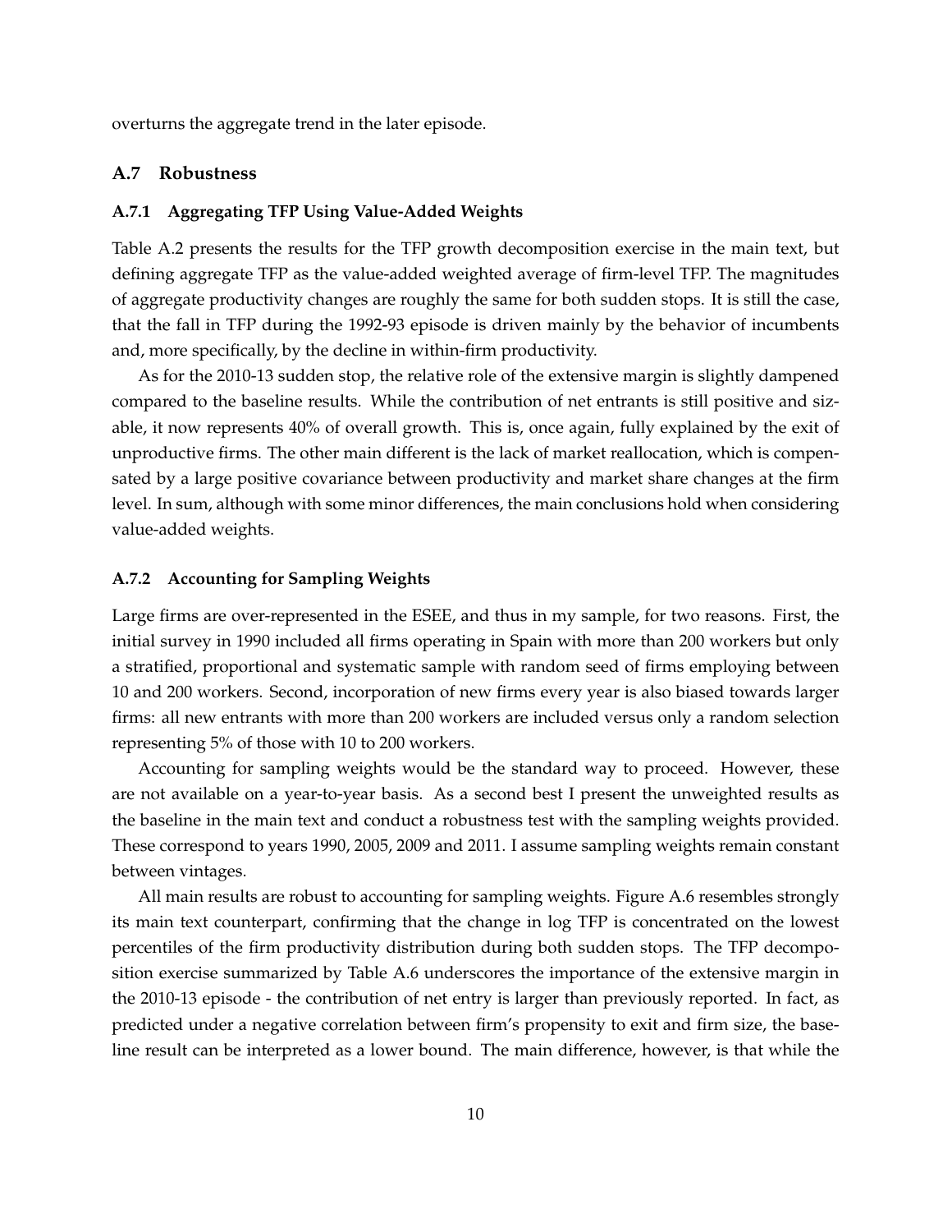overturns the aggregate trend in the later episode.

## A.7 Robustness

### A.7.1 Aggregating TFP Using Value-Added Weights

Table A.2 presents the results for the TFP growth decomposition exercise in the main text, but defining aggregate TFP as the value-added weighted average of firm-level TFP. The magnitudes of aggregate productivity changes are roughly the same for both sudden stops. It is still the case, that the fall in TFP during the 1992-93 episode is driven mainly by the behavior of incumbents and, more specifically, by the decline in within-firm productivity.

As for the 2010-13 sudden stop, the relative role of the extensive margin is slightly dampened compared to the baseline results. While the contribution of net entrants is still positive and sizable, it now represents 40% of overall growth. This is, once again, fully explained by the exit of unproductive firms. The other main different is the lack of market reallocation, which is compensated by a large positive covariance between productivity and market share changes at the firm level. In sum, although with some minor differences, the main conclusions hold when considering value-added weights.

### A.7.2 Accounting for Sampling Weights

Large firms are over-represented in the ESEE, and thus in my sample, for two reasons. First, the initial survey in 1990 included all firms operating in Spain with more than 200 workers but only a stratified, proportional and systematic sample with random seed of firms employing between 10 and 200 workers. Second, incorporation of new firms every year is also biased towards larger firms: all new entrants with more than 200 workers are included versus only a random selection representing 5% of those with 10 to 200 workers.

Accounting for sampling weights would be the standard way to proceed. However, these are not available on a year-to-year basis. As a second best I present the unweighted results as the baseline in the main text and conduct a robustness test with the sampling weights provided. These correspond to years 1990, 2005, 2009 and 2011. I assume sampling weights remain constant between vintages.

All main results are robust to accounting for sampling weights. Figure A.6 resembles strongly its main text counterpart, confirming that the change in log TFP is concentrated on the lowest percentiles of the firm productivity distribution during both sudden stops. The TFP decomposition exercise summarized by Table A.6 underscores the importance of the extensive margin in the 2010-13 episode - the contribution of net entry is larger than previously reported. In fact, as predicted under a negative correlation between firm's propensity to exit and firm size, the baseline result can be interpreted as a lower bound. The main difference, however, is that while the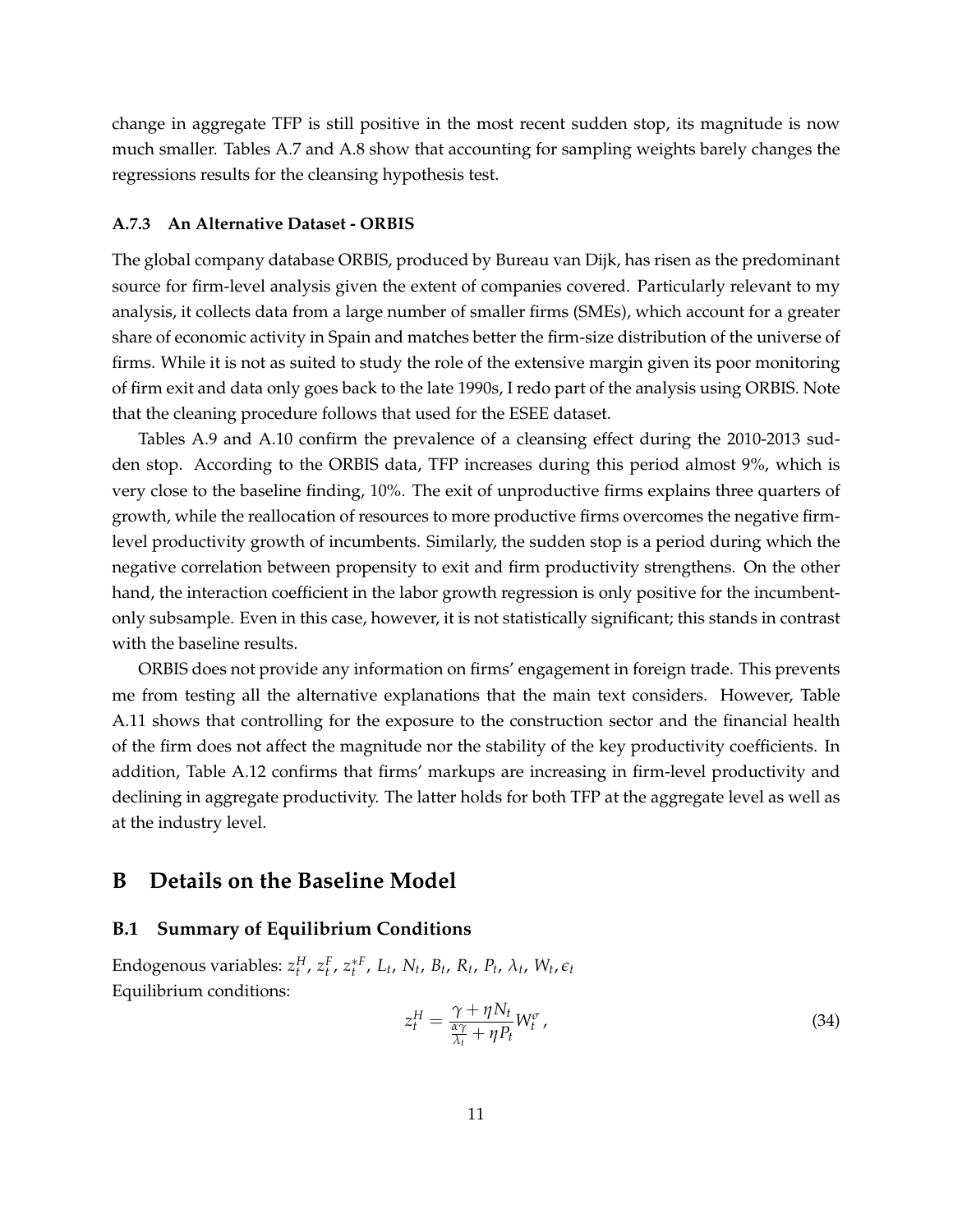change in aggregate TFP is still positive in the most recent sudden stop, its magnitude is now much smaller. Tables A.7 and A.8 show that accounting for sampling weights barely changes the regressions results for the cleansing hypothesis test.

### A.7.3 An Alternative Dataset - ORBIS

The global company database ORBIS, produced by Bureau van Dijk, has risen as the predominant source for firm-level analysis given the extent of companies covered. Particularly relevant to my analysis, it collects data from a large number of smaller firms (SMEs), which account for a greater share of economic activity in Spain and matches better the firm-size distribution of the universe of firms. While it is not as suited to study the role of the extensive margin given its poor monitoring of firm exit and data only goes back to the late 1990s, I redo part of the analysis using ORBIS. Note that the cleaning procedure follows that used for the ESEE dataset.

Tables A.9 and A.10 confirm the prevalence of a cleansing effect during the 2010-2013 sudden stop. According to the ORBIS data, TFP increases during this period almost 9%, which is very close to the baseline finding, 10%. The exit of unproductive firms explains three quarters of growth, while the reallocation of resources to more productive firms overcomes the negative firm-level productivity growth of incumbents. Similarly, the sudden stop is a period during which the negative correlation between propensity to exit and firm productivity strengthens. On the other hand, the interaction coefficient in the labor growth regression is only positive for the incumbent-only subsample. Even in this case, however, it is not statistically significant; this stands in contrast with the baseline results.

ORBIS does not provide any information on firms' engagement in foreign trade. This prevents me from testing all the alternative explanations that the main text considers. However, Table A.11 shows that controlling for the exposure to the construction sector and the financial health of the firm does not affect the magnitude nor the stability of the key productivity coefficients. In addition, Table A.12 confirms that firms' markups are increasing in firm-level productivity and declining in aggregate productivity. The latter holds for both TFP at the aggregate level as well as at the industry level.

## B Details on the Baseline Model

### B.1 Summary of Equilibrium Conditions

Endogenous variables: $z_t^H$, $z_t^F$, $z_t^{*F}$, $L_t$, $N_t$, $B_t$, $R_t$, $P_t$, $\lambda_t$, $W_t$, $\epsilon_t$

Equilibrium conditions:

$$z_t^H = \frac{\gamma + \eta N_t}{\frac{\alpha\gamma}{\lambda_t} + \eta P_t} W_t^{\sigma}, \tag{34}$$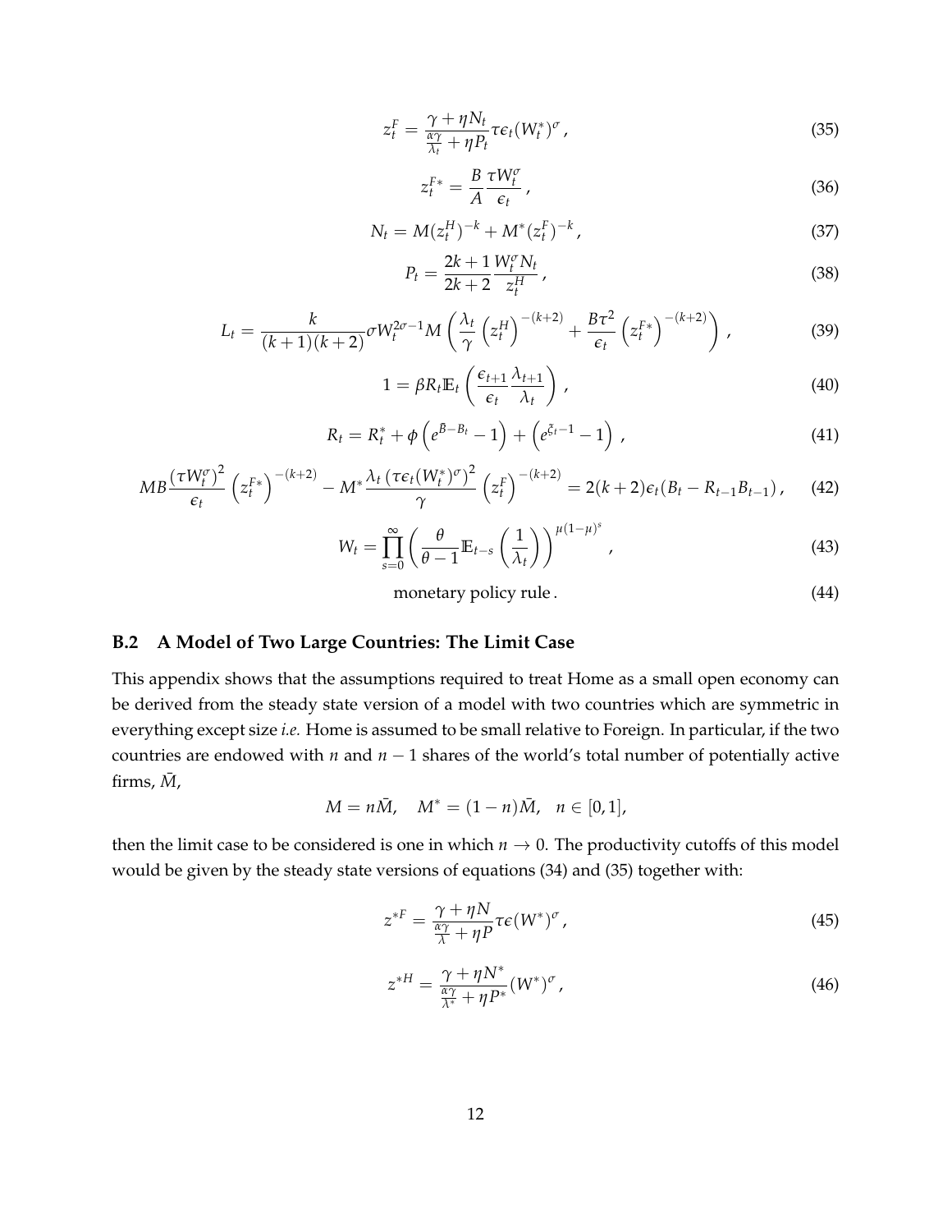$$z_t^F = \frac{\gamma + \eta N_t}{\frac{\alpha\gamma}{\lambda_t} + \eta P_t} \tau \epsilon_t (W_t^*)^\sigma \,, \tag{35}$$

$$z_t^{F*} = \frac{B}{A} \frac{\tau W_t^\sigma}{\epsilon_t} \,, \tag{36}$$

$$N_t = M(z_t^H)^{-k} + M^*(z_t^F)^{-k} \,, \tag{37}$$

$$P_t = \frac{2k+1}{2k+2} \frac{W_t^\sigma N_t}{z_t^H} \,, \tag{38}$$

$$L_t = \frac{k}{(k+1)(k+2)} \sigma W_t^{2\sigma-1} M \left( \frac{\lambda_t}{\gamma} \left(z_t^H\right)^{-(k+2)} + \frac{B\tau^2}{\epsilon_t} \left(z_t^{F*}\right)^{-(k+2)} \right) \,, \tag{39}$$

$$1 = \beta R_t \mathbb{E}_t \left( \frac{\epsilon_{t+1}}{\epsilon_t} \frac{\lambda_{t+1}}{\lambda_t} \right) \,, \tag{40}$$

$$R_t = R_t^* + \phi \left( e^{\bar{B} - B_t} - 1 \right) + \left( e^{\xi_t - 1} - 1 \right) \,, \tag{41}$$

$$MB \frac{\left(\tau W_t^\sigma\right)^2}{\epsilon_t} \left(z_t^{F*}\right)^{-(k+2)} - M^* \frac{\lambda_t \left(\tau \epsilon_t (W_t^*)^\sigma\right)^2}{\gamma} \left(z_t^F\right)^{-(k+2)} = 2(k+2)\epsilon_t (B_t - R_{t-1} B_{t-1}) \,, \tag{42}$$

$$W_t = \prod_{s=0}^{\infty} \left( \frac{\theta}{\theta - 1} \mathbb{E}_{t-s} \left( \frac{1}{\lambda_t} \right) \right)^{\mu(1-\mu)^s} \,, \tag{43}$$

$$\text{monetary policy rule} \,. \tag{44}$$

### B.2 A Model of Two Large Countries: The Limit Case

This appendix shows that the assumptions required to treat Home as a small open economy can be derived from the steady state version of a model with two countries which are symmetric in everything except size *i.e.* Home is assumed to be small relative to Foreign. In particular, if the two countries are endowed with $n$ and $n-1$ shares of the world's total number of potentially active firms, $\bar{M}$,

$$M = n\bar{M}, \quad M^* = (1-n)\bar{M}, \quad n \in [0,1],$$

then the limit case to be considered is one in which $n \to 0$. The productivity cutoffs of this model would be given by the steady state versions of equations (34) and (35) together with:

$$z^{*F} = \frac{\gamma + \eta N}{\frac{\alpha\gamma}{\lambda} + \eta P} \tau \epsilon (W^*)^\sigma \,, \tag{45}$$

$$z^{*H} = \frac{\gamma + \eta N^*}{\frac{\alpha\gamma}{\lambda^*} + \eta P^*} (W^*)^\sigma \,, \tag{46}$$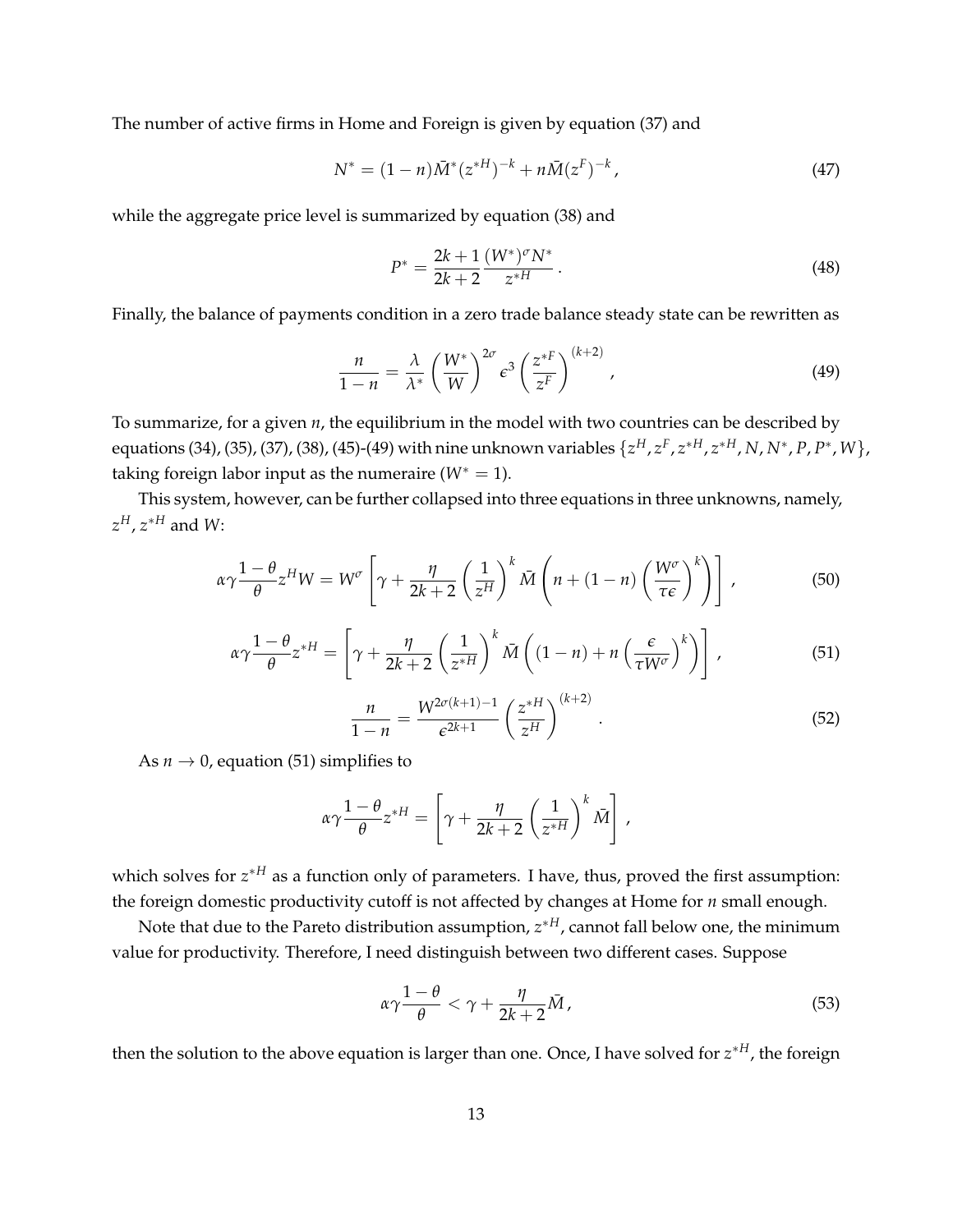The number of active firms in Home and Foreign is given by equation (37) and

$$N^* = (1-n)\bar{M}^*(z^{*H})^{-k} + n\bar{M}(z^F)^{-k}, \tag{47}$$

while the aggregate price level is summarized by equation (38) and

$$P^* = \frac{2k+1}{2k+2}\frac{(W^*)^{\sigma}N^*}{z^{*H}}. \tag{48}$$

Finally, the balance of payments condition in a zero trade balance steady state can be rewritten as

$$\frac{n}{1-n} = \frac{\lambda}{\lambda^*}\left(\frac{W^*}{W}\right)^{2\sigma}\epsilon^3\left(\frac{z^{*F}}{z^F}\right)^{(k+2)}, \tag{49}$$

To summarize, for a given $n$, the equilibrium in the model with two countries can be described by equations (34), (35), (37), (38), (45)-(49) with nine unknown variables $\{z^H, z^F, z^{*H}, z^{*H}, N, N^*, P, P^*, W\}$, taking foreign labor input as the numeraire ($W^* = 1$).

This system, however, can be further collapsed into three equations in three unknowns, namely, $z^H$, $z^{*H}$ and $W$:

$$\alpha\gamma\frac{1-\theta}{\theta}z^H W = W^{\sigma}\left[\gamma + \frac{\eta}{2k+2}\left(\frac{1}{z^H}\right)^k \bar{M}\left(n + (1-n)\left(\frac{W^{\sigma}}{\tau\epsilon}\right)^k\right)\right], \tag{50}$$

$$\alpha\gamma\frac{1-\theta}{\theta}z^{*H} = \left[\gamma + \frac{\eta}{2k+2}\left(\frac{1}{z^{*H}}\right)^k \bar{M}\left((1-n) + n\left(\frac{\epsilon}{\tau W^{\sigma}}\right)^k\right)\right], \tag{51}$$

$$\frac{n}{1-n} = \frac{W^{2\sigma(k+1)-1}}{\epsilon^{2k+1}}\left(\frac{z^{*H}}{z^H}\right)^{(k+2)}. \tag{52}$$

As $n \to 0$, equation (51) simplifies to

$$\alpha\gamma\frac{1-\theta}{\theta}z^{*H} = \left[\gamma + \frac{\eta}{2k+2}\left(\frac{1}{z^{*H}}\right)^k \bar{M}\right],$$

which solves for $z^{*H}$ as a function only of parameters. I have, thus, proved the first assumption: the foreign domestic productivity cutoff is not affected by changes at Home for $n$ small enough.

Note that due to the Pareto distribution assumption, $z^{*H}$, cannot fall below one, the minimum value for productivity. Therefore, I need distinguish between two different cases. Suppose

$$\alpha\gamma\frac{1-\theta}{\theta} < \gamma + \frac{\eta}{2k+2}\bar{M}, \tag{53}$$

then the solution to the above equation is larger than one. Once, I have solved for $z^{*H}$, the foreign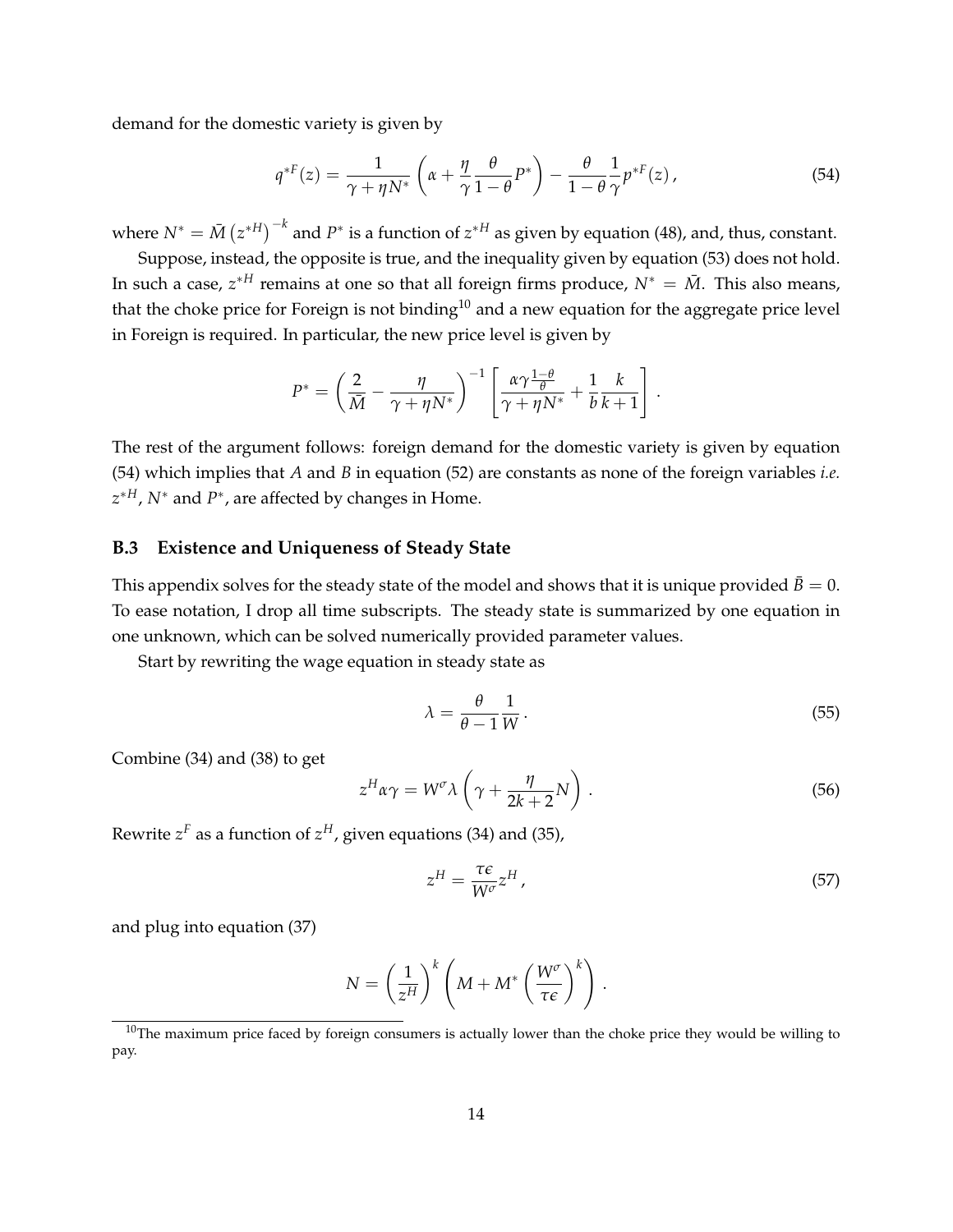demand for the domestic variety is given by

$$
q^{*F}(z) = \frac{1}{\gamma + \eta N^{*}} \left( \alpha + \frac{\eta}{\gamma} \frac{\theta}{1-\theta} P^{*} \right) - \frac{\theta}{1-\theta} \frac{1}{\gamma} p^{*F}(z) \,, \tag{54}
$$

where $N^{*} = \bar{M} \left( z^{*H} \right)^{-k}$ and $P^{*}$ is a function of $z^{*H}$ as given by equation (48), and, thus, constant.

Suppose, instead, the opposite is true, and the inequality given by equation (53) does not hold. In such a case, $z^{*H}$ remains at one so that all foreign firms produce, $N^{*} = \bar{M}$. This also means, that the choke price for Foreign is not binding[10] and a new equation for the aggregate price level in Foreign is required. In particular, the new price level is given by

$$
P^{*} = \left( \frac{2}{\bar{M}} - \frac{\eta}{\gamma + \eta N^{*}} \right)^{-1} \left[ \frac{\alpha \gamma \frac{1-\theta}{\theta}}{\gamma + \eta N^{*}} + \frac{1}{b} \frac{k}{k+1} \right] .
$$

The rest of the argument follows: foreign demand for the domestic variety is given by equation (54) which implies that $A$ and $B$ in equation (52) are constants as none of the foreign variables *i.e.* $z^{*H}$, $N^{*}$ and $P^{*}$, are affected by changes in Home.

### B.3 Existence and Uniqueness of Steady State

This appendix solves for the steady state of the model and shows that it is unique provided $\bar{B} = 0$. To ease notation, I drop all time subscripts. The steady state is summarized by one equation in one unknown, which can be solved numerically provided parameter values.

Start by rewriting the wage equation in steady state as

$$
\lambda = \frac{\theta}{\theta - 1} \frac{1}{W} \,. \tag{55}
$$

Combine (34) and (38) to get

$$
z^{H} \alpha \gamma = W^{\sigma} \lambda \left( \gamma + \frac{\eta}{2k+2} N \right) . \tag{56}
$$

Rewrite $z^{F}$ as a function of $z^{H}$, given equations (34) and (35),

$$
z^{H} = \frac{\tau \epsilon}{W^{\sigma}} z^{H} \,, \tag{57}
$$

and plug into equation (37)

$$
N = \left( \frac{1}{z^{H}} \right)^{k} \left( M + M^{*} \left( \frac{W^{\sigma}}{\tau \epsilon} \right)^{k} \right) .
$$

[10] The maximum price faced by foreign consumers is actually lower than the choke price they would be willing to pay.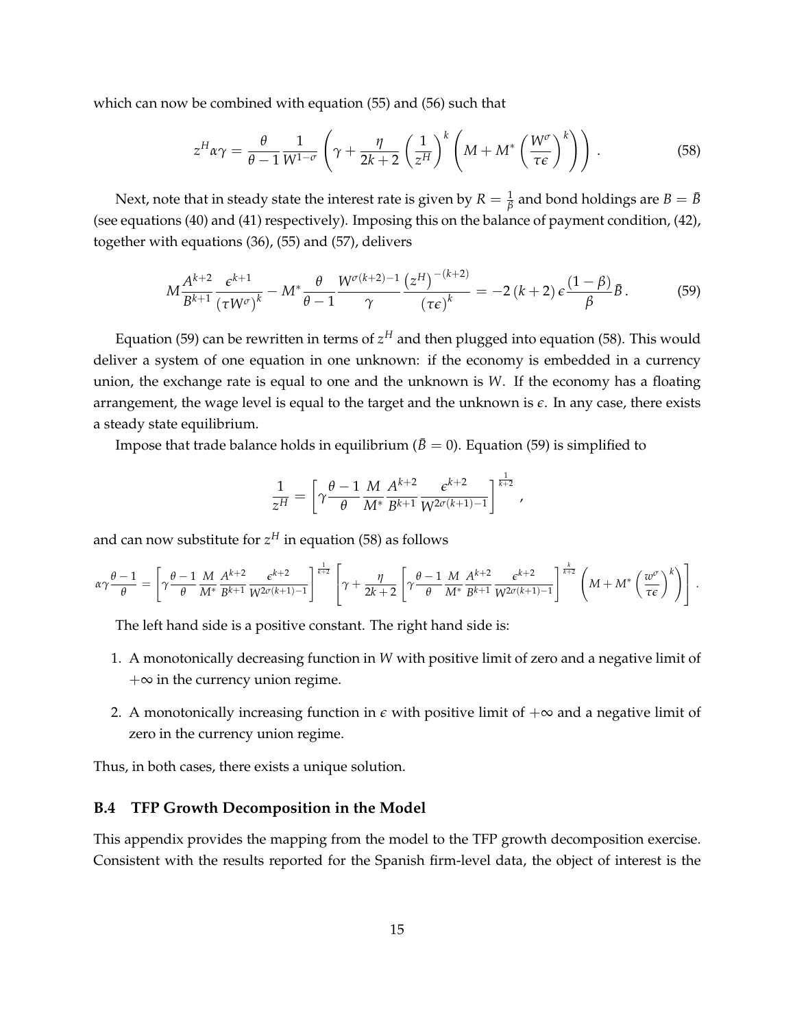which can now be combined with equation (55) and (56) such that

$$z^H \alpha \gamma = \frac{\theta}{\theta - 1} \frac{1}{W^{1-\sigma}} \left( \gamma + \frac{\eta}{2k+2} \left( \frac{1}{z^H} \right)^k \left( M + M^* \left( \frac{W^\sigma}{\tau \epsilon} \right)^k \right) \right). \tag{58}$$

Next, note that in steady state the interest rate is given by $R = \frac{1}{\beta}$ and bond holdings are $B = \bar{B}$ (see equations (40) and (41) respectively). Imposing this on the balance of payment condition, (42), together with equations (36), (55) and (57), delivers

$$M \frac{A^{k+2}}{B^{k+1}} \frac{\epsilon^{k+1}}{(\tau W^\sigma)^k} - M^* \frac{\theta}{\theta - 1} \frac{W^{\sigma(k+2)-1}}{\gamma} \frac{\left(z^H\right)^{-(k+2)}}{(\tau \epsilon)^k} = -2\,(k+2)\,\epsilon \frac{(1-\beta)}{\beta} \bar{B}. \tag{59}$$

Equation (59) can be rewritten in terms of $z^H$ and then plugged into equation (58). This would deliver a system of one equation in one unknown: if the economy is embedded in a currency union, the exchange rate is equal to one and the unknown is $W$. If the economy has a floating arrangement, the wage level is equal to the target and the unknown is $\epsilon$. In any case, there exists a steady state equilibrium.

Impose that trade balance holds in equilibrium ($\bar{B} = 0$). Equation (59) is simplified to

$$\frac{1}{z^H} = \left[ \gamma \frac{\theta - 1}{\theta} \frac{M}{M^*} \frac{A^{k+2}}{B^{k+1}} \frac{\epsilon^{k+2}}{W^{2\sigma(k+1)-1}} \right]^{\frac{1}{k+2}},$$

and can now substitute for $z^H$ in equation (58) as follows

$$\alpha \gamma \frac{\theta - 1}{\theta} = \left[ \gamma \frac{\theta - 1}{\theta} \frac{M}{M^*} \frac{A^{k+2}}{B^{k+1}} \frac{\epsilon^{k+2}}{W^{2\sigma(k+1)-1}} \right]^{\frac{1}{k+2}} \left[ \gamma + \frac{\eta}{2k+2} \left[ \gamma \frac{\theta - 1}{\theta} \frac{M}{M^*} \frac{A^{k+2}}{B^{k+1}} \frac{\epsilon^{k+2}}{W^{2\sigma(k+1)-1}} \right]^{\frac{k}{k+2}} \left( M + M^* \left( \frac{w^\sigma}{\tau \epsilon} \right)^k \right) \right].$$

The left hand side is a positive constant. The right hand side is:

1. A monotonically decreasing function in $W$ with positive limit of zero and a negative limit of $+\infty$ in the currency union regime.
2. A monotonically increasing function in $\epsilon$ with positive limit of $+\infty$ and a negative limit of zero in the currency union regime.

Thus, in both cases, there exists a unique solution.

### B.4 TFP Growth Decomposition in the Model

This appendix provides the mapping from the model to the TFP growth decomposition exercise. Consistent with the results reported for the Spanish firm-level data, the object of interest is the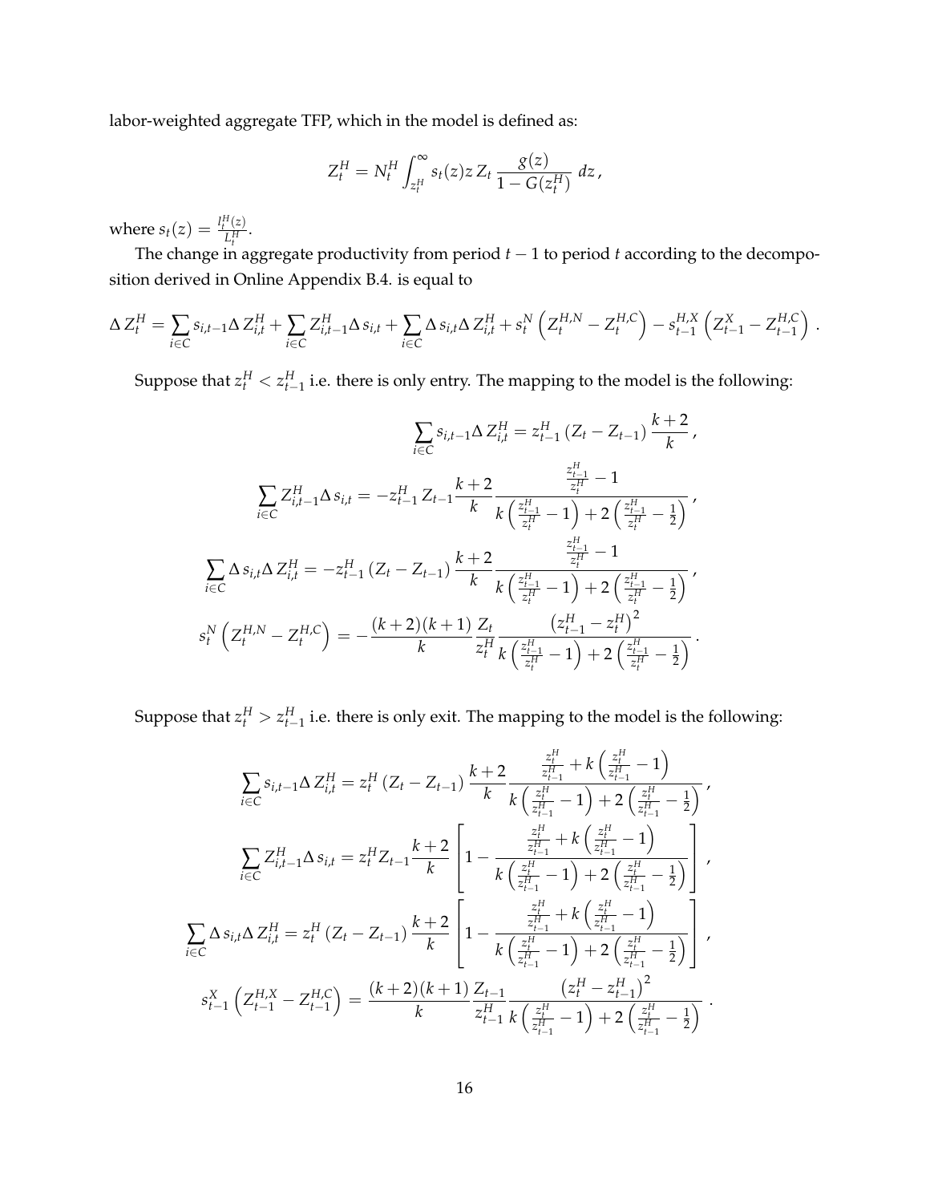labor-weighted aggregate TFP, which in the model is defined as:

$$Z_t^H = N_t^H \int_{z_t^H}^{\infty} s_t(z) z \, Z_t \, \frac{g(z)}{1 - G(z_t^H)} \, dz \, ,$$

where $s_t(z) = \frac{l_t^H(z)}{L_t^H}$.

The change in aggregate productivity from period $t-1$ to period $t$ according to the decomposition derived in Online Appendix B.4. is equal to

$$\Delta Z_t^H = \sum_{i \in C} s_{i,t-1} \Delta Z_{i,t}^H + \sum_{i \in C} Z_{i,t-1}^H \Delta s_{i,t} + \sum_{i \in C} \Delta s_{i,t} \Delta Z_{i,t}^H + s_t^N \left( Z_t^{H,N} - Z_t^{H,C} \right) - s_{t-1}^{H,X} \left( Z_{t-1}^X - Z_{t-1}^{H,C} \right) .$$

Suppose that $z_t^H < z_{t-1}^H$ i.e. there is only entry. The mapping to the model is the following:

$$\sum_{i \in C} s_{i,t-1} \Delta Z_{i,t}^H = z_{t-1}^H \left( Z_t - Z_{t-1} \right) \frac{k+2}{k} \, ,$$

$$\sum_{i \in C} Z_{i,t-1}^H \Delta s_{i,t} = -z_{t-1}^H \, Z_{t-1} \frac{k+2}{k} \frac{\frac{z_{t-1}^H}{z_t^H} - 1}{k \left( \frac{z_{t-1}^H}{z_t^H} - 1 \right) + 2 \left( \frac{z_{t-1}^H}{z_t^H} - \frac{1}{2} \right)} \, ,$$

$$\sum_{i \in C} \Delta s_{i,t} \Delta Z_{i,t}^H = -z_{t-1}^H \left( Z_t - Z_{t-1} \right) \frac{k+2}{k} \frac{\frac{z_{t-1}^H}{z_t^H} - 1}{k \left( \frac{z_{t-1}^H}{z_t^H} - 1 \right) + 2 \left( \frac{z_{t-1}^H}{z_t^H} - \frac{1}{2} \right)} \, ,$$

$$s_t^N \left( Z_t^{H,N} - Z_t^{H,C} \right) = -\frac{(k+2)(k+1)}{k} \frac{Z_t}{z_t^H} \frac{\left( z_{t-1}^H - z_t^H \right)^2}{k \left( \frac{z_{t-1}^H}{z_t^H} - 1 \right) + 2 \left( \frac{z_{t-1}^H}{z_t^H} - \frac{1}{2} \right)} \, .$$

Suppose that $z_t^H > z_{t-1}^H$ i.e. there is only exit. The mapping to the model is the following:

$$\sum_{i \in C} s_{i,t-1} \Delta Z_{i,t}^H = z_t^H \left( Z_t - Z_{t-1} \right) \frac{k+2}{k} \frac{\frac{z_t^H}{z_{t-1}^H} + k \left( \frac{z_t^H}{z_{t-1}^H} - 1 \right)}{k \left( \frac{z_t^H}{z_{t-1}^H} - 1 \right) + 2 \left( \frac{z_t^H}{z_{t-1}^H} - \frac{1}{2} \right)} \, ,$$

$$\sum_{i \in C} Z_{i,t-1}^H \Delta s_{i,t} = z_t^H Z_{t-1} \frac{k+2}{k} \left[ 1 - \frac{\frac{z_t^H}{z_{t-1}^H} + k \left( \frac{z_t^H}{z_{t-1}^H} - 1 \right)}{k \left( \frac{z_t^H}{z_{t-1}^H} - 1 \right) + 2 \left( \frac{z_t^H}{z_{t-1}^H} - \frac{1}{2} \right)} \right] \, ,$$

$$\sum_{i \in C} \Delta s_{i,t} \Delta Z_{i,t}^H = z_t^H \left( Z_t - Z_{t-1} \right) \frac{k+2}{k} \left[ 1 - \frac{\frac{z_t^H}{z_{t-1}^H} + k \left( \frac{z_t^H}{z_{t-1}^H} - 1 \right)}{k \left( \frac{z_t^H}{z_{t-1}^H} - 1 \right) + 2 \left( \frac{z_t^H}{z_{t-1}^H} - \frac{1}{2} \right)} \right] \, ,$$

$$s_{t-1}^X \left( Z_{t-1}^{H,X} - Z_{t-1}^{H,C} \right) = \frac{(k+2)(k+1)}{k} \frac{Z_{t-1}}{z_{t-1}^H} \frac{\left( z_t^H - z_{t-1}^H \right)^2}{k \left( \frac{z_t^H}{z_{t-1}^H} - 1 \right) + 2 \left( \frac{z_t^H}{z_{t-1}^H} - \frac{1}{2} \right)} \, .$$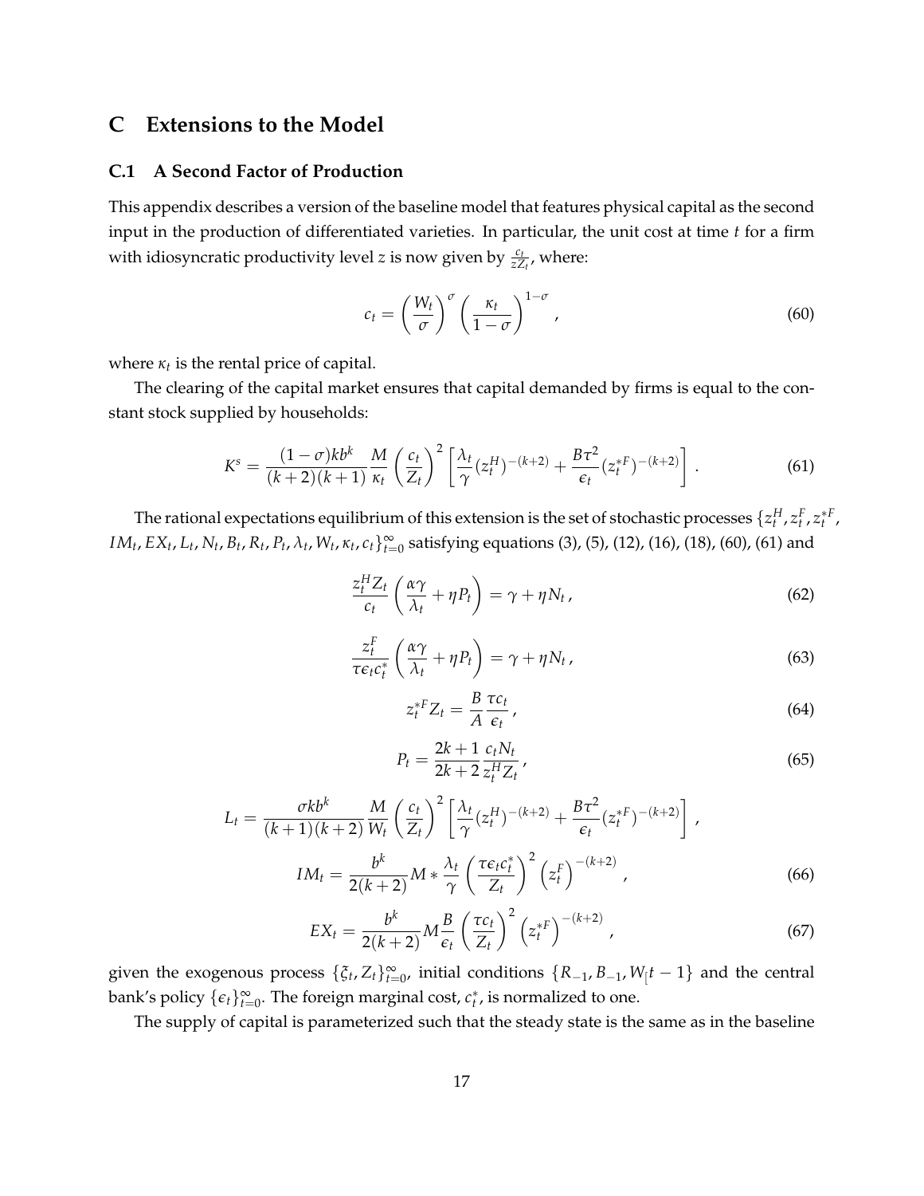## C Extensions to the Model

### C.1 A Second Factor of Production

This appendix describes a version of the baseline model that features physical capital as the second input in the production of differentiated varieties. In particular, the unit cost at time $t$ for a firm with idiosyncratic productivity level $z$ is now given by $\frac{c_t}{zZ_t}$, where:

$$c_t = \left(\frac{W_t}{\sigma}\right)^{\sigma} \left(\frac{\kappa_t}{1-\sigma}\right)^{1-\sigma}, \tag{60}$$

where $\kappa_t$ is the rental price of capital.

The clearing of the capital market ensures that capital demanded by firms is equal to the constant stock supplied by households:

$$K^s = \frac{(1-\sigma)kb^k}{(k+2)(k+1)} \frac{M}{\kappa_t} \left(\frac{c_t}{Z_t}\right)^2 \left[\frac{\lambda_t}{\gamma}(z_t^H)^{-(k+2)} + \frac{B\tau^2}{\epsilon_t}(z_t^{*F})^{-(k+2)}\right]. \tag{61}$$

The rational expectations equilibrium of this extension is the set of stochastic processes $\{z_t^H, z_t^F, z_t^{*F}, IM_t, EX_t, L_t, N_t, B_t, R_t, P_t, \lambda_t, W_t, \kappa_t, c_t\}_{t=0}^{\infty}$ satisfying equations (3), (5), (12), (16), (18), (60), (61) and

$$\frac{z_t^H Z_t}{c_t}\left(\frac{\alpha\gamma}{\lambda_t} + \eta P_t\right) = \gamma + \eta N_t, \tag{62}$$

$$\frac{z_t^F}{\tau\epsilon_t c_t^*}\left(\frac{\alpha\gamma}{\lambda_t} + \eta P_t\right) = \gamma + \eta N_t, \tag{63}$$

$$z_t^{*F} Z_t = \frac{B}{A}\frac{\tau c_t}{\epsilon_t}, \tag{64}$$

$$P_t = \frac{2k+1}{2k+2}\frac{c_t N_t}{z_t^H Z_t}, \tag{65}$$

$$L_t = \frac{\sigma kb^k}{(k+1)(k+2)} \frac{M}{W_t} \left(\frac{c_t}{Z_t}\right)^2 \left[\frac{\lambda_t}{\gamma}(z_t^H)^{-(k+2)} + \frac{B\tau^2}{\epsilon_t}(z_t^{*F})^{-(k+2)}\right],$$

$$IM_t = \frac{b^k}{2(k+2)} M * \frac{\lambda_t}{\gamma} \left(\frac{\tau\epsilon_t c_t^*}{Z_t}\right)^2 \left(z_t^F\right)^{-(k+2)}, \tag{66}$$

$$EX_t = \frac{b^k}{2(k+2)} M \frac{B}{\epsilon_t} \left(\frac{\tau c_t}{Z_t}\right)^2 \left(z_t^{*F}\right)^{-(k+2)}, \tag{67}$$

given the exogenous process $\{\xi_t, Z_t\}_{t=0}^{\infty}$, initial conditions $\{R_{-1}, B_{-1}, W_[t-1\}$ and the central bank's policy $\{\epsilon_t\}_{t=0}^{\infty}$. The foreign marginal cost, $c_t^*$, is normalized to one.

The supply of capital is parameterized such that the steady state is the same as in the baseline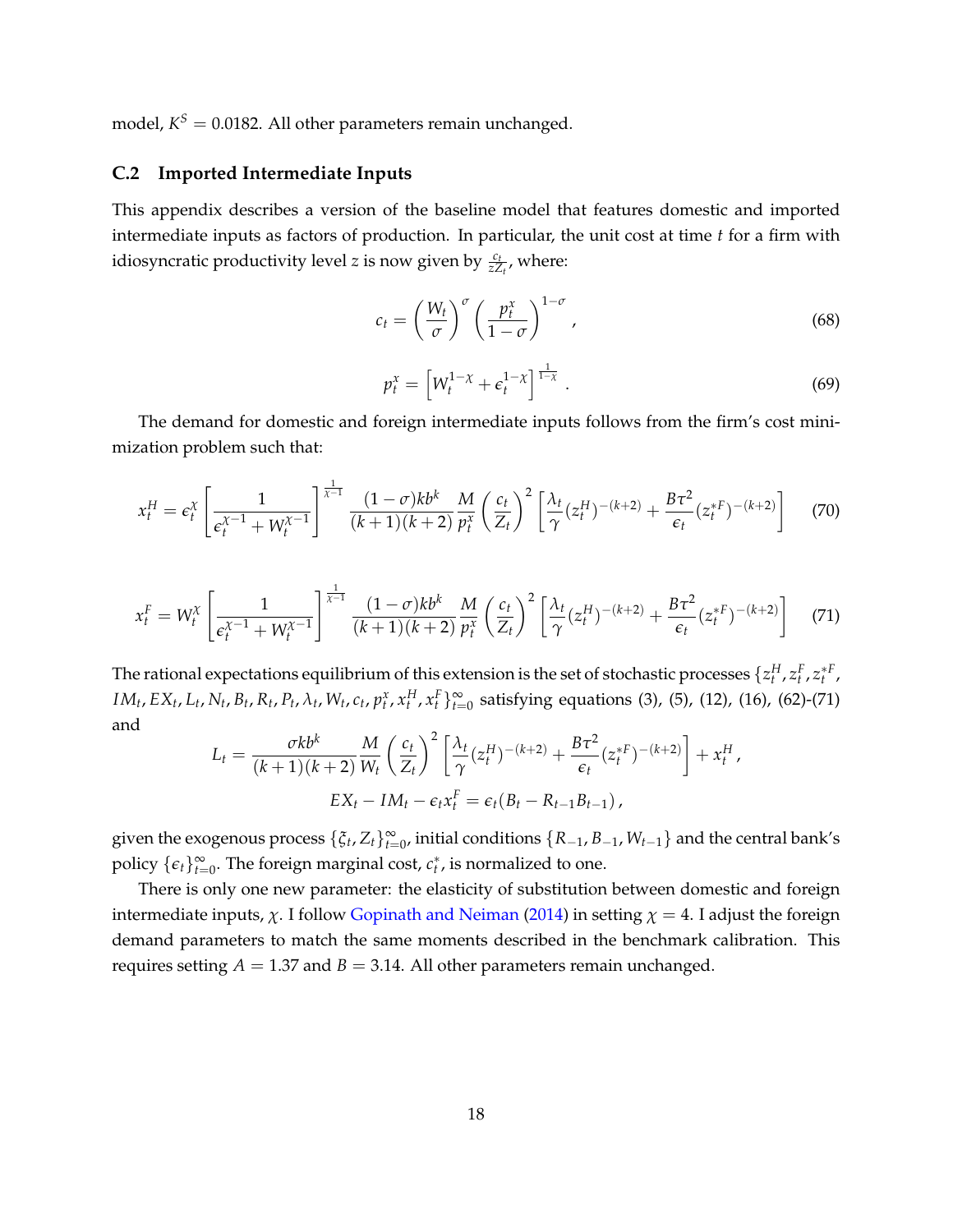model, $K^S = 0.0182$. All other parameters remain unchanged.

## C.2 Imported Intermediate Inputs

This appendix describes a version of the baseline model that features domestic and imported intermediate inputs as factors of production. In particular, the unit cost at time $t$ for a firm with idiosyncratic productivity level $z$ is now given by $\frac{c_t}{zZ_t}$, where:

$$c_t = \left(\frac{W_t}{\sigma}\right)^{\sigma} \left(\frac{p_t^x}{1-\sigma}\right)^{1-\sigma}, \tag{68}$$

$$p_t^x = \left[W_t^{1-\chi} + \epsilon_t^{1-\chi}\right]^{\frac{1}{1-\chi}}. \tag{69}$$

The demand for domestic and foreign intermediate inputs follows from the firm's cost minimization problem such that:

$$x_t^H = \epsilon_t^{\chi} \left[\frac{1}{\epsilon_t^{\chi-1} + W_t^{\chi-1}}\right]^{\frac{1}{\chi-1}} \frac{(1-\sigma)kb^k}{(k+1)(k+2)} \frac{M}{p_t^x} \left(\frac{c_t}{Z_t}\right)^2 \left[\frac{\lambda_t}{\gamma}(z_t^H)^{-(k+2)} + \frac{B\tau^2}{\epsilon_t}(z_t^{*F})^{-(k+2)}\right] \tag{70}$$

$$x_t^F = W_t^{\chi} \left[\frac{1}{\epsilon_t^{\chi-1} + W_t^{\chi-1}}\right]^{\frac{1}{\chi-1}} \frac{(1-\sigma)kb^k}{(k+1)(k+2)} \frac{M}{p_t^x} \left(\frac{c_t}{Z_t}\right)^2 \left[\frac{\lambda_t}{\gamma}(z_t^H)^{-(k+2)} + \frac{B\tau^2}{\epsilon_t}(z_t^{*F})^{-(k+2)}\right] \tag{71}$$

The rational expectations equilibrium of this extension is the set of stochastic processes $\{z_t^H, z_t^F, z_t^{*F}, IM_t, EX_t, L_t, N_t, B_t, R_t, P_t, \lambda_t, W_t, c_t, p_t^x, x_t^H, x_t^F\}_{t=0}^{\infty}$ satisfying equations (3), (5), (12), (16), (62)-(71) and

$$L_t = \frac{\sigma kb^k}{(k+1)(k+2)} \frac{M}{W_t} \left(\frac{c_t}{Z_t}\right)^2 \left[\frac{\lambda_t}{\gamma}(z_t^H)^{-(k+2)} + \frac{B\tau^2}{\epsilon_t}(z_t^{*F})^{-(k+2)}\right] + x_t^H,$$

$$EX_t - IM_t - \epsilon_t x_t^F = \epsilon_t(B_t - R_{t-1}B_{t-1}),$$

given the exogenous process $\{\xi_t, Z_t\}_{t=0}^{\infty}$, initial conditions $\{R_{-1}, B_{-1}, W_{t-1}\}$ and the central bank's policy $\{\epsilon_t\}_{t=0}^{\infty}$. The foreign marginal cost, $c_t^*$, is normalized to one.

There is only one new parameter: the elasticity of substitution between domestic and foreign intermediate inputs, $\chi$. I follow Gopinath and Neiman (2014) in setting $\chi = 4$. I adjust the foreign demand parameters to match the same moments described in the benchmark calibration. This requires setting $A = 1.37$ and $B = 3.14$. All other parameters remain unchanged.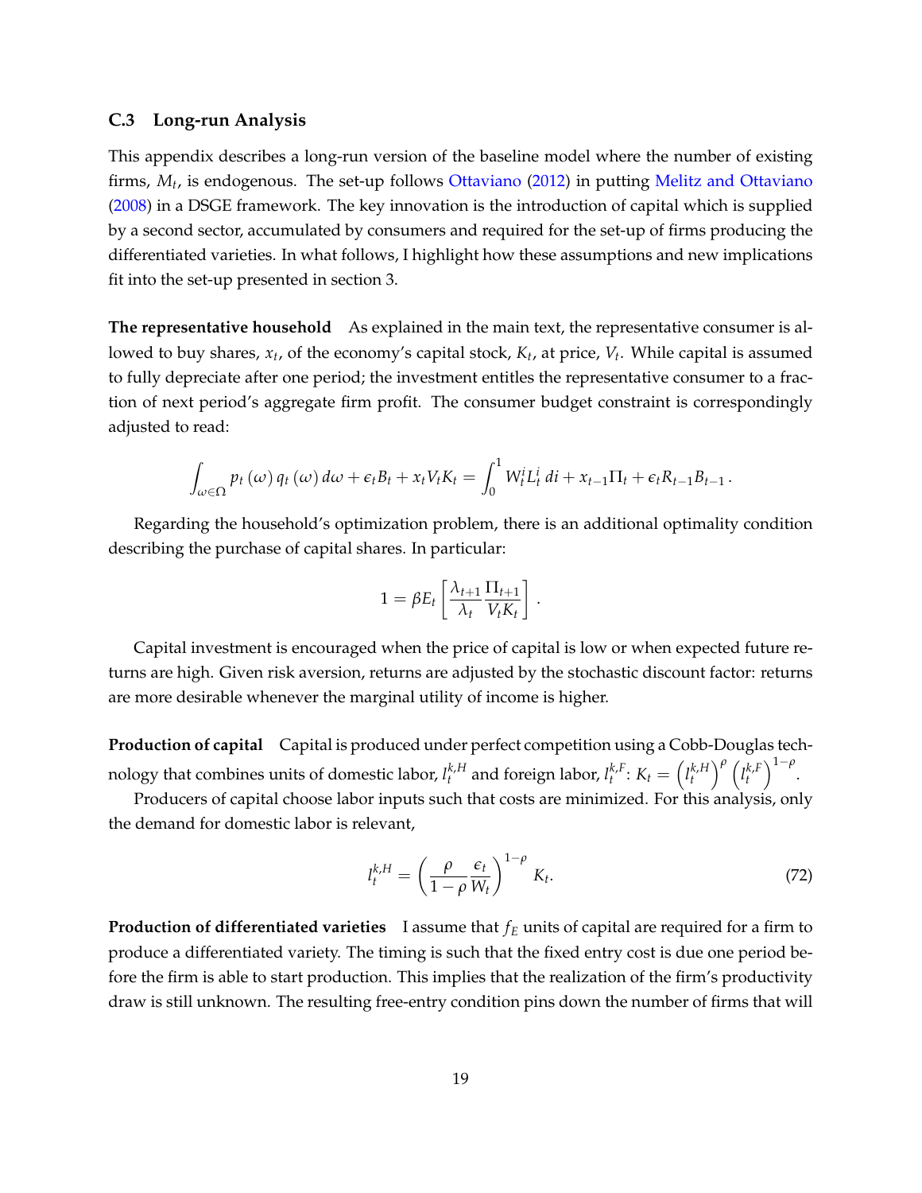### C.3 Long-run Analysis

This appendix describes a long-run version of the baseline model where the number of existing firms, $M_t$, is endogenous. The set-up follows Ottaviano (2012) in putting Melitz and Ottaviano (2008) in a DSGE framework. The key innovation is the introduction of capital which is supplied by a second sector, accumulated by consumers and required for the set-up of firms producing the differentiated varieties. In what follows, I highlight how these assumptions and new implications fit into the set-up presented in section 3.

**The representative household** As explained in the main text, the representative consumer is allowed to buy shares, $x_t$, of the economy's capital stock, $K_t$, at price, $V_t$. While capital is assumed to fully depreciate after one period; the investment entitles the representative consumer to a fraction of next period's aggregate firm profit. The consumer budget constraint is correspondingly adjusted to read:

$$\int_{\omega \in \Omega} p_t(\omega)\, q_t(\omega)\, d\omega + \epsilon_t B_t + x_t V_t K_t = \int_0^1 W_t^i L_t^i \, di + x_{t-1}\Pi_t + \epsilon_t R_{t-1} B_{t-1}\,.$$

Regarding the household's optimization problem, there is an additional optimality condition describing the purchase of capital shares. In particular:

$$1 = \beta E_t \left[ \frac{\lambda_{t+1}}{\lambda_t} \frac{\Pi_{t+1}}{V_t K_t} \right].$$

Capital investment is encouraged when the price of capital is low or when expected future returns are high. Given risk aversion, returns are adjusted by the stochastic discount factor: returns are more desirable whenever the marginal utility of income is higher.

**Production of capital** Capital is produced under perfect competition using a Cobb-Douglas technology that combines units of domestic labor, $l_t^{k,H}$ and foreign labor, $l_t^{k,F}$: $K_t = \left(l_t^{k,H}\right)^{\rho} \left(l_t^{k,F}\right)^{1-\rho}$.

Producers of capital choose labor inputs such that costs are minimized. For this analysis, only the demand for domestic labor is relevant,

$$l_t^{k,H} = \left( \frac{\rho}{1-\rho} \frac{\epsilon_t}{W_t} \right)^{1-\rho} K_t. \tag{72}$$

**Production of differentiated varieties** I assume that $f_E$ units of capital are required for a firm to produce a differentiated variety. The timing is such that the fixed entry cost is due one period before the firm is able to start production. This implies that the realization of the firm's productivity draw is still unknown. The resulting free-entry condition pins down the number of firms that will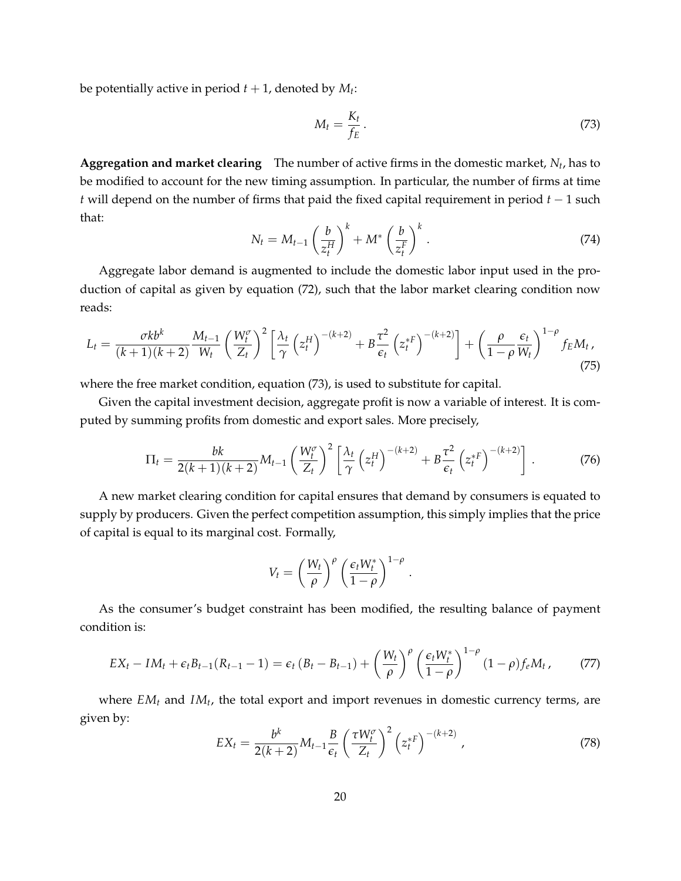be potentially active in period $t+1$, denoted by $M_t$:

$$M_t = \frac{K_t}{f_E}\,. \tag{73}$$

**Aggregation and market clearing** The number of active firms in the domestic market, $N_t$, has to be modified to account for the new timing assumption. In particular, the number of firms at time $t$ will depend on the number of firms that paid the fixed capital requirement in period $t-1$ such that:

$$N_t = M_{t-1}\left(\frac{b}{z_t^H}\right)^k + M^*\left(\frac{b}{z_t^F}\right)^k\,. \tag{74}$$

Aggregate labor demand is augmented to include the domestic labor input used in the production of capital as given by equation (72), such that the labor market clearing condition now reads:

$$L_t = \frac{\sigma k b^k}{(k+1)(k+2)}\frac{M_{t-1}}{W_t}\left(\frac{W_t^\sigma}{Z_t}\right)^2\left[\frac{\lambda_t}{\gamma}\left(z_t^H\right)^{-(k+2)} + B\frac{\tau^2}{\epsilon_t}\left(z_t^{*F}\right)^{-(k+2)}\right] + \left(\frac{\rho}{1-\rho}\frac{\epsilon_t}{W_t}\right)^{1-\rho} f_E M_t\,, \tag{75}$$

where the free market condition, equation (73), is used to substitute for capital.

Given the capital investment decision, aggregate profit is now a variable of interest. It is computed by summing profits from domestic and export sales. More precisely,

$$\Pi_t = \frac{bk}{2(k+1)(k+2)}M_{t-1}\left(\frac{W_t^\sigma}{Z_t}\right)^2\left[\frac{\lambda_t}{\gamma}\left(z_t^H\right)^{-(k+2)} + B\frac{\tau^2}{\epsilon_t}\left(z_t^{*F}\right)^{-(k+2)}\right]\,. \tag{76}$$

A new market clearing condition for capital ensures that demand by consumers is equated to supply by producers. Given the perfect competition assumption, this simply implies that the price of capital is equal to its marginal cost. Formally,

$$V_t = \left(\frac{W_t}{\rho}\right)^\rho \left(\frac{\epsilon_t W_t^*}{1-\rho}\right)^{1-\rho}\,.$$

As the consumer's budget constraint has been modified, the resulting balance of payment condition is:

$$EX_t - IM_t + \epsilon_t B_{t-1}(R_{t-1}-1) = \epsilon_t\left(B_t - B_{t-1}\right) + \left(\frac{W_t}{\rho}\right)^\rho \left(\frac{\epsilon_t W_t^*}{1-\rho}\right)^{1-\rho}(1-\rho) f_e M_t\,, \tag{77}$$

where $EM_t$ and $IM_t$, the total export and import revenues in domestic currency terms, are given by:

$$EX_t = \frac{b^k}{2(k+2)}M_{t-1}\frac{B}{\epsilon_t}\left(\frac{\tau W_t^\sigma}{Z_t}\right)^2\left(z_t^{*F}\right)^{-(k+2)}\,, \tag{78}$$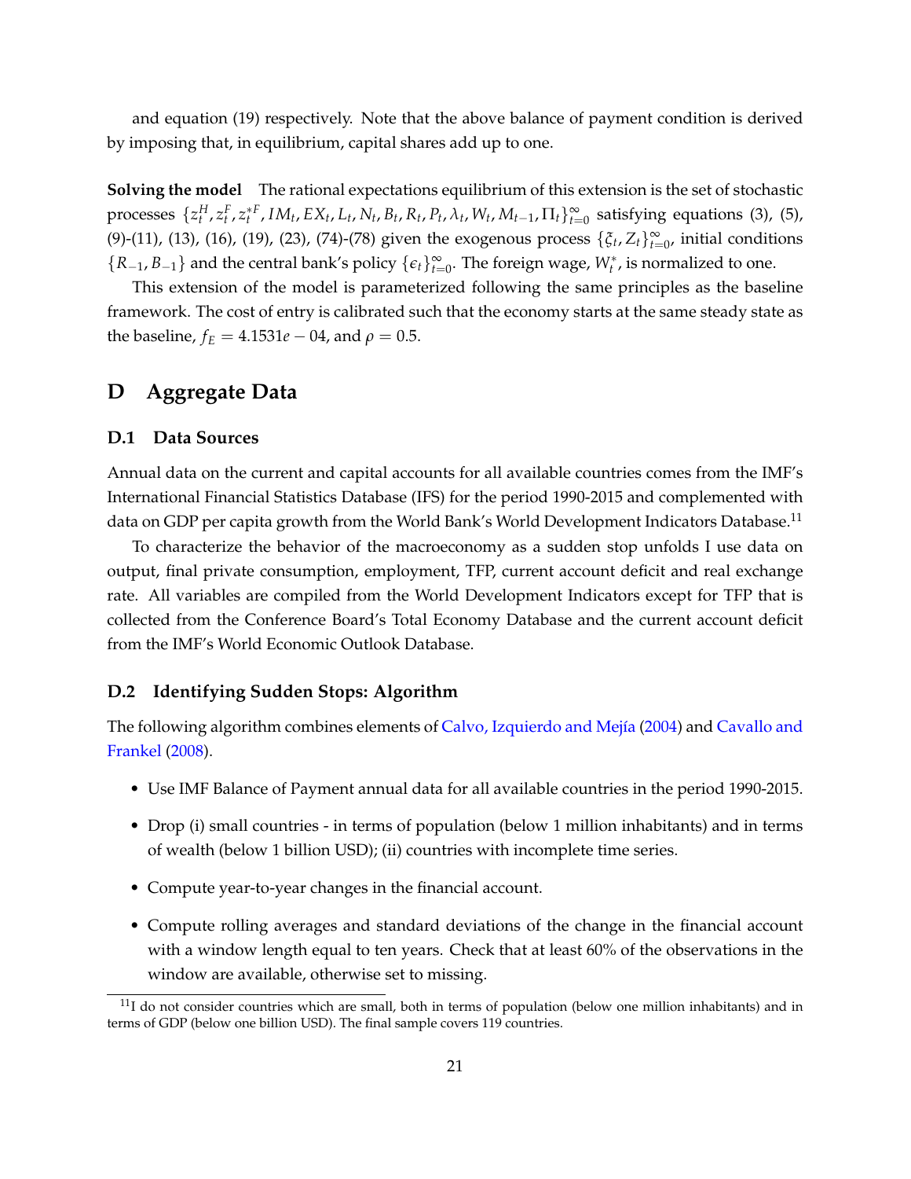and equation (19) respectively. Note that the above balance of payment condition is derived by imposing that, in equilibrium, capital shares add up to one.

**Solving the model** The rational expectations equilibrium of this extension is the set of stochastic processes $\{z_t^H, z_t^F, z_t^{*F}, IM_t, EX_t, L_t, N_t, B_t, R_t, P_t, \lambda_t, W_t, M_{t-1}, \Pi_t\}_{t=0}^{\infty}$ satisfying equations (3), (5), (9)-(11), (13), (16), (19), (23), (74)-(78) given the exogenous process $\{\xi_t, Z_t\}_{t=0}^{\infty}$, initial conditions $\{R_{-1}, B_{-1}\}$ and the central bank's policy $\{\epsilon_t\}_{t=0}^{\infty}$. The foreign wage, $W_t^*$, is normalized to one.

This extension of the model is parameterized following the same principles as the baseline framework. The cost of entry is calibrated such that the economy starts at the same steady state as the baseline, $f_E = 4.1531e-04$, and $\rho = 0.5$.

# D Aggregate Data

## D.1 Data Sources

Annual data on the current and capital accounts for all available countries comes from the IMF's International Financial Statistics Database (IFS) for the period 1990-2015 and complemented with data on GDP per capita growth from the World Bank's World Development Indicators Database.[11]

To characterize the behavior of the macroeconomy as a sudden stop unfolds I use data on output, final private consumption, employment, TFP, current account deficit and real exchange rate. All variables are compiled from the World Development Indicators except for TFP that is collected from the Conference Board's Total Economy Database and the current account deficit from the IMF's World Economic Outlook Database.

## D.2 Identifying Sudden Stops: Algorithm

The following algorithm combines elements of Calvo, Izquierdo and Mejía (2004) and Cavallo and Frankel (2008).

- Use IMF Balance of Payment annual data for all available countries in the period 1990-2015.
- Drop (i) small countries - in terms of population (below 1 million inhabitants) and in terms of wealth (below 1 billion USD); (ii) countries with incomplete time series.
- Compute year-to-year changes in the financial account.
- Compute rolling averages and standard deviations of the change in the financial account with a window length equal to ten years. Check that at least 60% of the observations in the window are available, otherwise set to missing.

[11] I do not consider countries which are small, both in terms of population (below one million inhabitants) and in terms of GDP (below one billion USD). The final sample covers 119 countries.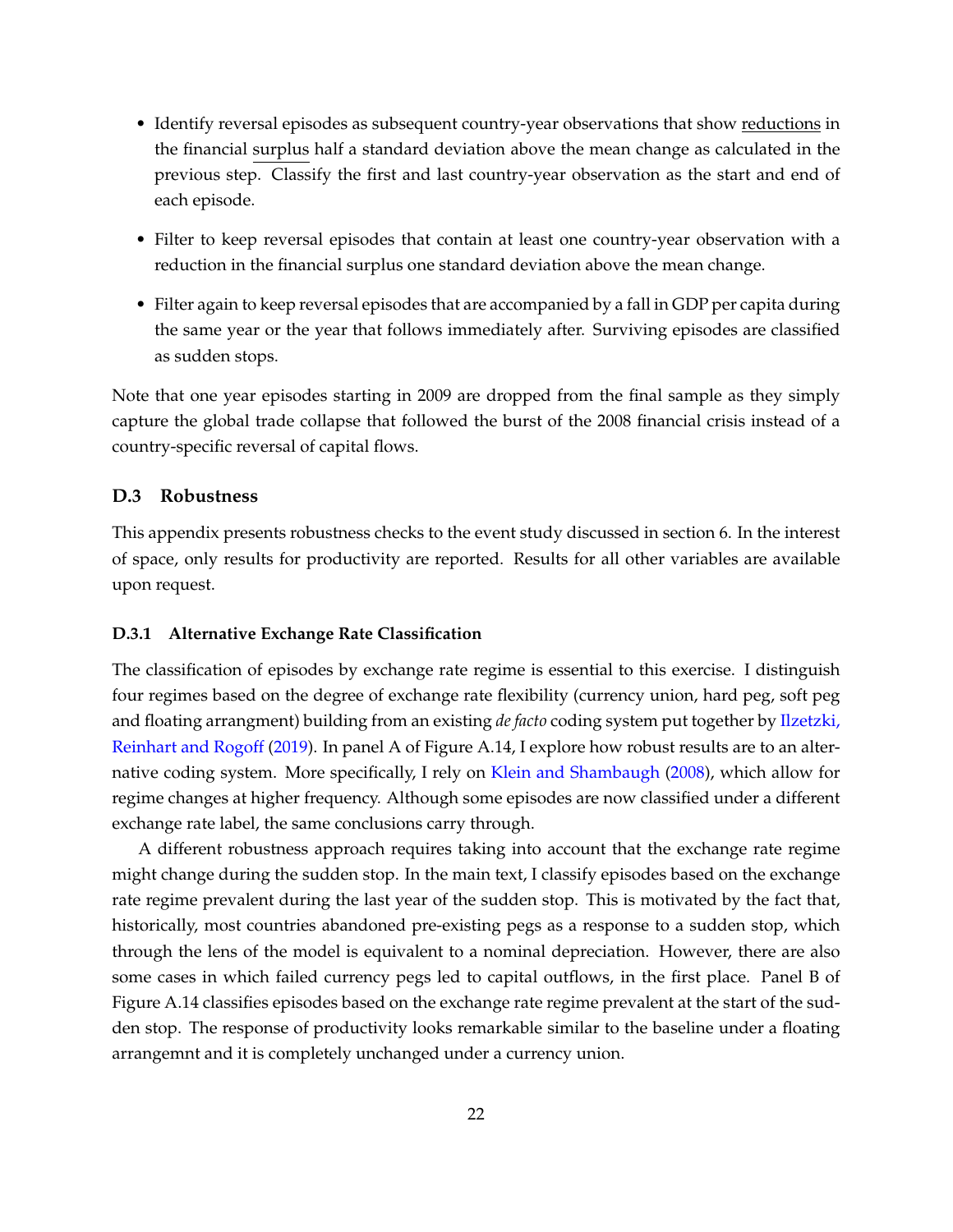- Identify reversal episodes as subsequent country-year observations that show reductions in the financial surplus half a standard deviation above the mean change as calculated in the previous step. Classify the first and last country-year observation as the start and end of each episode.
- Filter to keep reversal episodes that contain at least one country-year observation with a reduction in the financial surplus one standard deviation above the mean change.
- Filter again to keep reversal episodes that are accompanied by a fall in GDP per capita during the same year or the year that follows immediately after. Surviving episodes are classified as sudden stops.

Note that one year episodes starting in 2009 are dropped from the final sample as they simply capture the global trade collapse that followed the burst of the 2008 financial crisis instead of a country-specific reversal of capital flows.

### D.3 Robustness

This appendix presents robustness checks to the event study discussed in section 6. In the interest of space, only results for productivity are reported. Results for all other variables are available upon request.

#### D.3.1 Alternative Exchange Rate Classification

The classification of episodes by exchange rate regime is essential to this exercise. I distinguish four regimes based on the degree of exchange rate flexibility (currency union, hard peg, soft peg and floating arrangment) building from an existing *de facto* coding system put together by Ilzetzki, Reinhart and Rogoff (2019). In panel A of Figure A.14, I explore how robust results are to an alternative coding system. More specifically, I rely on Klein and Shambaugh (2008), which allow for regime changes at higher frequency. Although some episodes are now classified under a different exchange rate label, the same conclusions carry through.

A different robustness approach requires taking into account that the exchange rate regime might change during the sudden stop. In the main text, I classify episodes based on the exchange rate regime prevalent during the last year of the sudden stop. This is motivated by the fact that, historically, most countries abandoned pre-existing pegs as a response to a sudden stop, which through the lens of the model is equivalent to a nominal depreciation. However, there are also some cases in which failed currency pegs led to capital outflows, in the first place. Panel B of Figure A.14 classifies episodes based on the exchange rate regime prevalent at the start of the sudden stop. The response of productivity looks remarkable similar to the baseline under a floating arrangemnt and it is completely unchanged under a currency union.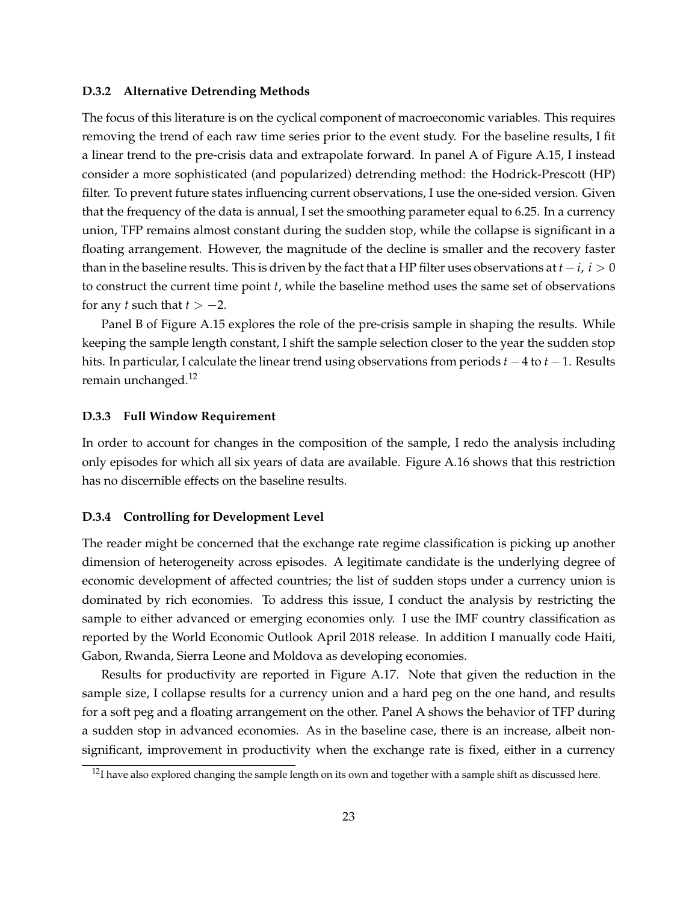#### D.3.2 Alternative Detrending Methods

The focus of this literature is on the cyclical component of macroeconomic variables. This requires removing the trend of each raw time series prior to the event study. For the baseline results, I fit a linear trend to the pre-crisis data and extrapolate forward. In panel A of Figure A.15, I instead consider a more sophisticated (and popularized) detrending method: the Hodrick-Prescott (HP) filter. To prevent future states influencing current observations, I use the one-sided version. Given that the frequency of the data is annual, I set the smoothing parameter equal to 6.25. In a currency union, TFP remains almost constant during the sudden stop, while the collapse is significant in a floating arrangement. However, the magnitude of the decline is smaller and the recovery faster than in the baseline results. This is driven by the fact that a HP filter uses observations at $t - i$, $i > 0$ to construct the current time point $t$, while the baseline method uses the same set of observations for any $t$ such that $t > -2$.

Panel B of Figure A.15 explores the role of the pre-crisis sample in shaping the results. While keeping the sample length constant, I shift the sample selection closer to the year the sudden stop hits. In particular, I calculate the linear trend using observations from periods $t - 4$ to $t - 1$. Results remain unchanged.[12]

#### D.3.3 Full Window Requirement

In order to account for changes in the composition of the sample, I redo the analysis including only episodes for which all six years of data are available. Figure A.16 shows that this restriction has no discernible effects on the baseline results.

#### D.3.4 Controlling for Development Level

The reader might be concerned that the exchange rate regime classification is picking up another dimension of heterogeneity across episodes. A legitimate candidate is the underlying degree of economic development of affected countries; the list of sudden stops under a currency union is dominated by rich economies. To address this issue, I conduct the analysis by restricting the sample to either advanced or emerging economies only. I use the IMF country classification as reported by the World Economic Outlook April 2018 release. In addition I manually code Haiti, Gabon, Rwanda, Sierra Leone and Moldova as developing economies.

Results for productivity are reported in Figure A.17. Note that given the reduction in the sample size, I collapse results for a currency union and a hard peg on the one hand, and results for a soft peg and a floating arrangement on the other. Panel A shows the behavior of TFP during a sudden stop in advanced economies. As in the baseline case, there is an increase, albeit non-significant, improvement in productivity when the exchange rate is fixed, either in a currency

[12] I have also explored changing the sample length on its own and together with a sample shift as discussed here.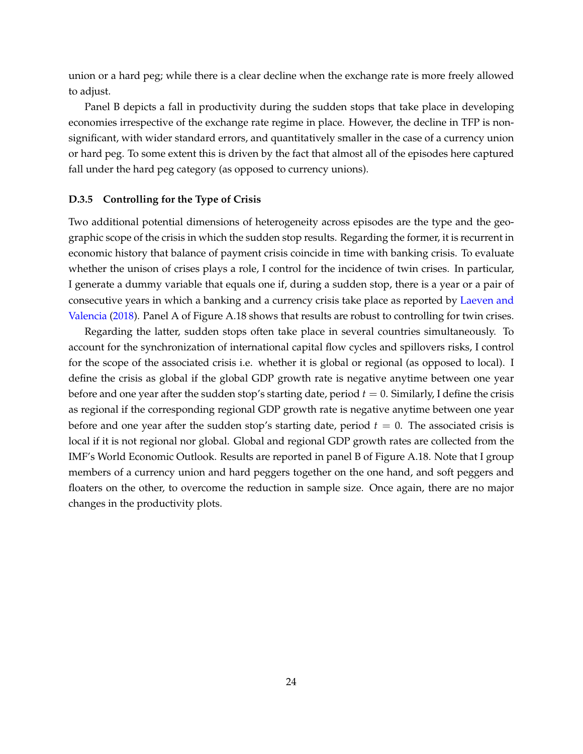union or a hard peg; while there is a clear decline when the exchange rate is more freely allowed to adjust.

Panel B depicts a fall in productivity during the sudden stops that take place in developing economies irrespective of the exchange rate regime in place. However, the decline in TFP is non-significant, with wider standard errors, and quantitatively smaller in the case of a currency union or hard peg. To some extent this is driven by the fact that almost all of the episodes here captured fall under the hard peg category (as opposed to currency unions).

### D.3.5 Controlling for the Type of Crisis

Two additional potential dimensions of heterogeneity across episodes are the type and the geographic scope of the crisis in which the sudden stop results. Regarding the former, it is recurrent in economic history that balance of payment crisis coincide in time with banking crisis. To evaluate whether the unison of crises plays a role, I control for the incidence of twin crises. In particular, I generate a dummy variable that equals one if, during a sudden stop, there is a year or a pair of consecutive years in which a banking and a currency crisis take place as reported by Laeven and Valencia (2018). Panel A of Figure A.18 shows that results are robust to controlling for twin crises.

Regarding the latter, sudden stops often take place in several countries simultaneously. To account for the synchronization of international capital flow cycles and spillovers risks, I control for the scope of the associated crisis i.e. whether it is global or regional (as opposed to local). I define the crisis as global if the global GDP growth rate is negative anytime between one year before and one year after the sudden stop's starting date, period $t = 0$. Similarly, I define the crisis as regional if the corresponding regional GDP growth rate is negative anytime between one year before and one year after the sudden stop's starting date, period $t = 0$. The associated crisis is local if it is not regional nor global. Global and regional GDP growth rates are collected from the IMF's World Economic Outlook. Results are reported in panel B of Figure A.18. Note that I group members of a currency union and hard peggers together on the one hand, and soft peggers and floaters on the other, to overcome the reduction in sample size. Once again, there are no major changes in the productivity plots.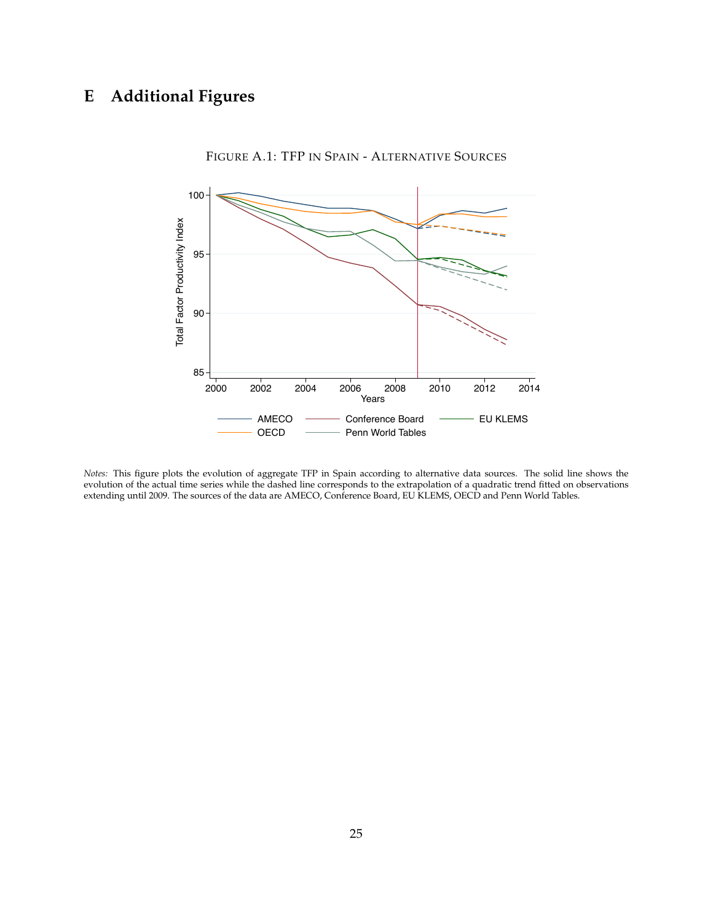# E Additional Figures

FIGURE A.1: TFP IN SPAIN - ALTERNATIVE SOURCES

*Notes:* This figure plots the evolution of aggregate TFP in Spain according to alternative data sources. The solid line shows the evolution of the actual time series while the dashed line corresponds to the extrapolation of a quadratic trend fitted on observations extending until 2009. The sources of the data are AMECO, Conference Board, EU KLEMS, OECD and Penn World Tables.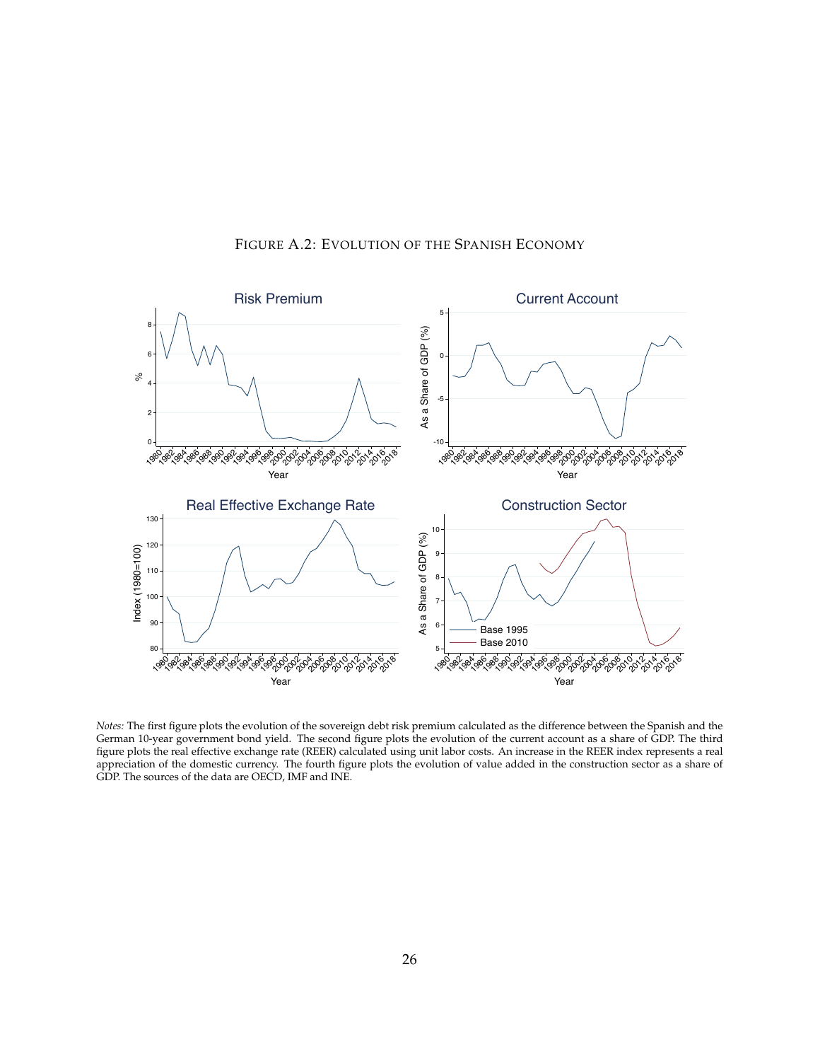FIGURE A.2: EVOLUTION OF THE SPANISH ECONOMY

*Notes:* The first figure plots the evolution of the sovereign debt risk premium calculated as the difference between the Spanish and the German 10-year government bond yield. The second figure plots the evolution of the current account as a share of GDP. The third figure plots the real effective exchange rate (REER) calculated using unit labor costs. An increase in the REER index represents a real appreciation of the domestic currency. The fourth figure plots the evolution of value added in the construction sector as a share of GDP. The sources of the data are OECD, IMF and INE.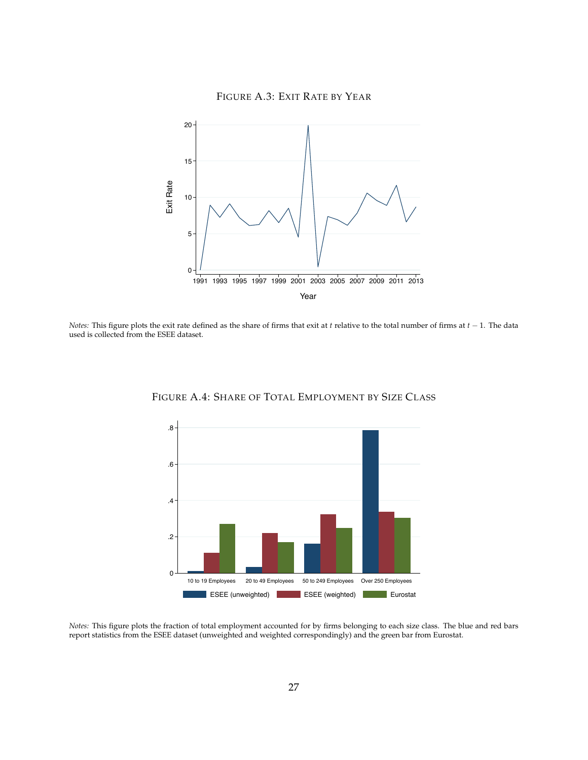FIGURE A.3: EXIT RATE BY YEAR

*Notes:* This figure plots the exit rate defined as the share of firms that exit at $t$ relative to the total number of firms at $t-1$. The data used is collected from the ESEE dataset.

FIGURE A.4: SHARE OF TOTAL EMPLOYMENT BY SIZE CLASS

*Notes:* This figure plots the fraction of total employment accounted for by firms belonging to each size class. The blue and red bars report statistics from the ESEE dataset (unweighted and weighted correspondingly) and the green bar from Eurostat.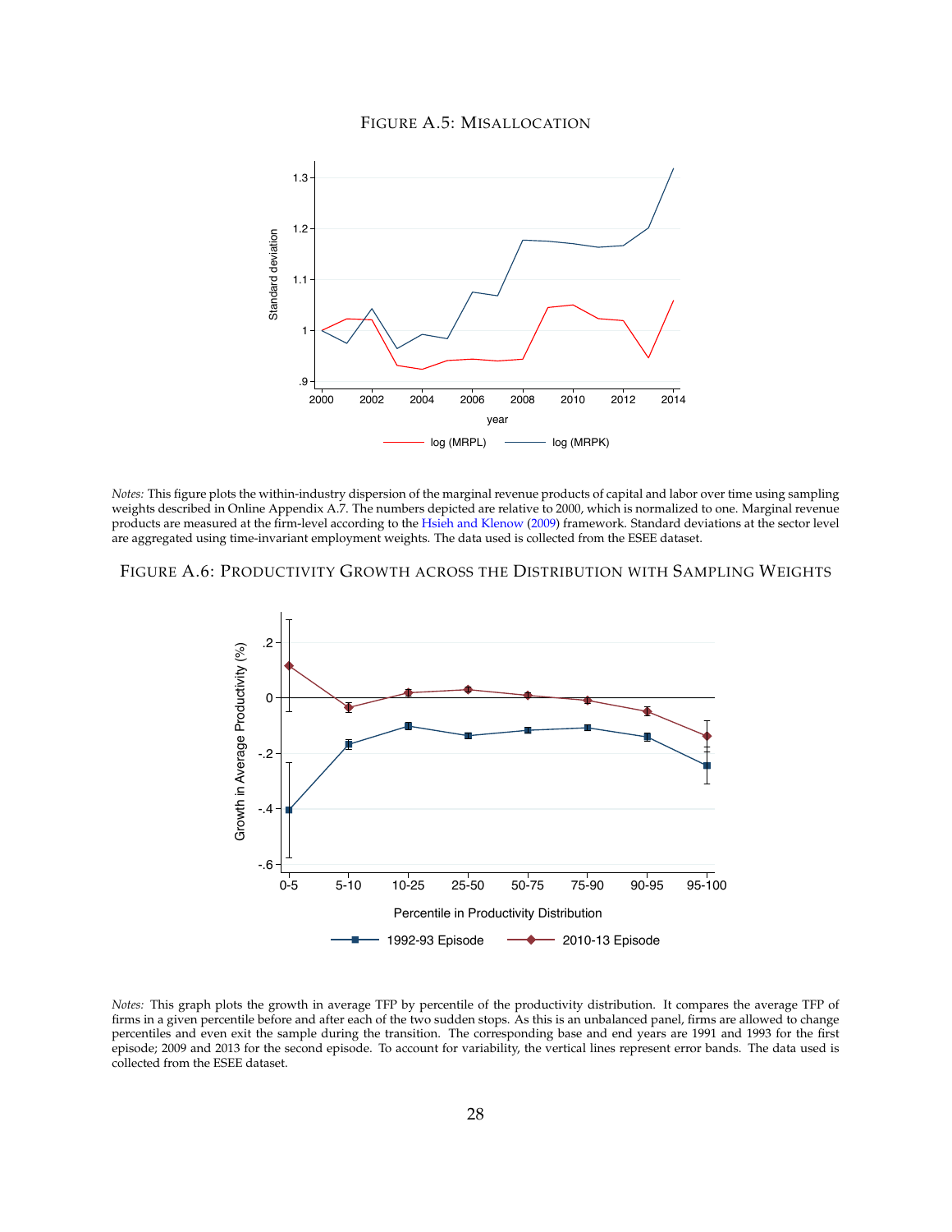FIGURE A.5: MISALLOCATION

*Notes:* This figure plots the within-industry dispersion of the marginal revenue products of capital and labor over time using sampling weights described in Online Appendix A.7. The numbers depicted are relative to 2000, which is normalized to one. Marginal revenue products are measured at the firm-level according to the Hsieh and Klenow (2009) framework. Standard deviations at the sector level are aggregated using time-invariant employment weights. The data used is collected from the ESEE dataset.

FIGURE A.6: PRODUCTIVITY GROWTH ACROSS THE DISTRIBUTION WITH SAMPLING WEIGHTS

*Notes:* This graph plots the growth in average TFP by percentile of the productivity distribution. It compares the average TFP of firms in a given percentile before and after each of the two sudden stops. As this is an unbalanced panel, firms are allowed to change percentiles and even exit the sample during the transition. The corresponding base and end years are 1991 and 1993 for the first episode; 2009 and 2013 for the second episode. To account for variability, the vertical lines represent error bands. The data used is collected from the ESEE dataset.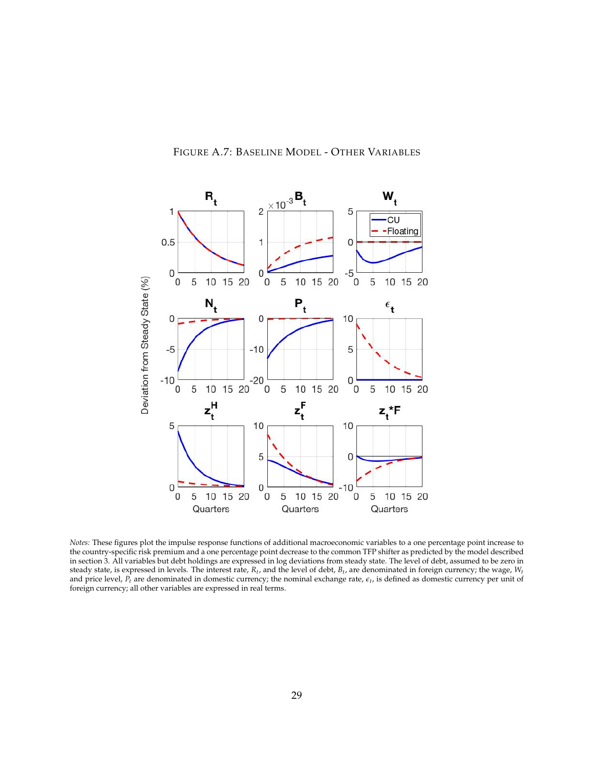FIGURE A.7: BASELINE MODEL - OTHER VARIABLES

*Notes:* These figures plot the impulse response functions of additional macroeconomic variables to a one percentage point increase to the country-specific risk premium and a one percentage point decrease to the common TFP shifter as predicted by the model described in section 3. All variables but debt holdings are expressed in log deviations from steady state. The level of debt, assumed to be zero in steady state, is expressed in levels. The interest rate, $R_t$, and the level of debt, $B_t$, are denominated in foreign currency; the wage, $W_t$ and price level, $P_t$ are denominated in domestic currency; the nominal exchange rate, $\epsilon_t$, is defined as domestic currency per unit of foreign currency; all other variables are expressed in real terms.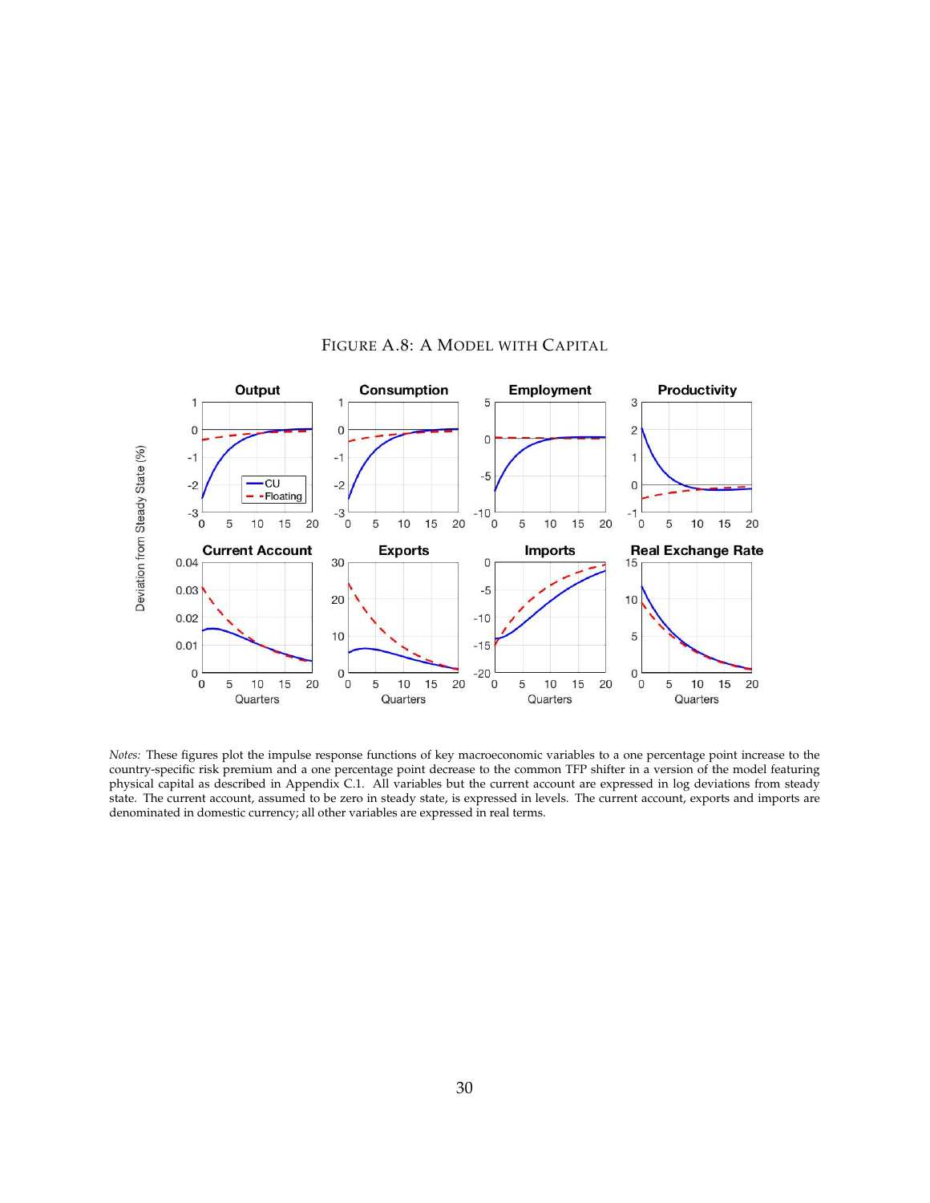FIGURE A.8: A MODEL WITH CAPITAL

*Notes:* These figures plot the impulse response functions of key macroeconomic variables to a one percentage point increase to the country-specific risk premium and a one percentage point decrease to the common TFP shifter in a version of the model featuring physical capital as described in Appendix C.1. All variables but the current account are expressed in log deviations from steady state. The current account, assumed to be zero in steady state, is expressed in levels. The current account, exports and imports are denominated in domestic currency; all other variables are expressed in real terms.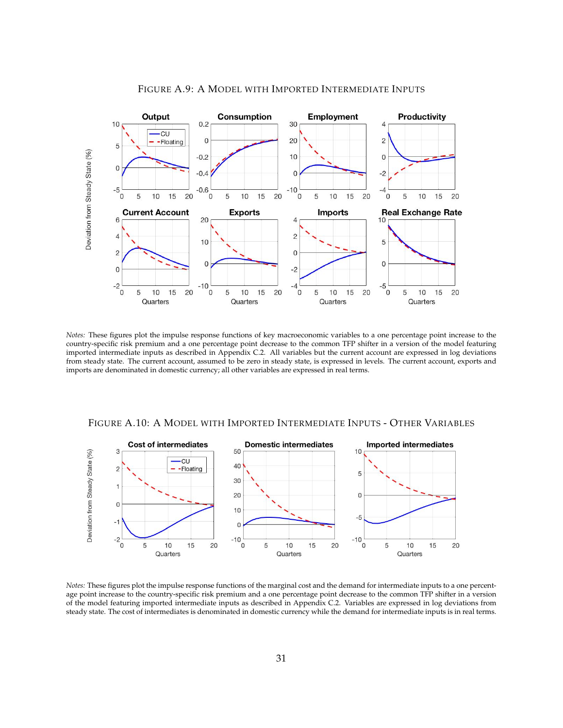FIGURE A.9: A MODEL WITH IMPORTED INTERMEDIATE INPUTS

*Notes:* These figures plot the impulse response functions of key macroeconomic variables to a one percentage point increase to the country-specific risk premium and a one percentage point decrease to the common TFP shifter in a version of the model featuring imported intermediate inputs as described in Appendix C.2. All variables but the current account are expressed in log deviations from steady state. The current account, assumed to be zero in steady state, is expressed in levels. The current account, exports and imports are denominated in domestic currency; all other variables are expressed in real terms.

FIGURE A.10: A MODEL WITH IMPORTED INTERMEDIATE INPUTS - OTHER VARIABLES

*Notes:* These figures plot the impulse response functions of the marginal cost and the demand for intermediate inputs to a one percentage point increase to the country-specific risk premium and a one percentage point decrease to the common TFP shifter in a version of the model featuring imported intermediate inputs as described in Appendix C.2. Variables are expressed in log deviations from steady state. The cost of intermediates is denominated in domestic currency while the demand for intermediate inputs is in real terms.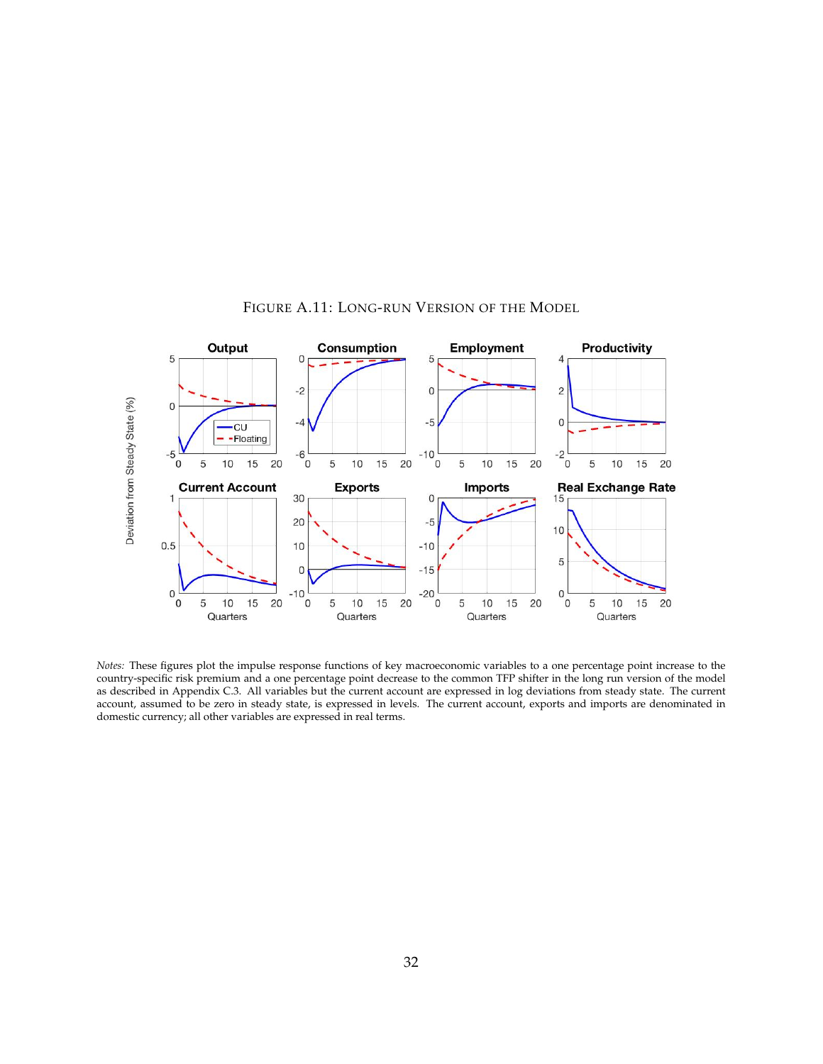FIGURE A.11: LONG-RUN VERSION OF THE MODEL

*Notes:* These figures plot the impulse response functions of key macroeconomic variables to a one percentage point increase to the country-specific risk premium and a one percentage point decrease to the common TFP shifter in the long run version of the model as described in Appendix C.3. All variables but the current account are expressed in log deviations from steady state. The current account, assumed to be zero in steady state, is expressed in levels. The current account, exports and imports are denominated in domestic currency; all other variables are expressed in real terms.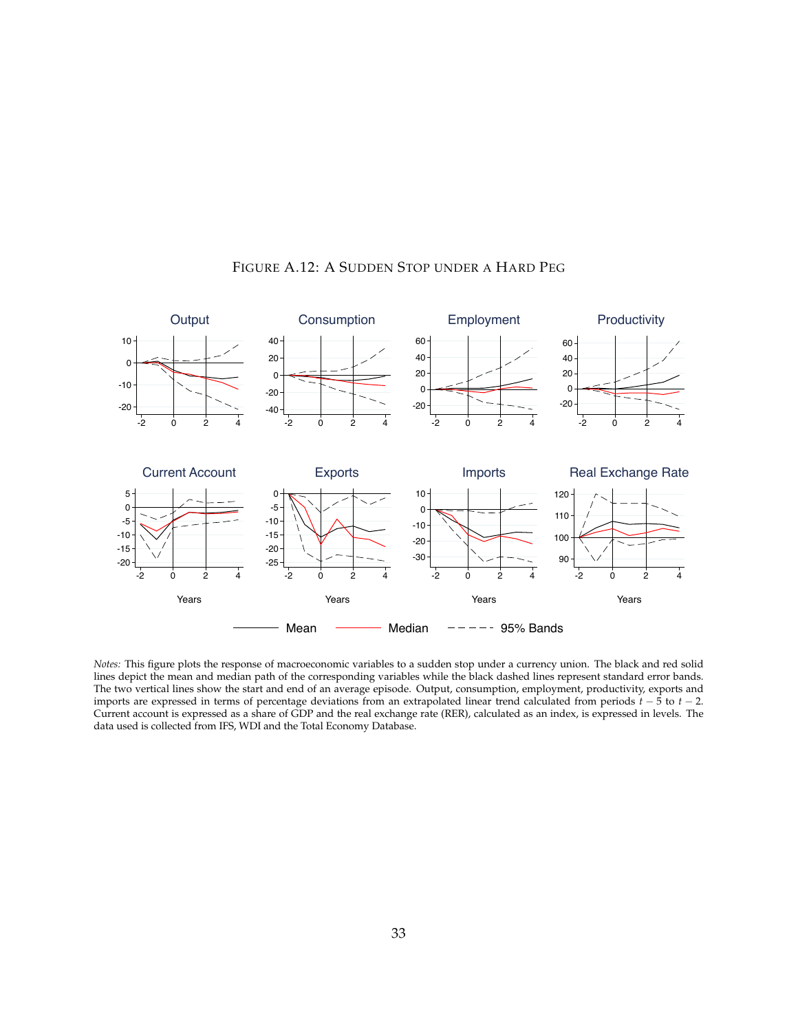FIGURE A.12: A SUDDEN STOP UNDER A HARD PEG

*Notes:* This figure plots the response of macroeconomic variables to a sudden stop under a currency union. The black and red solid lines depict the mean and median path of the corresponding variables while the black dashed lines represent standard error bands. The two vertical lines show the start and end of an average episode. Output, consumption, employment, productivity, exports and imports are expressed in terms of percentage deviations from an extrapolated linear trend calculated from periods $t-5$ to $t-2$. Current account is expressed as a share of GDP and the real exchange rate (RER), calculated as an index, is expressed in levels. The data used is collected from IFS, WDI and the Total Economy Database.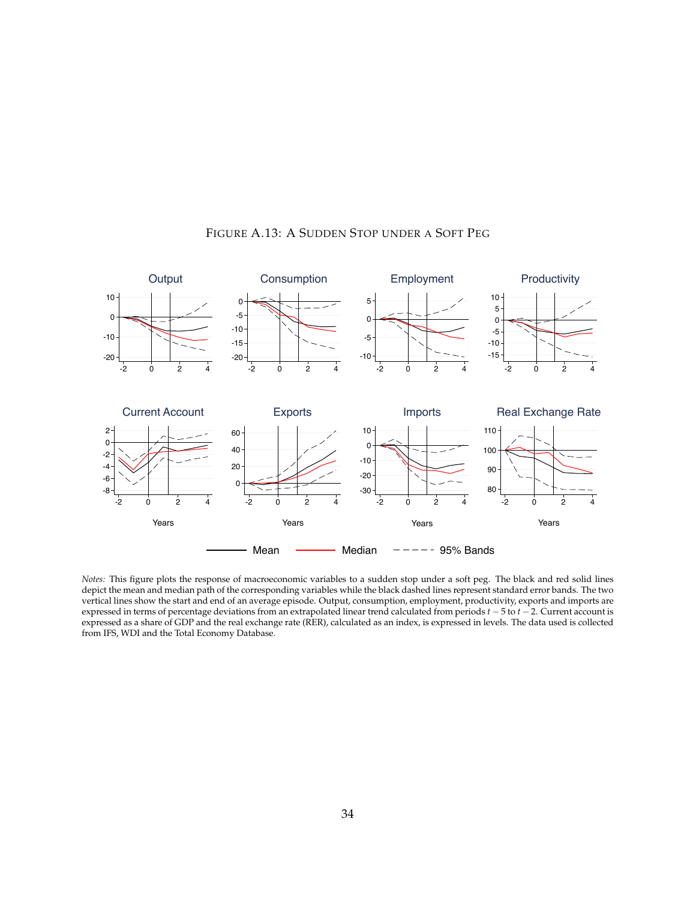FIGURE A.13: A SUDDEN STOP UNDER A SOFT PEG

*Notes:* This figure plots the response of macroeconomic variables to a sudden stop under a soft peg. The black and red solid lines depict the mean and median path of the corresponding variables while the black dashed lines represent standard error bands. The two vertical lines show the start and end of an average episode. Output, consumption, employment, productivity, exports and imports are expressed in terms of percentage deviations from an extrapolated linear trend calculated from periods $t-5$ to $t-2$. Current account is expressed as a share of GDP and the real exchange rate (RER), calculated as an index, is expressed in levels. The data used is collected from IFS, WDI and the Total Economy Database.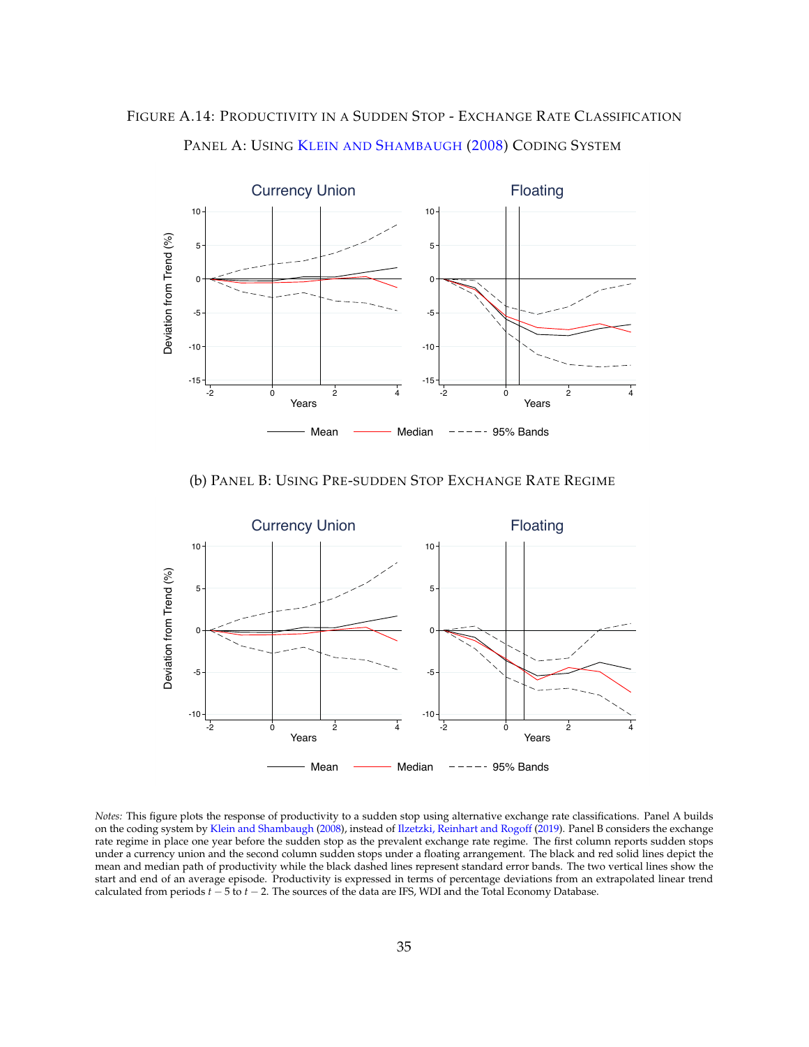Figure A.14: Productivity in a Sudden Stop - Exchange Rate Classification

Panel A: Using Klein and Shambaugh (2008) Coding System

(b) Panel B: Using Pre-sudden Stop Exchange Rate Regime

*Notes:* This figure plots the response of productivity to a sudden stop using alternative exchange rate classifications. Panel A builds on the coding system by Klein and Shambaugh (2008), instead of Ilzetzki, Reinhart and Rogoff (2019). Panel B considers the exchange rate regime in place one year before the sudden stop as the prevalent exchange rate regime. The first column reports sudden stops under a currency union and the second column sudden stops under a floating arrangement. The black and red solid lines depict the mean and median path of productivity while the black dashed lines represent standard error bands. The two vertical lines show the start and end of an average episode. Productivity is expressed in terms of percentage deviations from an extrapolated linear trend calculated from periods $t-5$ to $t-2$. The sources of the data are IFS, WDI and the Total Economy Database.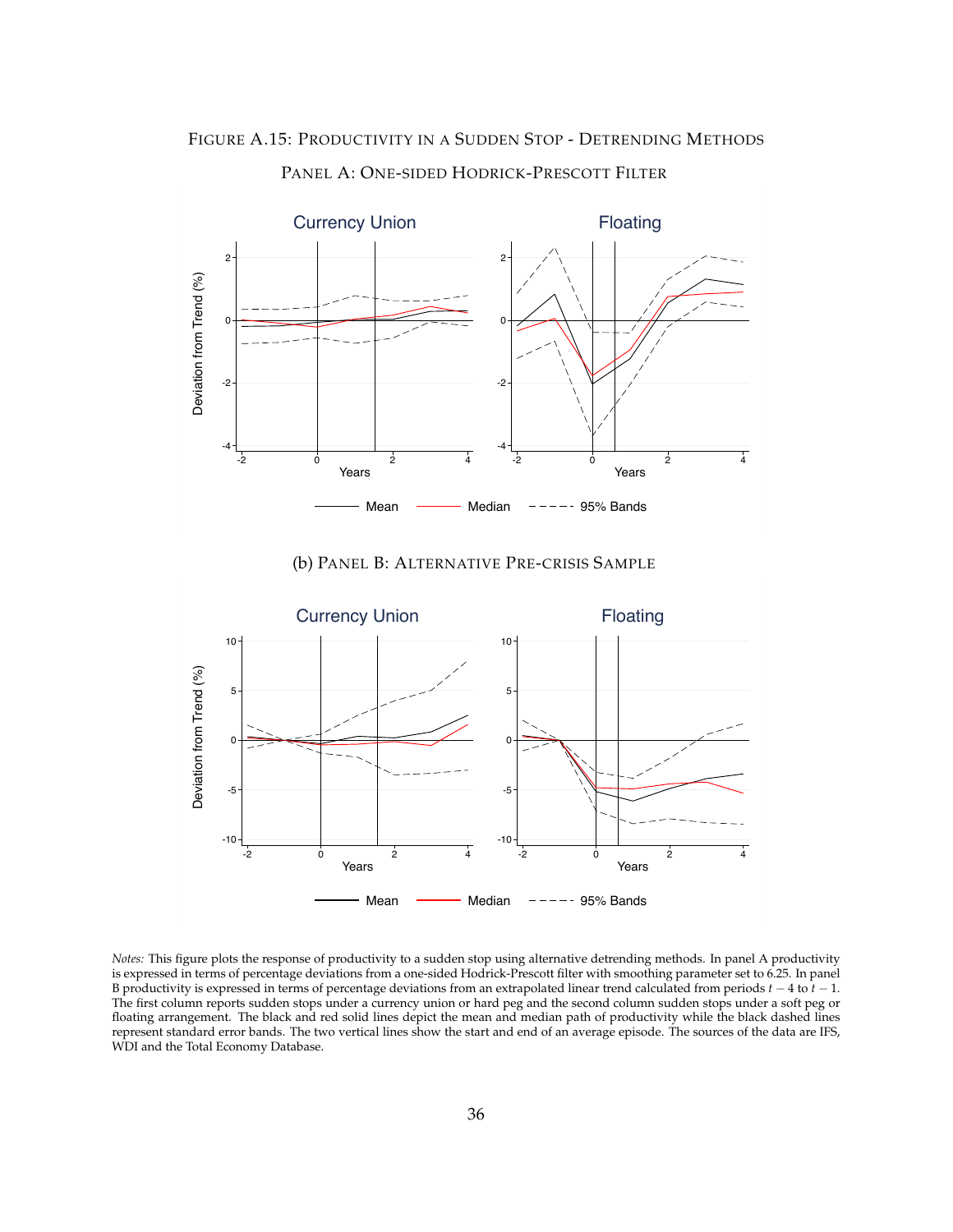FIGURE A.15: PRODUCTIVITY IN A SUDDEN STOP - DETRENDING METHODS

PANEL A: ONE-SIDED HODRICK-PRESCOTT FILTER

(b) PANEL B: ALTERNATIVE PRE-CRISIS SAMPLE

*Notes:* This figure plots the response of productivity to a sudden stop using alternative detrending methods. In panel A productivity is expressed in terms of percentage deviations from a one-sided Hodrick-Prescott filter with smoothing parameter set to 6.25. In panel B productivity is expressed in terms of percentage deviations from an extrapolated linear trend calculated from periods $t-4$ to $t-1$. The first column reports sudden stops under a currency union or hard peg and the second column sudden stops under a soft peg or floating arrangement. The black and red solid lines depict the mean and median path of productivity while the black dashed lines represent standard error bands. The two vertical lines show the start and end of an average episode. The sources of the data are IFS, WDI and the Total Economy Database.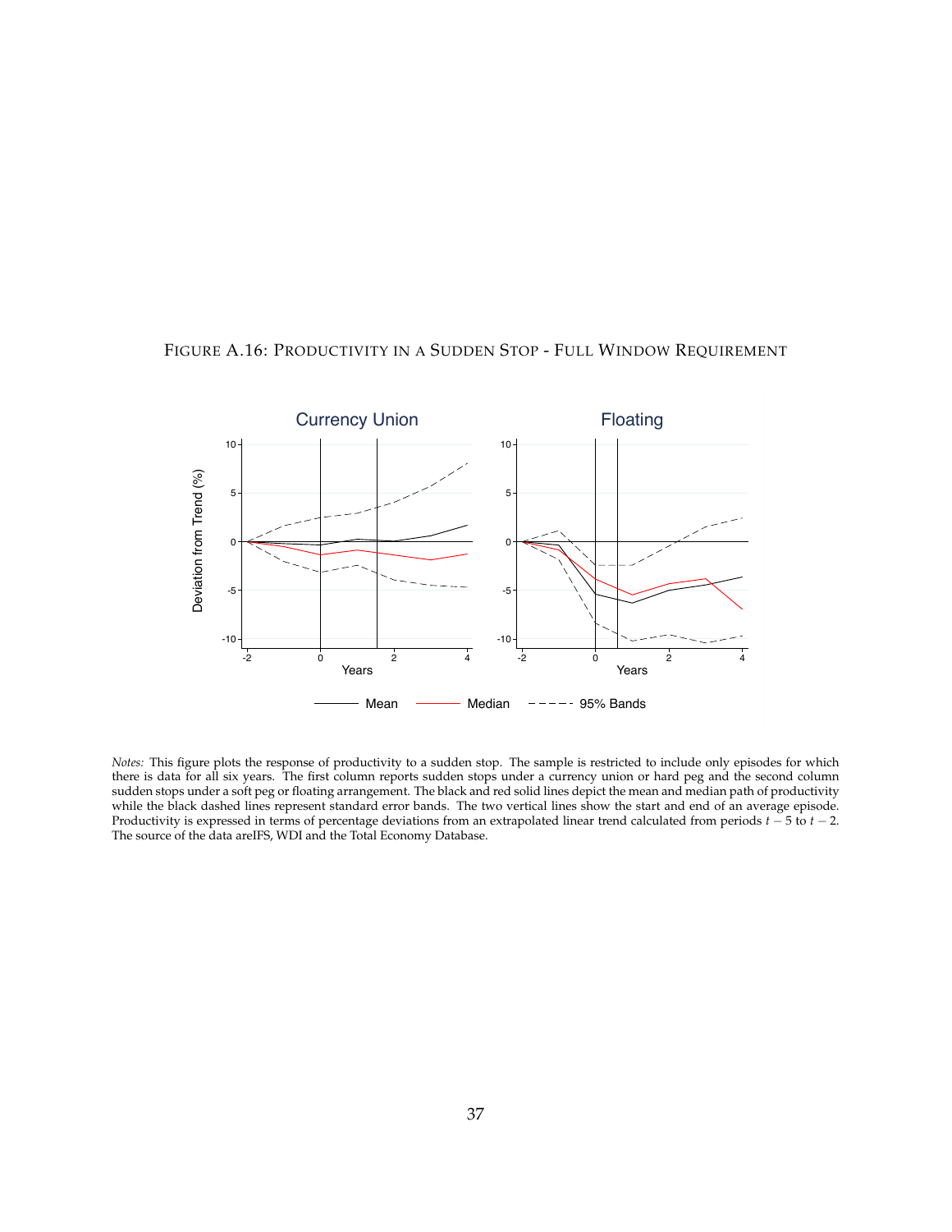FIGURE A.16: PRODUCTIVITY IN A SUDDEN STOP - FULL WINDOW REQUIREMENT

*Notes:* This figure plots the response of productivity to a sudden stop. The sample is restricted to include only episodes for which there is data for all six years. The first column reports sudden stops under a currency union or hard peg and the second column sudden stops under a soft peg or floating arrangement. The black and red solid lines depict the mean and median path of productivity while the black dashed lines represent standard error bands. The two vertical lines show the start and end of an average episode. Productivity is expressed in terms of percentage deviations from an extrapolated linear trend calculated from periods $t-5$ to $t-2$. The source of the data areIFS, WDI and the Total Economy Database.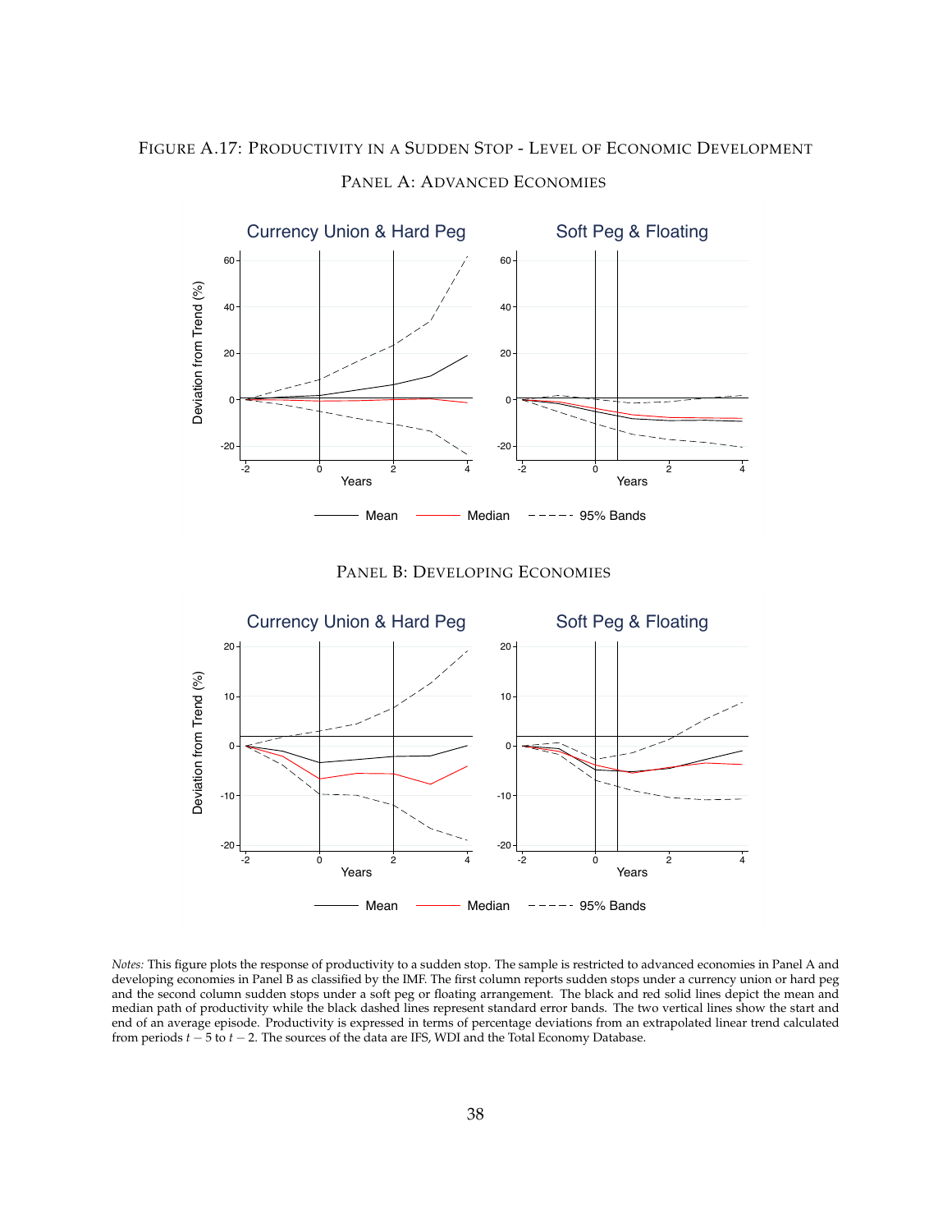FIGURE A.17: PRODUCTIVITY IN A SUDDEN STOP - LEVEL OF ECONOMIC DEVELOPMENT

PANEL A: ADVANCED ECONOMIES

PANEL B: DEVELOPING ECONOMIES

*Notes:* This figure plots the response of productivity to a sudden stop. The sample is restricted to advanced economies in Panel A and developing economies in Panel B as classified by the IMF. The first column reports sudden stops under a currency union or hard peg and the second column sudden stops under a soft peg or floating arrangement. The black and red solid lines depict the mean and median path of productivity while the black dashed lines represent standard error bands. The two vertical lines show the start and end of an average episode. Productivity is expressed in terms of percentage deviations from an extrapolated linear trend calculated from periods $t-5$ to $t-2$. The sources of the data are IFS, WDI and the Total Economy Database.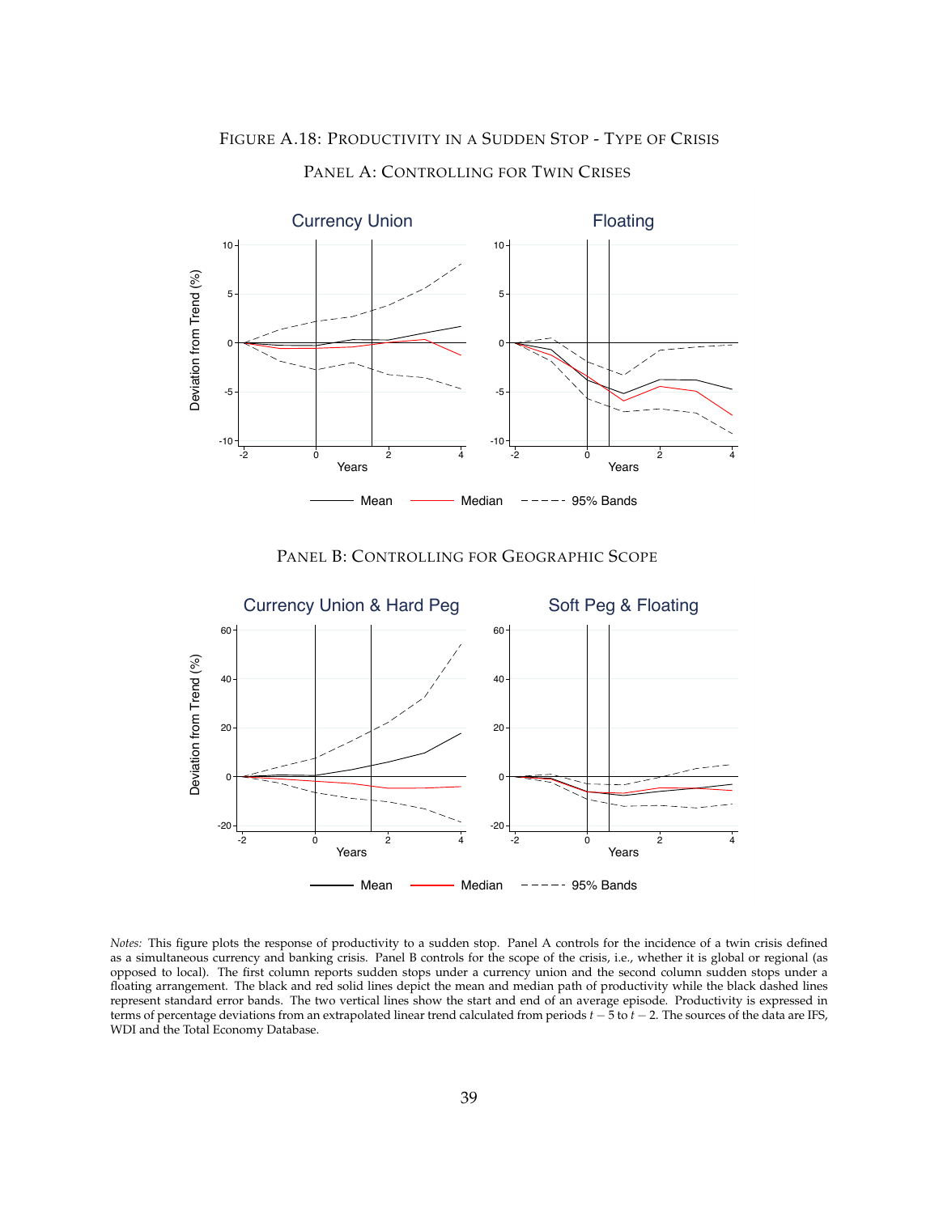# Figure A.18: Productivity in a Sudden Stop - Type of Crisis

## Panel A: Controlling for Twin Crises

Currency Union | Floating

Deviation from Trend (%)

Years

Mean — Median — 95% Bands

## Panel B: Controlling for Geographic Scope

Currency Union & Hard Peg | Soft Peg & Floating

Deviation from Trend (%)

Years

Mean — Median — 95% Bands

*Notes:* This figure plots the response of productivity to a sudden stop. Panel A controls for the incidence of a twin crisis defined as a simultaneous currency and banking crisis. Panel B controls for the scope of the crisis, i.e., whether it is global or regional (as opposed to local). The first column reports sudden stops under a currency union and the second column sudden stops under a floating arrangement. The black and red solid lines depict the mean and median path of productivity while the black dashed lines represent standard error bands. The two vertical lines show the start and end of an average episode. Productivity is expressed in terms of percentage deviations from an extrapolated linear trend calculated from periods $t-5$ to $t-2$. The sources of the data are IFS, WDI and the Total Economy Database.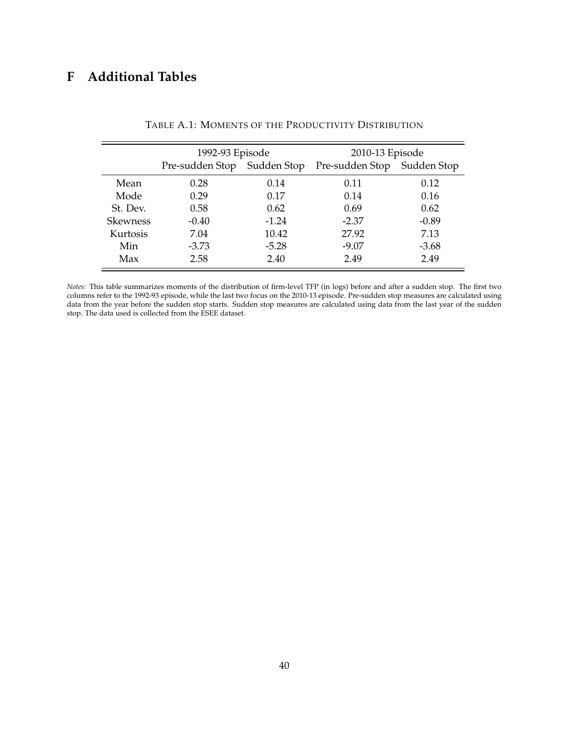# F Additional Tables

TABLE A.1: MOMENTS OF THE PRODUCTIVITY DISTRIBUTION

| | 1992-93 Episode | | 2010-13 Episode | |
|---|---|---|---|---|
| | Pre-sudden Stop | Sudden Stop | Pre-sudden Stop | Sudden Stop |
| Mean | 0.28 | 0.14 | 0.11 | 0.12 |
| Mode | 0.29 | 0.17 | 0.14 | 0.16 |
| St. Dev. | 0.58 | 0.62 | 0.69 | 0.62 |
| Skewness | -0.40 | -1.24 | -2.37 | -0.89 |
| Kurtosis | 7.04 | 10.42 | 27.92 | 7.13 |
| Min | -3.73 | -5.28 | -9.07 | -3.68 |
| Max | 2.58 | 2.40 | 2.49 | 2.49 |

*Notes:* This table summarizes moments of the distribution of firm-level TFP (in logs) before and after a sudden stop. The first two columns refer to the 1992-93 episode, while the last two focus on the 2010-13 episode. Pre-sudden stop measures are calculated using data from the year before the sudden stop starts. Sudden stop measures are calculated using data from the last year of the sudden stop. The data used is collected from the ESEE dataset.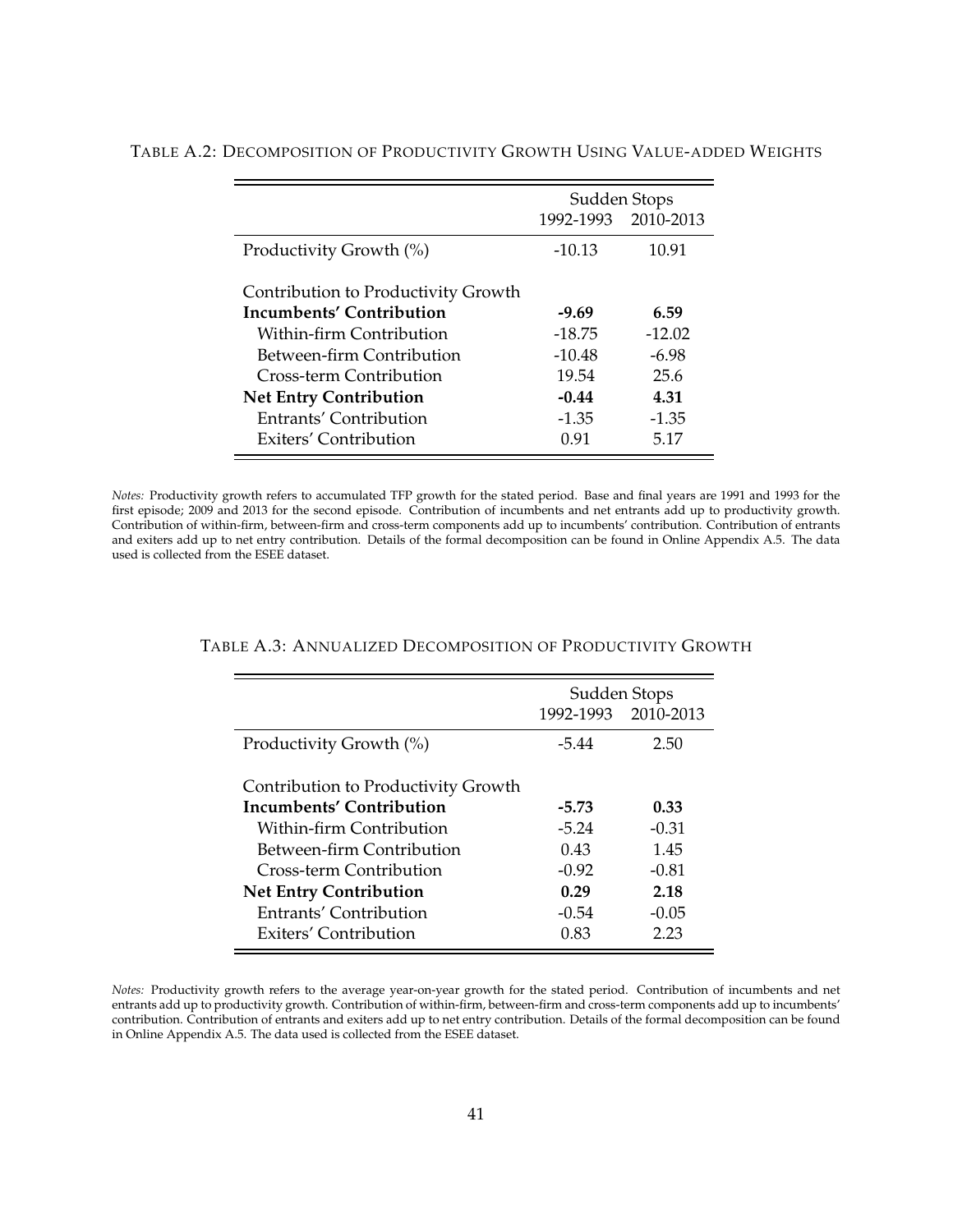TABLE A.2: DECOMPOSITION OF PRODUCTIVITY GROWTH USING VALUE-ADDED WEIGHTS

| | Sudden Stops | |
|---|---|---|
| | 1992-1993 | 2010-2013 |
| Productivity Growth (%) | -10.13 | 10.91 |
| Contribution to Productivity Growth | | |
| **Incumbents' Contribution** | **-9.69** | **6.59** |
| Within-firm Contribution | -18.75 | -12.02 |
| Between-firm Contribution | -10.48 | -6.98 |
| Cross-term Contribution | 19.54 | 25.6 |
| **Net Entry Contribution** | **-0.44** | **4.31** |
| Entrants' Contribution | -1.35 | -1.35 |
| Exiters' Contribution | 0.91 | 5.17 |

*Notes:* Productivity growth refers to accumulated TFP growth for the stated period. Base and final years are 1991 and 1993 for the first episode; 2009 and 2013 for the second episode. Contribution of incumbents and net entrants add up to productivity growth. Contribution of within-firm, between-firm and cross-term components add up to incumbents' contribution. Contribution of entrants and exiters add up to net entry contribution. Details of the formal decomposition can be found in Online Appendix A.5. The data used is collected from the ESEE dataset.

TABLE A.3: ANNUALIZED DECOMPOSITION OF PRODUCTIVITY GROWTH

| | Sudden Stops | |
|---|---|---|
| | 1992-1993 | 2010-2013 |
| Productivity Growth (%) | -5.44 | 2.50 |
| Contribution to Productivity Growth | | |
| **Incumbents' Contribution** | **-5.73** | **0.33** |
| Within-firm Contribution | -5.24 | -0.31 |
| Between-firm Contribution | 0.43 | 1.45 |
| Cross-term Contribution | -0.92 | -0.81 |
| **Net Entry Contribution** | **0.29** | **2.18** |
| Entrants' Contribution | -0.54 | -0.05 |
| Exiters' Contribution | 0.83 | 2.23 |

*Notes:* Productivity growth refers to the average year-on-year growth for the stated period. Contribution of incumbents and net entrants add up to productivity growth. Contribution of within-firm, between-firm and cross-term components add up to incumbents' contribution. Contribution of entrants and exiters add up to net entry contribution. Details of the formal decomposition can be found in Online Appendix A.5. The data used is collected from the ESEE dataset.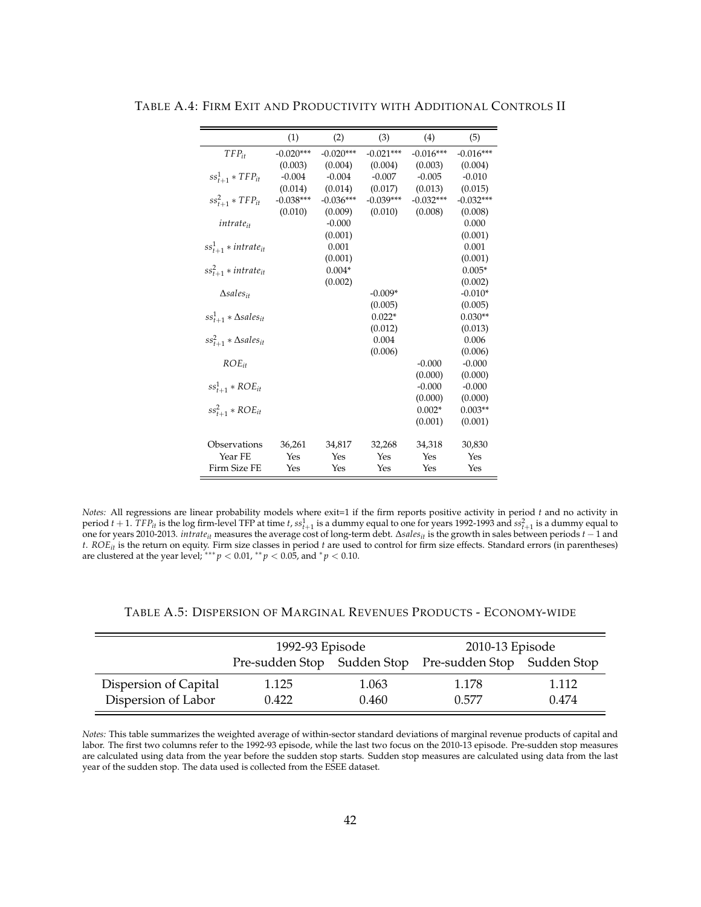TABLE A.4: FIRM EXIT AND PRODUCTIVITY WITH ADDITIONAL CONTROLS II

| | (1) | (2) | (3) | (4) | (5) |
|---|---|---|---|---|---|
| $TFP_{it}$ | -0.020*** | -0.020*** | -0.021*** | -0.016*** | -0.016*** |
| | (0.003) | (0.004) | (0.004) | (0.003) | (0.004) |
| $ss^1_{t+1} * TFP_{it}$ | -0.004 | -0.004 | -0.007 | -0.005 | -0.010 |
| | (0.014) | (0.014) | (0.017) | (0.013) | (0.015) |
| $ss^2_{t+1} * TFP_{it}$ | -0.038*** | -0.036*** | -0.039*** | -0.032*** | -0.032*** |
| | (0.010) | (0.009) | (0.010) | (0.008) | (0.008) |
| $intrate_{it}$ | | -0.000 | | | 0.000 |
| | | (0.001) | | | (0.001) |
| $ss^1_{t+1} * intrate_{it}$ | | 0.001 | | | 0.001 |
| | | (0.001) | | | (0.001) |
| $ss^2_{t+1} * intrate_{it}$ | | 0.004* | | | 0.005* |
| | | (0.002) | | | (0.002) |
| $\Delta sales_{it}$ | | | -0.009* | | -0.010* |
| | | | (0.005) | | (0.005) |
| $ss^1_{t+1} * \Delta sales_{it}$ | | | 0.022* | | 0.030** |
| | | | (0.012) | | (0.013) |
| $ss^2_{t+1} * \Delta sales_{it}$ | | | 0.004 | | 0.006 |
| | | | (0.006) | | (0.006) |
| $ROE_{it}$ | | | | -0.000 | -0.000 |
| | | | | (0.000) | (0.000) |
| $ss^1_{t+1} * ROE_{it}$ | | | | -0.000 | -0.000 |
| | | | | (0.000) | (0.000) |
| $ss^2_{t+1} * ROE_{it}$ | | | | 0.002* | 0.003** |
| | | | | (0.001) | (0.001) |
| Observations | 36,261 | 34,817 | 32,268 | 34,318 | 30,830 |
| Year FE | Yes | Yes | Yes | Yes | Yes |
| Firm Size FE | Yes | Yes | Yes | Yes | Yes |

*Notes:* All regressions are linear probability models where exit=1 if the firm reports positive activity in period $t$ and no activity in period $t+1$. $TFP_{it}$ is the log firm-level TFP at time $t$, $ss^1_{t+1}$ is a dummy equal to one for years 1992-1993 and $ss^2_{t+1}$ is a dummy equal to one for years 2010-2013. $intrate_{it}$ measures the average cost of long-term debt. $\Delta sales_{it}$ is the growth in sales between periods $t-1$ and $t$. $ROE_{it}$ is the return on equity. Firm size classes in period $t$ are used to control for firm size effects. Standard errors (in parentheses) are clustered at the year level; $^{***}p < 0.01$, $^{**}p < 0.05$, and $^{*}p < 0.10$.

TABLE A.5: DISPERSION OF MARGINAL REVENUES PRODUCTS - ECONOMY-WIDE

| | 1992-93 Episode | | 2010-13 Episode | |
|---|---|---|---|---|
| | Pre-sudden Stop | Sudden Stop | Pre-sudden Stop | Sudden Stop |
| Dispersion of Capital | 1.125 | 1.063 | 1.178 | 1.112 |
| Dispersion of Labor | 0.422 | 0.460 | 0.577 | 0.474 |

*Notes:* This table summarizes the weighted average of within-sector standard deviations of marginal revenue products of capital and labor. The first two columns refer to the 1992-93 episode, while the last two focus on the 2010-13 episode. Pre-sudden stop measures are calculated using data from the year before the sudden stop starts. Sudden stop measures are calculated using data from the last year of the sudden stop. The data used is collected from the ESEE dataset.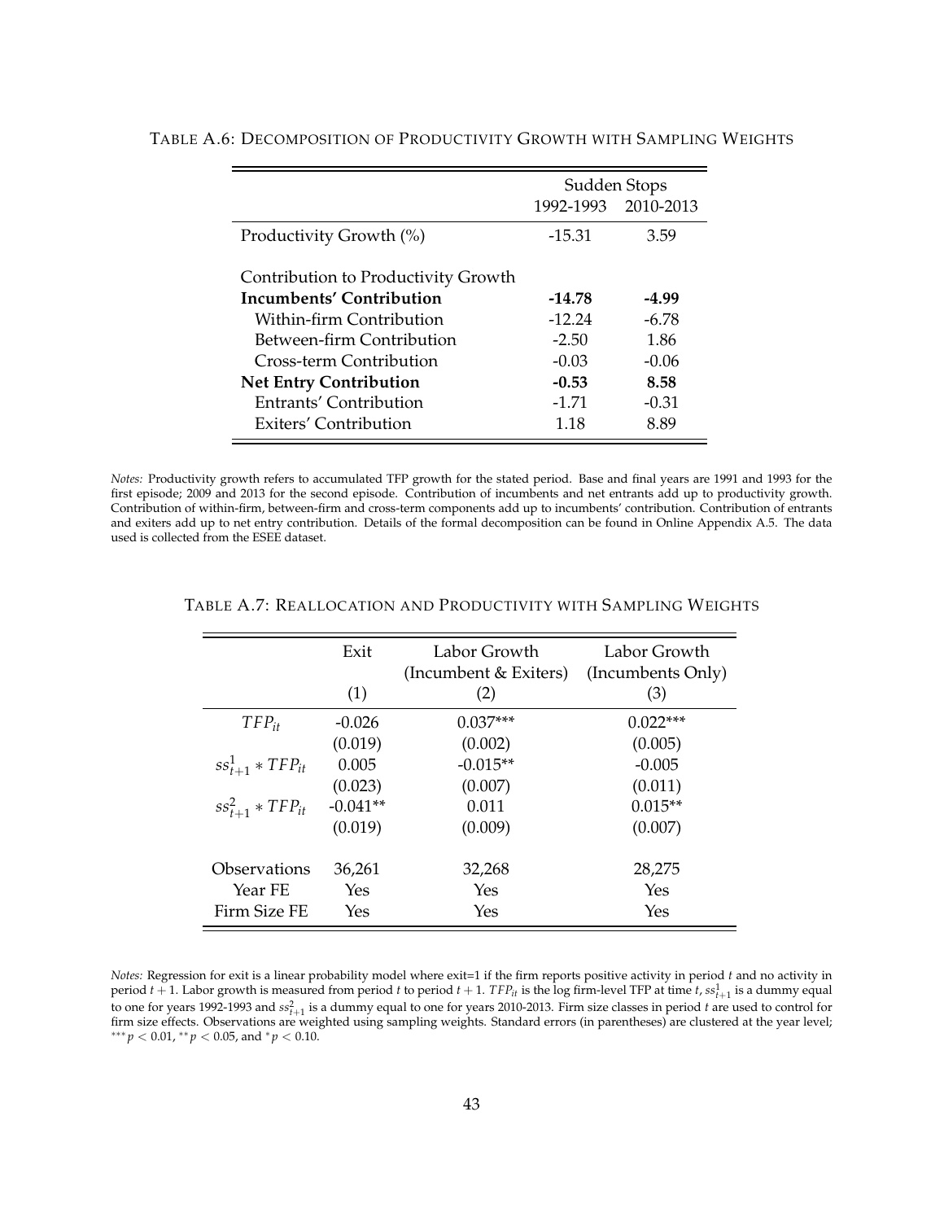TABLE A.6: DECOMPOSITION OF PRODUCTIVITY GROWTH WITH SAMPLING WEIGHTS

| | Sudden Stops | |
|---|---|---|
| | 1992-1993 | 2010-2013 |
| Productivity Growth (%) | -15.31 | 3.59 |
| Contribution to Productivity Growth | | |
| **Incumbents' Contribution** | **-14.78** | **-4.99** |
| Within-firm Contribution | -12.24 | -6.78 |
| Between-firm Contribution | -2.50 | 1.86 |
| Cross-term Contribution | -0.03 | -0.06 |
| **Net Entry Contribution** | **-0.53** | **8.58** |
| Entrants' Contribution | -1.71 | -0.31 |
| Exiters' Contribution | 1.18 | 8.89 |

*Notes:* Productivity growth refers to accumulated TFP growth for the stated period. Base and final years are 1991 and 1993 for the first episode; 2009 and 2013 for the second episode. Contribution of incumbents and net entrants add up to productivity growth. Contribution of within-firm, between-firm and cross-term components add up to incumbents' contribution. Contribution of entrants and exiters add up to net entry contribution. Details of the formal decomposition can be found in Online Appendix A.5. The data used is collected from the ESEE dataset.

TABLE A.7: REALLOCATION AND PRODUCTIVITY WITH SAMPLING WEIGHTS

| | Exit | Labor Growth (Incumbent & Exiters) | Labor Growth (Incumbents Only) |
|---|---|---|---|
| | (1) | (2) | (3) |
| $TFP_{it}$ | -0.026 | 0.037*** | 0.022*** |
| | (0.019) | (0.002) | (0.005) |
| $ss^1_{t+1} * TFP_{it}$ | 0.005 | -0.015** | -0.005 |
| | (0.023) | (0.007) | (0.011) |
| $ss^2_{t+1} * TFP_{it}$ | -0.041** | 0.011 | 0.015** |
| | (0.019) | (0.009) | (0.007) |
| Observations | 36,261 | 32,268 | 28,275 |
| Year FE | Yes | Yes | Yes |
| Firm Size FE | Yes | Yes | Yes |

*Notes:* Regression for exit is a linear probability model where exit=1 if the firm reports positive activity in period $t$ and no activity in period $t+1$. Labor growth is measured from period $t$ to period $t+1$. $TFP_{it}$ is the log firm-level TFP at time $t$, $ss^1_{t+1}$ is a dummy equal to one for years 1992-1993 and $ss^2_{t+1}$ is a dummy equal to one for years 2010-2013. Firm size classes in period $t$ are used to control for firm size effects. Observations are weighted using sampling weights. Standard errors (in parentheses) are clustered at the year level; $^{***}p < 0.01$, $^{**}p < 0.05$, and $^{*}p < 0.10$.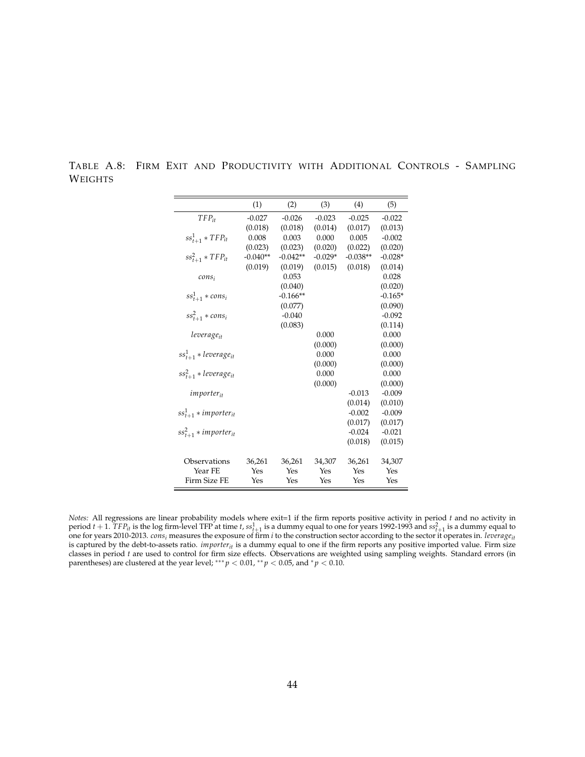TABLE A.8: FIRM EXIT AND PRODUCTIVITY WITH ADDITIONAL CONTROLS - SAMPLING WEIGHTS

| | (1) | (2) | (3) | (4) | (5) |
|---|---|---|---|---|---|
| $TFP_{it}$ | -0.027 | -0.026 | -0.023 | -0.025 | -0.022 |
| | (0.018) | (0.018) | (0.014) | (0.017) | (0.013) |
| $ss^1_{t+1} * TFP_{it}$ | 0.008 | 0.003 | 0.000 | 0.005 | -0.002 |
| | (0.023) | (0.023) | (0.020) | (0.022) | (0.020) |
| $ss^2_{t+1} * TFP_{it}$ | -0.040** | -0.042** | -0.029* | -0.038** | -0.028* |
| | (0.019) | (0.019) | (0.015) | (0.018) | (0.014) |
| $cons_i$ | | 0.053 | | | 0.028 |
| | | (0.040) | | | (0.020) |
| $ss^1_{t+1} * cons_i$ | | -0.166** | | | -0.165* |
| | | (0.077) | | | (0.090) |
| $ss^2_{t+1} * cons_i$ | | -0.040 | | | -0.092 |
| | | (0.083) | | | (0.114) |
| $leverage_{it}$ | | | 0.000 | | 0.000 |
| | | | (0.000) | | (0.000) |
| $ss^1_{t+1} * leverage_{it}$ | | | 0.000 | | 0.000 |
| | | | (0.000) | | (0.000) |
| $ss^2_{t+1} * leverage_{it}$ | | | 0.000 | | 0.000 |
| | | | (0.000) | | (0.000) |
| $importer_{it}$ | | | | -0.013 | -0.009 |
| | | | | (0.014) | (0.010) |
| $ss^1_{t+1} * importer_{it}$ | | | | -0.002 | -0.009 |
| | | | | (0.017) | (0.017) |
| $ss^2_{t+1} * importer_{it}$ | | | | -0.024 | -0.021 |
| | | | | (0.018) | (0.015) |
| Observations | 36,261 | 36,261 | 34,307 | 36,261 | 34,307 |
| Year FE | Yes | Yes | Yes | Yes | Yes |
| Firm Size FE | Yes | Yes | Yes | Yes | Yes |

*Notes:* All regressions are linear probability models where exit=1 if the firm reports positive activity in period $t$ and no activity in period $t+1$. $TFP_{it}$ is the log firm-level TFP at time $t$, $ss^1_{t+1}$ is a dummy equal to one for years 1992-1993 and $ss^2_{t+1}$ is a dummy equal to one for years 2010-2013. $cons_i$ measures the exposure of firm $i$ to the construction sector according to the sector it operates in. $leverage_{it}$ is captured by the debt-to-assets ratio. $importer_{it}$ is a dummy equal to one if the firm reports any positive imported value. Firm size classes in period $t$ are used to control for firm size effects. Observations are weighted using sampling weights. Standard errors (in parentheses) are clustered at the year level; $^{***}p < 0.01$, $^{**}p < 0.05$, and $^{*}p < 0.10$.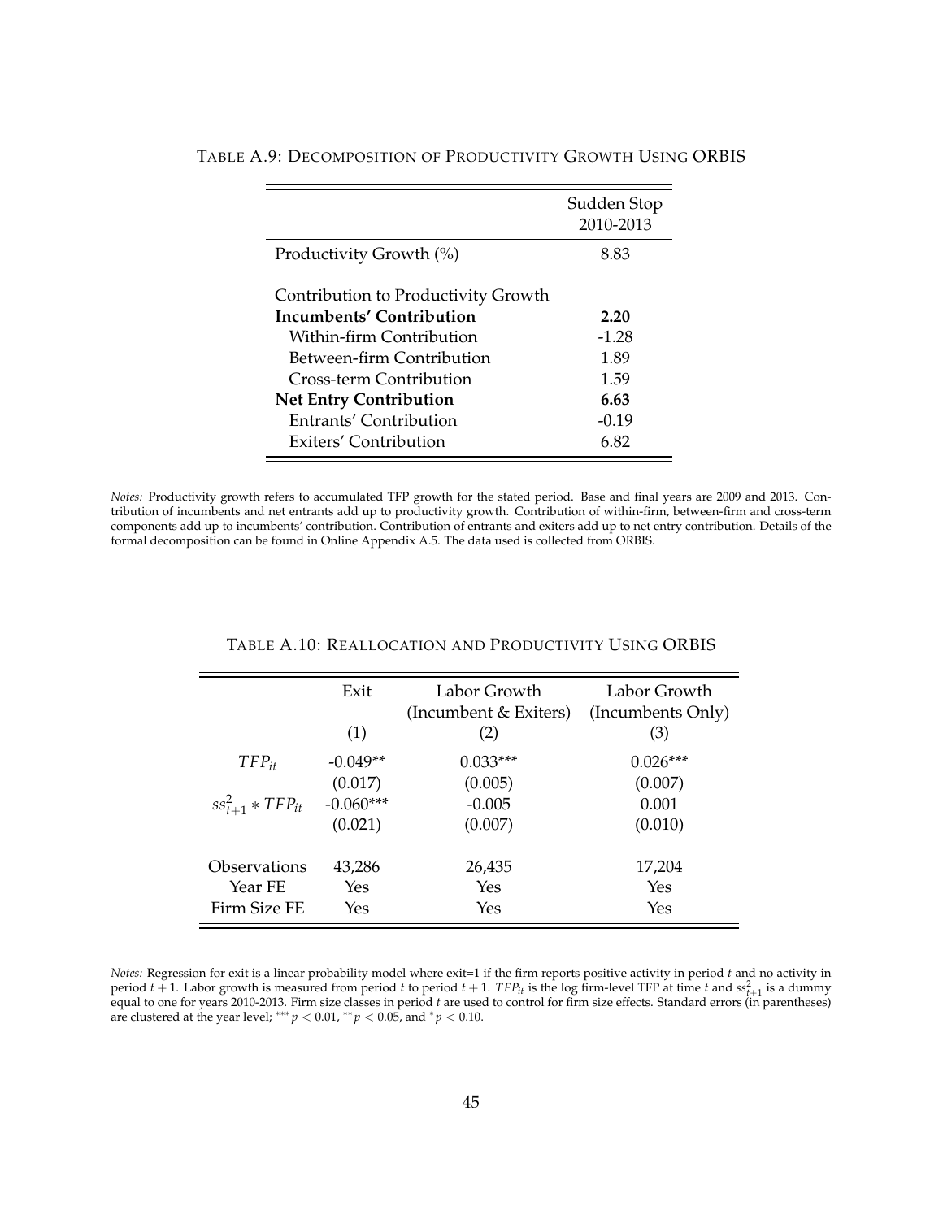TABLE A.9: DECOMPOSITION OF PRODUCTIVITY GROWTH USING ORBIS

| | Sudden Stop 2010-2013 |
|---|---|
| Productivity Growth (%) | 8.83 |
| Contribution to Productivity Growth | |
| **Incumbents' Contribution** | **2.20** |
| Within-firm Contribution | -1.28 |
| Between-firm Contribution | 1.89 |
| Cross-term Contribution | 1.59 |
| **Net Entry Contribution** | **6.63** |
| Entrants' Contribution | -0.19 |
| Exiters' Contribution | 6.82 |

*Notes:* Productivity growth refers to accumulated TFP growth for the stated period. Base and final years are 2009 and 2013. Contribution of incumbents and net entrants add up to productivity growth. Contribution of within-firm, between-firm and cross-term components add up to incumbents' contribution. Contribution of entrants and exiters add up to net entry contribution. Details of the formal decomposition can be found in Online Appendix A.5. The data used is collected from ORBIS.

TABLE A.10: REALLOCATION AND PRODUCTIVITY USING ORBIS

| | Exit | Labor Growth (Incumbent & Exiters) | Labor Growth (Incumbents Only) |
|---|---|---|---|
| | (1) | (2) | (3) |
| $TFP_{it}$ | -0.049** | 0.033*** | 0.026*** |
| | (0.017) | (0.005) | (0.007) |
| $ss^2_{t+1} * TFP_{it}$ | -0.060*** | -0.005 | 0.001 |
| | (0.021) | (0.007) | (0.010) |
| Observations | 43,286 | 26,435 | 17,204 |
| Year FE | Yes | Yes | Yes |
| Firm Size FE | Yes | Yes | Yes |

*Notes:* Regression for exit is a linear probability model where exit=1 if the firm reports positive activity in period $t$ and no activity in period $t+1$. Labor growth is measured from period $t$ to period $t+1$. $TFP_{it}$ is the log firm-level TFP at time $t$ and $ss^2_{t+1}$ is a dummy equal to one for years 2010-2013. Firm size classes in period $t$ are used to control for firm size effects. Standard errors (in parentheses) are clustered at the year level; $^{***}p < 0.01$, $^{**}p < 0.05$, and $^{*}p < 0.10$.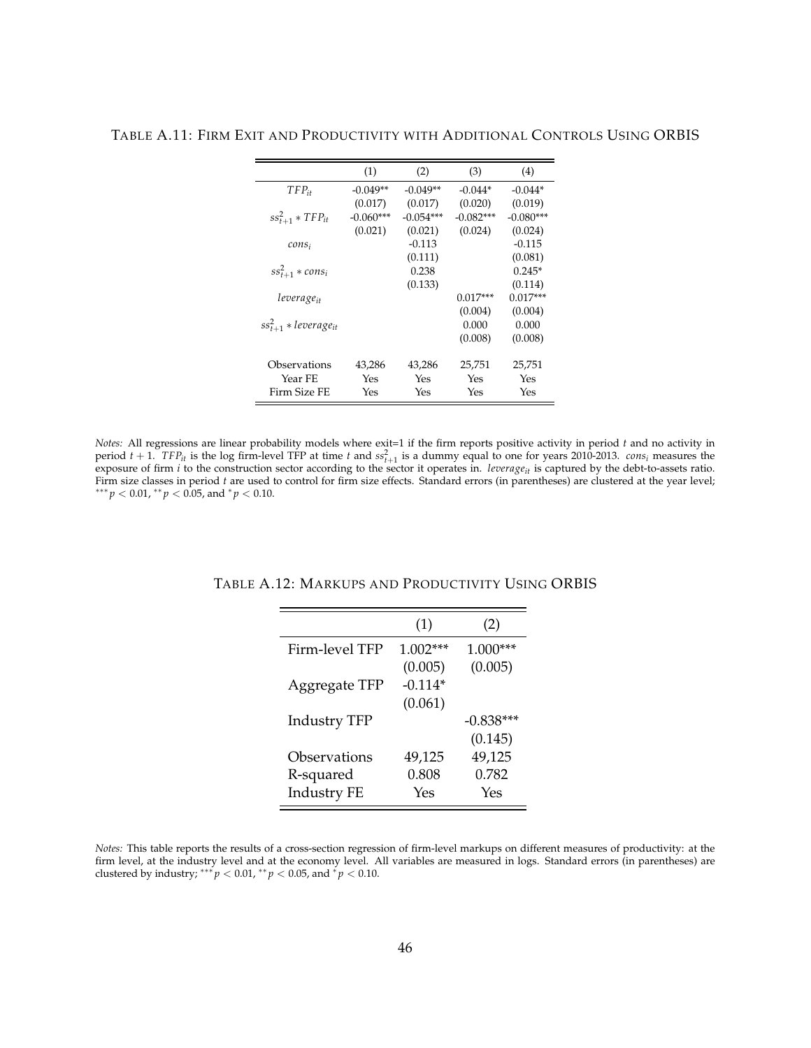TABLE A.11: FIRM EXIT AND PRODUCTIVITY WITH ADDITIONAL CONTROLS USING ORBIS

| | (1) | (2) | (3) | (4) |
|---|---|---|---|---|
| $TFP_{it}$ | -0.049** | -0.049** | -0.044* | -0.044* |
| | (0.017) | (0.017) | (0.020) | (0.019) |
| $ss^2_{t+1} * TFP_{it}$ | -0.060*** | -0.054*** | -0.082*** | -0.080*** |
| | (0.021) | (0.021) | (0.024) | (0.024) |
| $cons_i$ | | -0.113 | | -0.115 |
| | | (0.111) | | (0.081) |
| $ss^2_{t+1} * cons_i$ | | 0.238 | | 0.245* |
| | | (0.133) | | (0.114) |
| $leverage_{it}$ | | | 0.017*** | 0.017*** |
| | | | (0.004) | (0.004) |
| $ss^2_{t+1} * leverage_{it}$ | | | 0.000 | 0.000 |
| | | | (0.008) | (0.008) |
| Observations | 43,286 | 43,286 | 25,751 | 25,751 |
| Year FE | Yes | Yes | Yes | Yes |
| Firm Size FE | Yes | Yes | Yes | Yes |

*Notes:* All regressions are linear probability models where exit=1 if the firm reports positive activity in period $t$ and no activity in period $t+1$. $TFP_{it}$ is the log firm-level TFP at time $t$ and $ss^2_{t+1}$ is a dummy equal to one for years 2010-2013. $cons_i$ measures the exposure of firm $i$ to the construction sector according to the sector it operates in. $leverage_{it}$ is captured by the debt-to-assets ratio. Firm size classes in period $t$ are used to control for firm size effects. Standard errors (in parentheses) are clustered at the year level; $^{***}p < 0.01$, $^{**}p < 0.05$, and $^{*}p < 0.10$.

TABLE A.12: MARKUPS AND PRODUCTIVITY USING ORBIS

| | (1) | (2) |
|---|---|---|
| Firm-level TFP | 1.002*** | 1.000*** |
| | (0.005) | (0.005) |
| Aggregate TFP | -0.114* | |
| | (0.061) | |
| Industry TFP | | -0.838*** |
| | | (0.145) |
| Observations | 49,125 | 49,125 |
| R-squared | 0.808 | 0.782 |
| Industry FE | Yes | Yes |

*Notes:* This table reports the results of a cross-section regression of firm-level markups on different measures of productivity: at the firm level, at the industry level and at the economy level. All variables are measured in logs. Standard errors (in parentheses) are clustered by industry; $^{***}p < 0.01$, $^{**}p < 0.05$, and $^{*}p < 0.10$.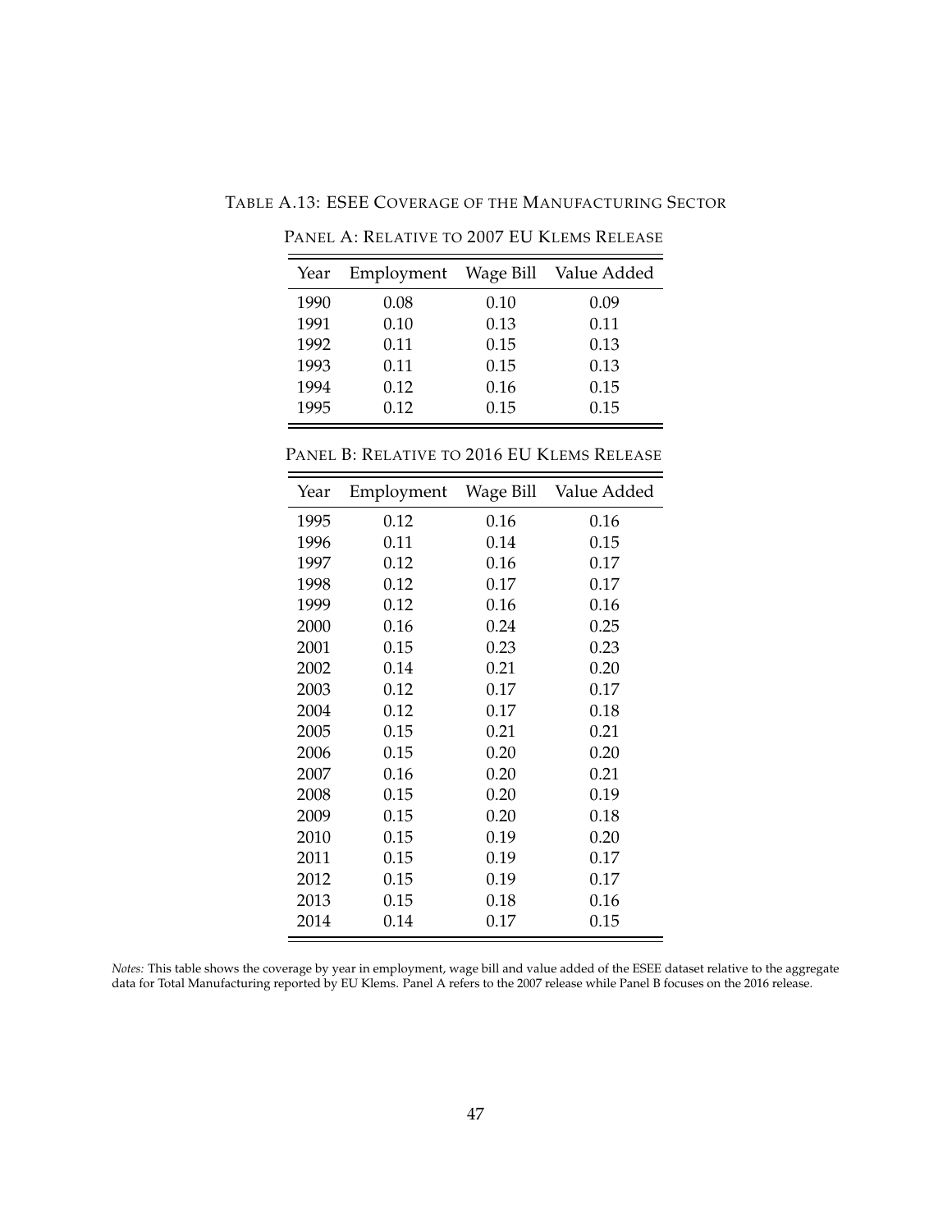TABLE A.13: ESEE COVERAGE OF THE MANUFACTURING SECTOR

PANEL A: RELATIVE TO 2007 EU KLEMS RELEASE

| Year | Employment | Wage Bill | Value Added |
|---|---|---|---|
| 1990 | 0.08 | 0.10 | 0.09 |
| 1991 | 0.10 | 0.13 | 0.11 |
| 1992 | 0.11 | 0.15 | 0.13 |
| 1993 | 0.11 | 0.15 | 0.13 |
| 1994 | 0.12 | 0.16 | 0.15 |
| 1995 | 0.12 | 0.15 | 0.15 |

PANEL B: RELATIVE TO 2016 EU KLEMS RELEASE

| Year | Employment | Wage Bill | Value Added |
|---|---|---|---|
| 1995 | 0.12 | 0.16 | 0.16 |
| 1996 | 0.11 | 0.14 | 0.15 |
| 1997 | 0.12 | 0.16 | 0.17 |
| 1998 | 0.12 | 0.17 | 0.17 |
| 1999 | 0.12 | 0.16 | 0.16 |
| 2000 | 0.16 | 0.24 | 0.25 |
| 2001 | 0.15 | 0.23 | 0.23 |
| 2002 | 0.14 | 0.21 | 0.20 |
| 2003 | 0.12 | 0.17 | 0.17 |
| 2004 | 0.12 | 0.17 | 0.18 |
| 2005 | 0.15 | 0.21 | 0.21 |
| 2006 | 0.15 | 0.20 | 0.20 |
| 2007 | 0.16 | 0.20 | 0.21 |
| 2008 | 0.15 | 0.20 | 0.19 |
| 2009 | 0.15 | 0.20 | 0.18 |
| 2010 | 0.15 | 0.19 | 0.20 |
| 2011 | 0.15 | 0.19 | 0.17 |
| 2012 | 0.15 | 0.19 | 0.17 |
| 2013 | 0.15 | 0.18 | 0.16 |
| 2014 | 0.14 | 0.17 | 0.15 |

*Notes:* This table shows the coverage by year in employment, wage bill and value added of the ESEE dataset relative to the aggregate data for Total Manufacturing reported by EU Klems. Panel A refers to the 2007 release while Panel B focuses on the 2016 release.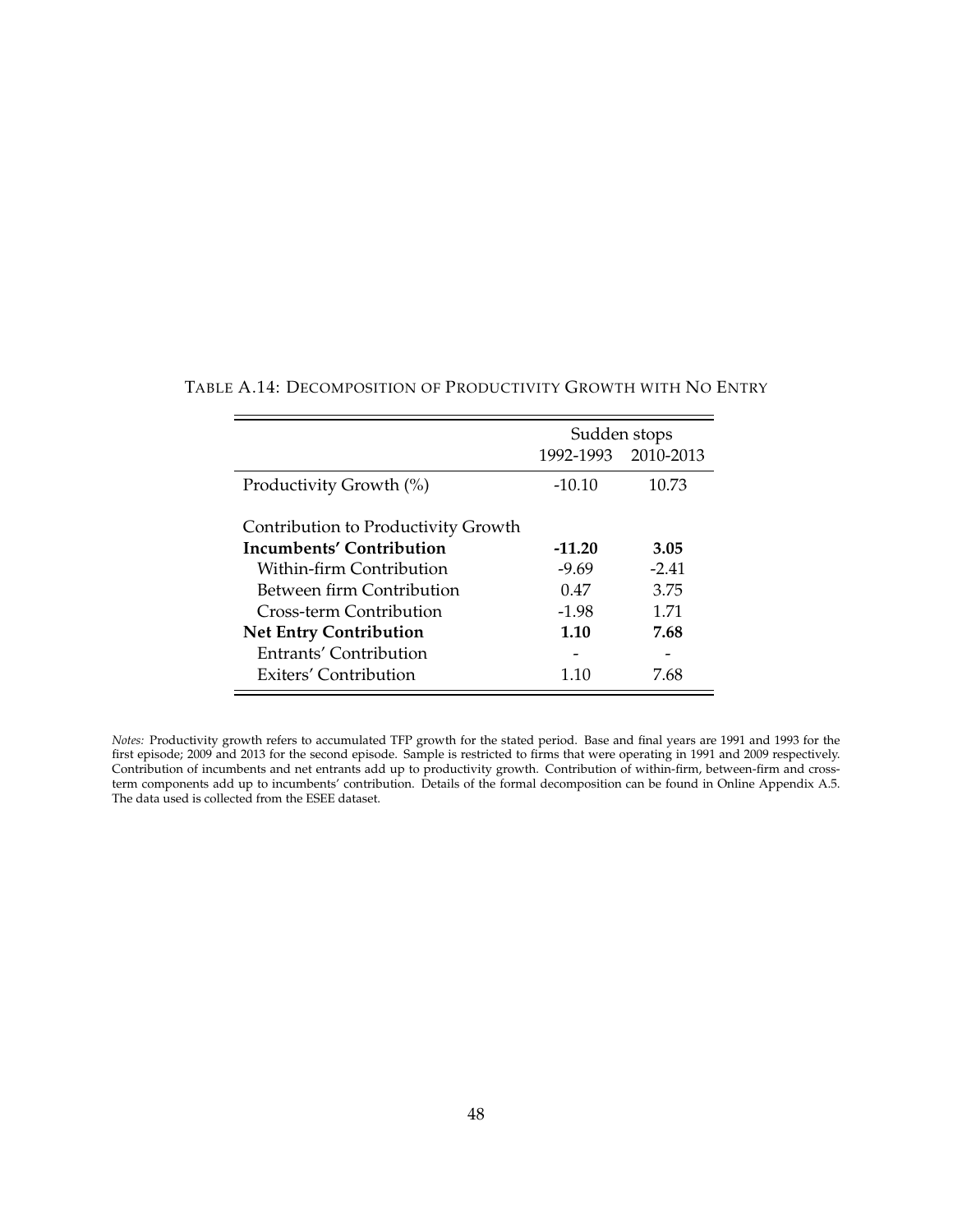TABLE A.14: DECOMPOSITION OF PRODUCTIVITY GROWTH WITH NO ENTRY

| | Sudden stops | |
|---|---|---|
| | 1992-1993 | 2010-2013 |
| Productivity Growth (%) | -10.10 | 10.73 |
| Contribution to Productivity Growth | | |
| **Incumbents' Contribution** | **-11.20** | **3.05** |
| Within-firm Contribution | -9.69 | -2.41 |
| Between firm Contribution | 0.47 | 3.75 |
| Cross-term Contribution | -1.98 | 1.71 |
| **Net Entry Contribution** | **1.10** | **7.68** |
| Entrants' Contribution | - | - |
| Exiters' Contribution | 1.10 | 7.68 |

*Notes:* Productivity growth refers to accumulated TFP growth for the stated period. Base and final years are 1991 and 1993 for the first episode; 2009 and 2013 for the second episode. Sample is restricted to firms that were operating in 1991 and 2009 respectively. Contribution of incumbents and net entrants add up to productivity growth. Contribution of within-firm, between-firm and cross-term components add up to incumbents' contribution. Details of the formal decomposition can be found in Online Appendix A.5. The data used is collected from the ESEE dataset.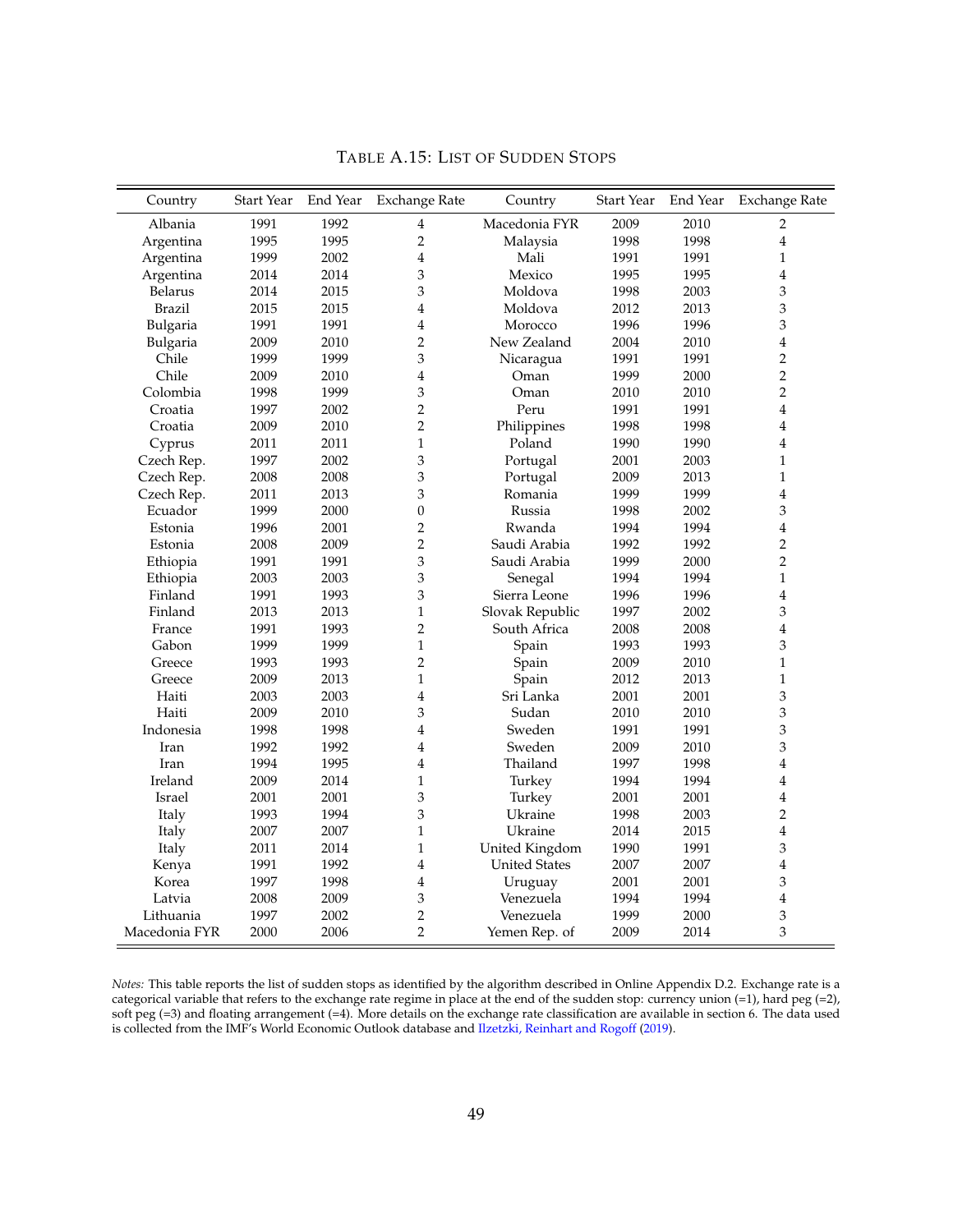TABLE A.15: LIST OF SUDDEN STOPS

| Country | Start Year | End Year | Exchange Rate | Country | Start Year | End Year | Exchange Rate |
|---|---|---|---|---|---|---|---|
| Albania | 1991 | 1992 | 4 | Macedonia FYR | 2009 | 2010 | 2 |
| Argentina | 1995 | 1995 | 2 | Malaysia | 1998 | 1998 | 4 |
| Argentina | 1999 | 2002 | 4 | Mali | 1991 | 1991 | 1 |
| Argentina | 2014 | 2014 | 3 | Mexico | 1995 | 1995 | 4 |
| Belarus | 2014 | 2015 | 3 | Moldova | 1998 | 2003 | 3 |
| Brazil | 2015 | 2015 | 4 | Moldova | 2012 | 2013 | 3 |
| Bulgaria | 1991 | 1991 | 4 | Morocco | 1996 | 1996 | 3 |
| Bulgaria | 2009 | 2010 | 2 | New Zealand | 2004 | 2010 | 4 |
| Chile | 1999 | 1999 | 3 | Nicaragua | 1991 | 1991 | 2 |
| Chile | 2009 | 2010 | 4 | Oman | 1999 | 2000 | 2 |
| Colombia | 1998 | 1999 | 3 | Oman | 2010 | 2010 | 2 |
| Croatia | 1997 | 2002 | 2 | Peru | 1991 | 1991 | 4 |
| Croatia | 2009 | 2010 | 2 | Philippines | 1998 | 1998 | 4 |
| Cyprus | 2011 | 2011 | 1 | Poland | 1990 | 1990 | 4 |
| Czech Rep. | 1997 | 2002 | 3 | Portugal | 2001 | 2003 | 1 |
| Czech Rep. | 2008 | 2008 | 3 | Portugal | 2009 | 2013 | 1 |
| Czech Rep. | 2011 | 2013 | 3 | Romania | 1999 | 1999 | 4 |
| Ecuador | 1999 | 2000 | 0 | Russia | 1998 | 2002 | 3 |
| Estonia | 1996 | 2001 | 2 | Rwanda | 1994 | 1994 | 4 |
| Estonia | 2008 | 2009 | 2 | Saudi Arabia | 1992 | 1992 | 2 |
| Ethiopia | 1991 | 1991 | 3 | Saudi Arabia | 1999 | 2000 | 2 |
| Ethiopia | 2003 | 2003 | 3 | Senegal | 1994 | 1994 | 1 |
| Finland | 1991 | 1993 | 3 | Sierra Leone | 1996 | 1996 | 4 |
| Finland | 2013 | 2013 | 1 | Slovak Republic | 1997 | 2002 | 3 |
| France | 1991 | 1993 | 2 | South Africa | 2008 | 2008 | 4 |
| Gabon | 1999 | 1999 | 1 | Spain | 1993 | 1993 | 3 |
| Greece | 1993 | 1993 | 2 | Spain | 2009 | 2010 | 1 |
| Greece | 2009 | 2013 | 1 | Spain | 2012 | 2013 | 1 |
| Haiti | 2003 | 2003 | 4 | Sri Lanka | 2001 | 2001 | 3 |
| Haiti | 2009 | 2010 | 3 | Sudan | 2010 | 2010 | 3 |
| Indonesia | 1998 | 1998 | 4 | Sweden | 1991 | 1991 | 3 |
| Iran | 1992 | 1992 | 4 | Sweden | 2009 | 2010 | 3 |
| Iran | 1994 | 1995 | 4 | Thailand | 1997 | 1998 | 4 |
| Ireland | 2009 | 2014 | 1 | Turkey | 1994 | 1994 | 4 |
| Israel | 2001 | 2001 | 3 | Turkey | 2001 | 2001 | 4 |
| Italy | 1993 | 1994 | 3 | Ukraine | 1998 | 2003 | 2 |
| Italy | 2007 | 2007 | 1 | Ukraine | 2014 | 2015 | 4 |
| Italy | 2011 | 2014 | 1 | United Kingdom | 1990 | 1991 | 3 |
| Kenya | 1991 | 1992 | 4 | United States | 2007 | 2007 | 4 |
| Korea | 1997 | 1998 | 4 | Uruguay | 2001 | 2001 | 3 |
| Latvia | 2008 | 2009 | 3 | Venezuela | 1994 | 1994 | 4 |
| Lithuania | 1997 | 2002 | 2 | Venezuela | 1999 | 2000 | 3 |
| Macedonia FYR | 2000 | 2006 | 2 | Yemen Rep. of | 2009 | 2014 | 3 |

*Notes:* This table reports the list of sudden stops as identified by the algorithm described in Online Appendix D.2. Exchange rate is a categorical variable that refers to the exchange rate regime in place at the end of the sudden stop: currency union (=1), hard peg (=2), soft peg (=3) and floating arrangement (=4). More details on the exchange rate classification are available in section 6. The data used is collected from the IMF's World Economic Outlook database and Ilzetzki, Reinhart and Rogoff (2019).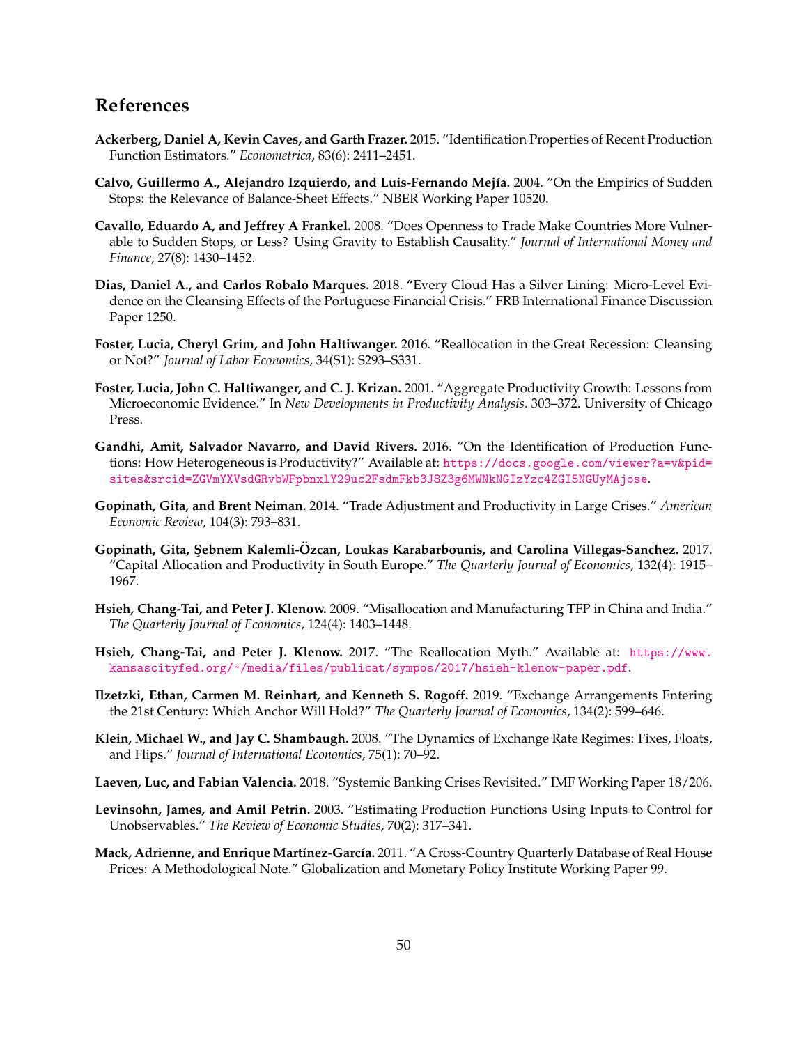## References

**Ackerberg, Daniel A, Kevin Caves, and Garth Frazer.** 2015. "Identification Properties of Recent Production Function Estimators." *Econometrica*, 83(6): 2411–2451.

**Calvo, Guillermo A., Alejandro Izquierdo, and Luis-Fernando Mejía.** 2004. "On the Empirics of Sudden Stops: the Relevance of Balance-Sheet Effects." NBER Working Paper 10520.

**Cavallo, Eduardo A, and Jeffrey A Frankel.** 2008. "Does Openness to Trade Make Countries More Vulnerable to Sudden Stops, or Less? Using Gravity to Establish Causality." *Journal of International Money and Finance*, 27(8): 1430–1452.

**Dias, Daniel A., and Carlos Robalo Marques.** 2018. "Every Cloud Has a Silver Lining: Micro-Level Evidence on the Cleansing Effects of the Portuguese Financial Crisis." FRB International Finance Discussion Paper 1250.

**Foster, Lucia, Cheryl Grim, and John Haltiwanger.** 2016. "Reallocation in the Great Recession: Cleansing or Not?" *Journal of Labor Economics*, 34(S1): S293–S331.

**Foster, Lucia, John C. Haltiwanger, and C. J. Krizan.** 2001. "Aggregate Productivity Growth: Lessons from Microeconomic Evidence." In *New Developments in Productivity Analysis*. 303–372. University of Chicago Press.

**Gandhi, Amit, Salvador Navarro, and David Rivers.** 2016. "On the Identification of Production Functions: How Heterogeneous is Productivity?" Available at: https://docs.google.com/viewer?a=v&pid=sites&srcid=ZGVmYXVsdGRvbWFpbnxlY29uc2FsdmFkb3J8Z3g6MWNkNGIzYzc4ZGI5NGUyMAjose.

**Gopinath, Gita, and Brent Neiman.** 2014. "Trade Adjustment and Productivity in Large Crises." *American Economic Review*, 104(3): 793–831.

**Gopinath, Gita, Şebnem Kalemli-Özcan, Loukas Karabarbounis, and Carolina Villegas-Sanchez.** 2017. "Capital Allocation and Productivity in South Europe." *The Quarterly Journal of Economics*, 132(4): 1915–1967.

**Hsieh, Chang-Tai, and Peter J. Klenow.** 2009. "Misallocation and Manufacturing TFP in China and India." *The Quarterly Journal of Economics*, 124(4): 1403–1448.

**Hsieh, Chang-Tai, and Peter J. Klenow.** 2017. "The Reallocation Myth." Available at: https://www.kansascityfed.org/~/media/files/publicat/sympos/2017/hsieh-klenow-paper.pdf.

**Ilzetzki, Ethan, Carmen M. Reinhart, and Kenneth S. Rogoff.** 2019. "Exchange Arrangements Entering the 21st Century: Which Anchor Will Hold?" *The Quarterly Journal of Economics*, 134(2): 599–646.

**Klein, Michael W., and Jay C. Shambaugh.** 2008. "The Dynamics of Exchange Rate Regimes: Fixes, Floats, and Flips." *Journal of International Economics*, 75(1): 70–92.

**Laeven, Luc, and Fabian Valencia.** 2018. "Systemic Banking Crises Revisited." IMF Working Paper 18/206.

**Levinsohn, James, and Amil Petrin.** 2003. "Estimating Production Functions Using Inputs to Control for Unobservables." *The Review of Economic Studies*, 70(2): 317–341.

**Mack, Adrienne, and Enrique Martínez-García.** 2011. "A Cross-Country Quarterly Database of Real House Prices: A Methodological Note." Globalization and Monetary Policy Institute Working Paper 99.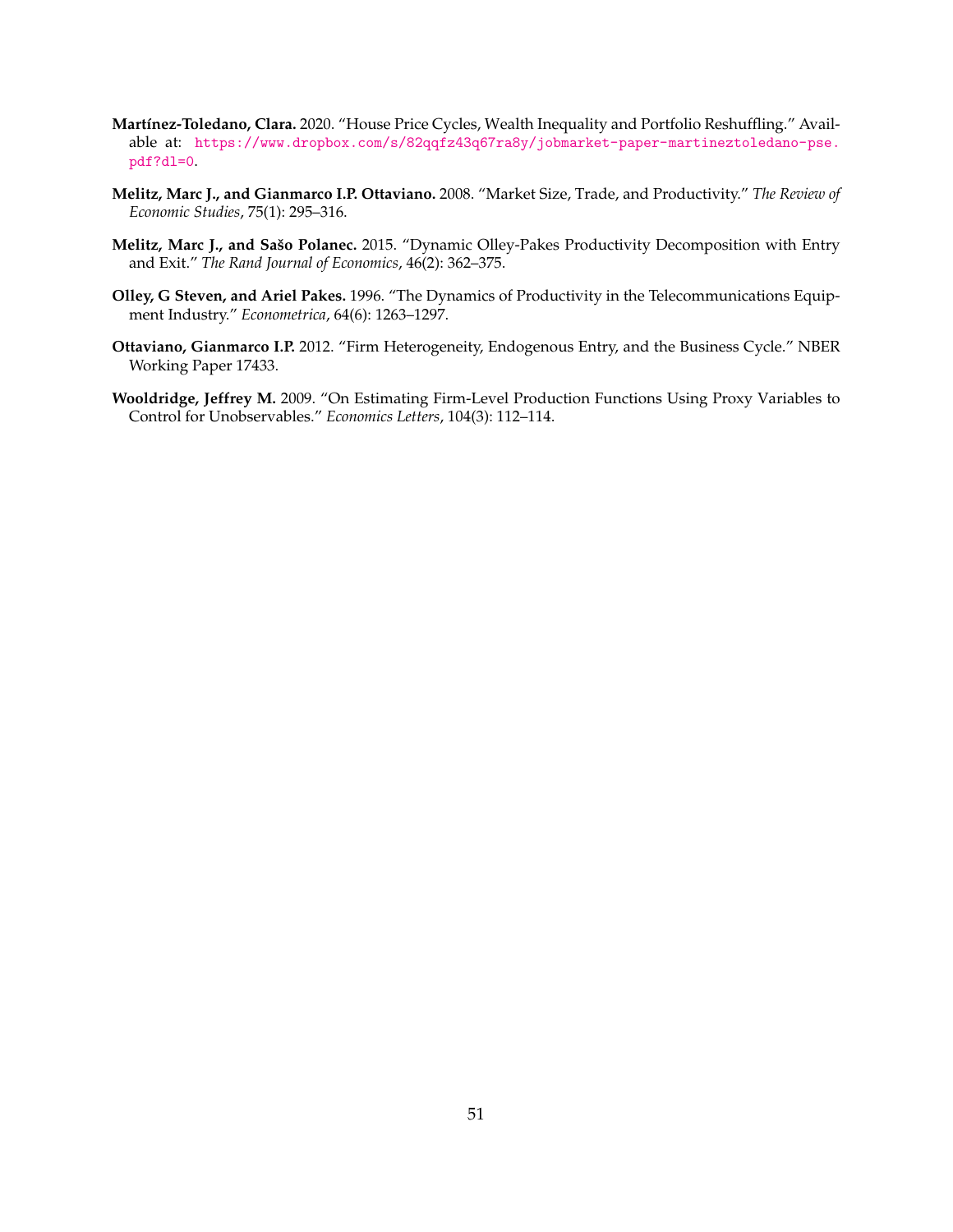**Martínez-Toledano, Clara.** 2020. "House Price Cycles, Wealth Inequality and Portfolio Reshuffling." Available at: https://www.dropbox.com/s/82qqfz43q67ra8y/jobmarket-paper-martineztoledano-pse.pdf?dl=0.

**Melitz, Marc J., and Gianmarco I.P. Ottaviano.** 2008. "Market Size, Trade, and Productivity." *The Review of Economic Studies*, 75(1): 295–316.

**Melitz, Marc J., and Sašo Polanec.** 2015. "Dynamic Olley-Pakes Productivity Decomposition with Entry and Exit." *The Rand Journal of Economics*, 46(2): 362–375.

**Olley, G Steven, and Ariel Pakes.** 1996. "The Dynamics of Productivity in the Telecommunications Equipment Industry." *Econometrica*, 64(6): 1263–1297.

**Ottaviano, Gianmarco I.P.** 2012. "Firm Heterogeneity, Endogenous Entry, and the Business Cycle." NBER Working Paper 17433.

**Wooldridge, Jeffrey M.** 2009. "On Estimating Firm-Level Production Functions Using Proxy Variables to Control for Unobservables." *Economics Letters*, 104(3): 112–114.